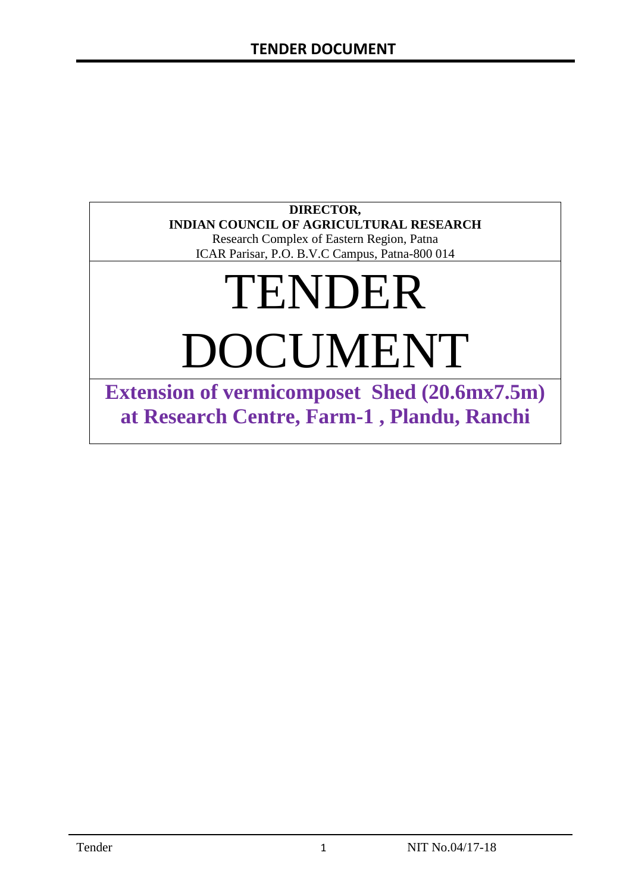**DIRECTOR,**

**INDIAN COUNCIL OF AGRICULTURAL RESEARCH**

Research Complex of Eastern Region, Patna

ICAR Parisar, P.O. B.V.C Campus, Patna-800 014

# TENDER DOCUMENT

## Extension of vermicomposet Shed (20.6mx7.5m) at Research Centre, Farm-1 , Plandu, Ranchi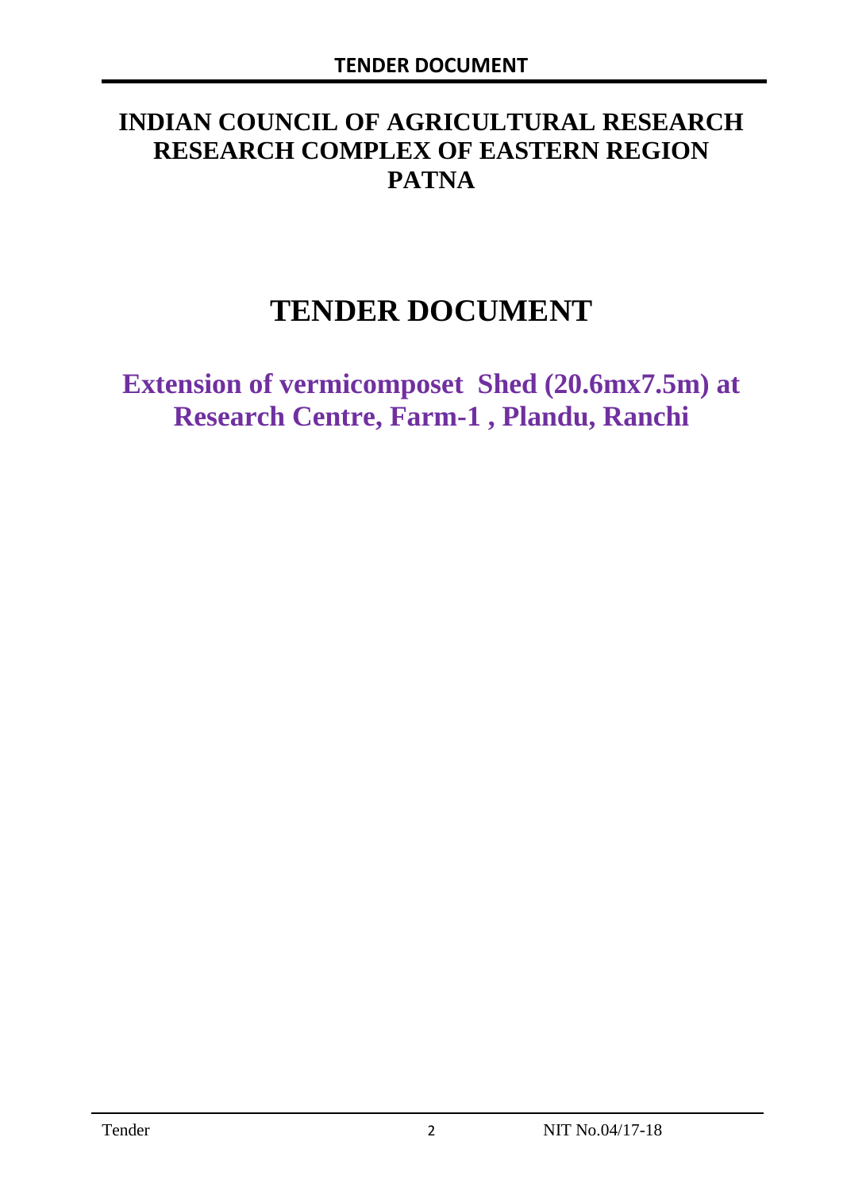# INDIAN COUNCIL OF AGRICULTURAL RESEARCH
# RESEARCH COMPLEX OF EASTERN REGION
# PATNA

# TENDER DOCUMENT

## Extension of vermicomposet Shed (20.6mx7.5m) at Research Centre, Farm-1 , Plandu, Ranchi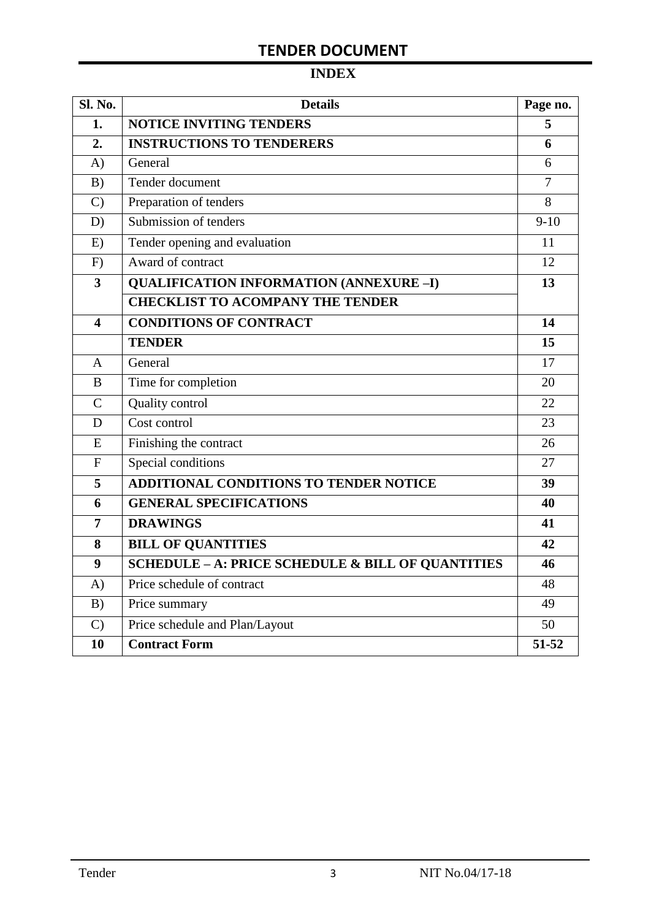# TENDER DOCUMENT

## INDEX

| Sl. No. | Details | Page no. |
|---|---|---|
| **1.** | **NOTICE INVITING TENDERS** | **5** |
| **2.** | **INSTRUCTIONS TO TENDERERS** | **6** |
| A) | General | 6 |
| B) | Tender document | 7 |
| C) | Preparation of tenders | 8 |
| D) | Submission of tenders | 9-10 |
| E) | Tender opening and evaluation | 11 |
| F) | Award of contract | 12 |
| **3** | **QUALIFICATION INFORMATION (ANNEXURE –I)** | **13** |
| | **CHECKLIST TO ACOMPANY THE TENDER** | |
| **4** | **CONDITIONS OF CONTRACT** | **14** |
| | **TENDER** | **15** |
| A | General | 17 |
| B | Time for completion | 20 |
| C | Quality control | 22 |
| D | Cost control | 23 |
| E | Finishing the contract | 26 |
| F | Special conditions | 27 |
| **5** | **ADDITIONAL CONDITIONS TO TENDER NOTICE** | **39** |
| **6** | **GENERAL SPECIFICATIONS** | **40** |
| **7** | **DRAWINGS** | **41** |
| **8** | **BILL OF QUANTITIES** | **42** |
| **9** | **SCHEDULE – A: PRICE SCHEDULE & BILL OF QUANTITIES** | **46** |
| A) | Price schedule of contract | 48 |
| B) | Price summary | 49 |
| C) | Price schedule and Plan/Layout | 50 |
| **10** | **Contract Form** | **51-52** |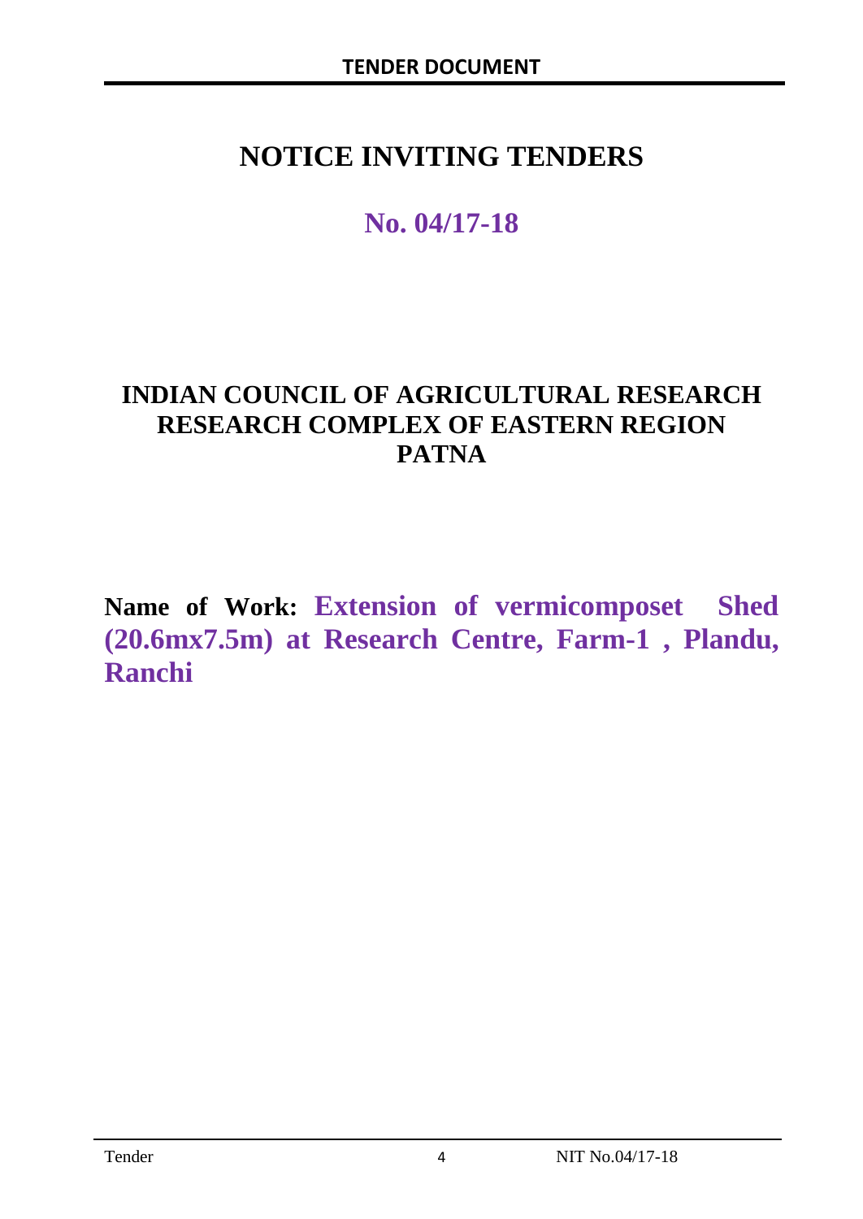# NOTICE INVITING TENDERS

## No. 04/17-18

## INDIAN COUNCIL OF AGRICULTURAL RESEARCH RESEARCH COMPLEX OF EASTERN REGION PATNA

**Name of Work: Extension of vermicomposet Shed (20.6mx7.5m) at Research Centre, Farm-1 , Plandu, Ranchi**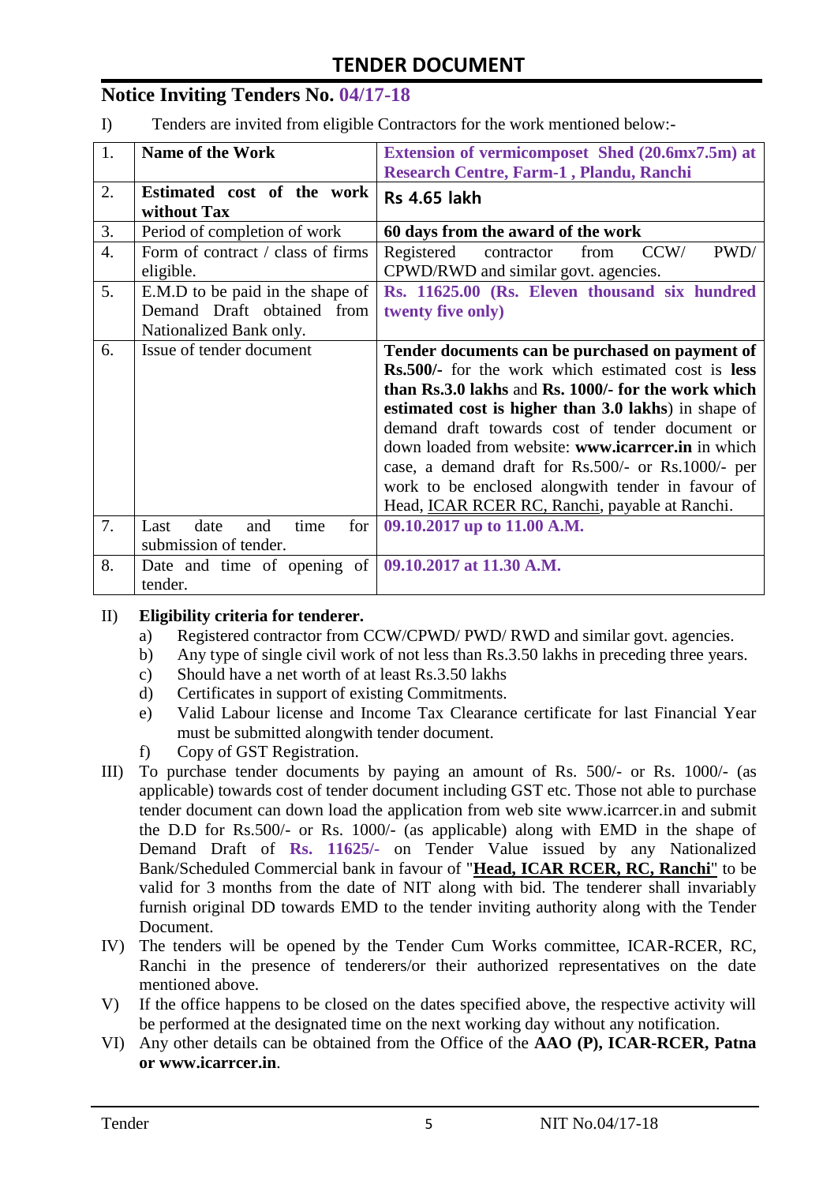# TENDER DOCUMENT

## Notice Inviting Tenders No. 04/17-18

I) Tenders are invited from eligible Contractors for the work mentioned below:-

| 1. | Name of the Work | **Extension of vermicomposet Shed (20.6mx7.5m) at Research Centre, Farm-1 , Plandu, Ranchi** |
|---|---|---|
| 2. | **Estimated cost of the work without Tax** | **Rs 4.65 lakh** |
| 3. | Period of completion of work | **60 days from the award of the work** |
| 4. | Form of contract / class of firms eligible. | Registered contractor from CCW/ PWD/ CPWD/RWD and similar govt. agencies. |
| 5. | E.M.D to be paid in the shape of Demand Draft obtained from Nationalized Bank only. | **Rs. 11625.00 (Rs. Eleven thousand six hundred twenty five only)** |
| 6. | Issue of tender document | **Tender documents can be purchased on payment of Rs.500/-** for the work which estimated cost is **less than Rs.3.0 lakhs** and **Rs. 1000/- for the work which estimated cost is higher than 3.0 lakhs**) in shape of demand draft towards cost of tender document or down loaded from website: **www.icarrcer.in** in which case, a demand draft for Rs.500/- or Rs.1000/- per work to be enclosed alongwith tender in favour of Head, ICAR RCER RC, Ranchi, payable at Ranchi. |
| 7. | Last date and time for submission of tender. | **09.10.2017 up to 11.00 A.M.** |
| 8. | Date and time of opening of tender. | **09.10.2017 at 11.30 A.M.** |

II) **Eligibility criteria for tenderer.**

a) Registered contractor from CCW/CPWD/ PWD/ RWD and similar govt. agencies.
b) Any type of single civil work of not less than Rs.3.50 lakhs in preceding three years.
c) Should have a net worth of at least Rs.3.50 lakhs
d) Certificates in support of existing Commitments.
e) Valid Labour license and Income Tax Clearance certificate for last Financial Year must be submitted alongwith tender document.
f) Copy of GST Registration.

III) To purchase tender documents by paying an amount of Rs. 500/- or Rs. 1000/- (as applicable) towards cost of tender document including GST etc. Those not able to purchase tender document can down load the application from web site www.icarrcer.in and submit the D.D for Rs.500/- or Rs. 1000/- (as applicable) along with EMD in the shape of Demand Draft of **Rs. 11625/-** on Tender Value issued by any Nationalized Bank/Scheduled Commercial bank in favour of "**Head, ICAR RCER, RC, Ranchi**" to be valid for 3 months from the date of NIT along with bid. The tenderer shall invariably furnish original DD towards EMD to the tender inviting authority along with the Tender Document.

IV) The tenders will be opened by the Tender Cum Works committee, ICAR-RCER, RC, Ranchi in the presence of tenderers/or their authorized representatives on the date mentioned above.

V) If the office happens to be closed on the dates specified above, the respective activity will be performed at the designated time on the next working day without any notification.

VI) Any other details can be obtained from the Office of the **AAO (P), ICAR-RCER, Patna or www.icarrcer.in**.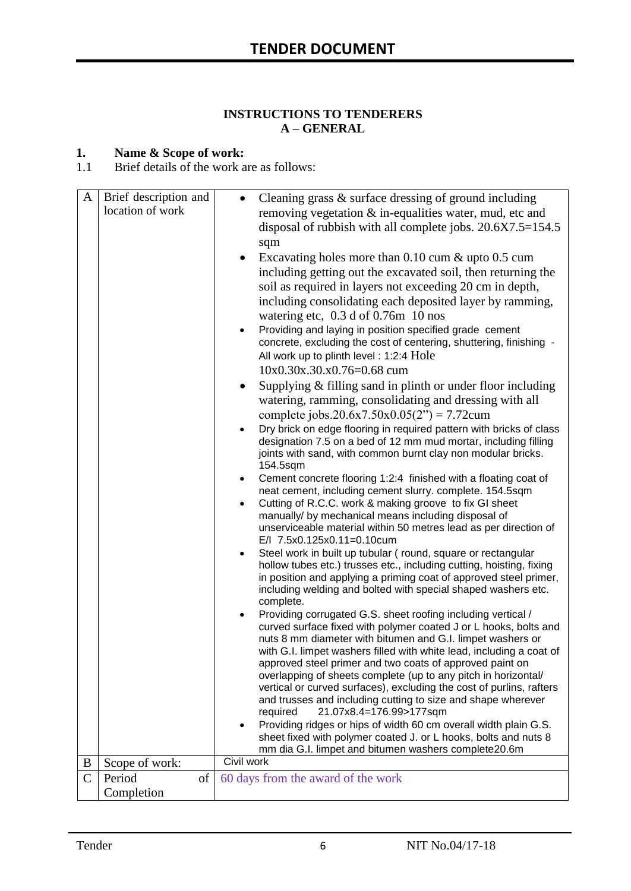## INSTRUCTIONS TO TENDERERS
## A – GENERAL

**1. Name & Scope of work:**

1.1 Brief details of the work are as follows:

| | | |
|---|---|---|
| A | Brief description and location of work | • Cleaning grass & surface dressing of ground including removing vegetation & in-equalities water, mud, etc and disposal of rubbish with all complete jobs. 20.6X7.5=154.5 sqm<br>• Excavating holes more than 0.10 cum & upto 0.5 cum including getting out the excavated soil, then returning the soil as required in layers not exceeding 20 cm in depth, including consolidating each deposited layer by ramming, watering etc, 0.3 d of 0.76m 10 nos<br>• Providing and laying in position specified grade cement concrete, excluding the cost of centering, shuttering, finishing - All work up to plinth level : 1:2:4 Hole 10x0.30x.30x.0.76=0.68 cum<br>• Supplying & filling sand in plinth or under floor including watering, ramming, consolidating and dressing with all complete jobs.20.6x7.50x0.05(2") = 7.72cum<br>• Dry brick on edge flooring in required pattern with bricks of class designation 7.5 on a bed of 12 mm mud mortar, including filling joints with sand, with common burnt clay non modular bricks. 154.5sqm<br>• Cement concrete flooring 1:2:4 finished with a floating coat of neat cement, including cement slurry. complete. 154.5sqm<br>• Cutting of R.C.C. work & making groove to fix GI sheet manually/ by mechanical means including disposal of unserviceable material within 50 metres lead as per direction of E/I 7.5x0.125x0.11=0.10cum<br>• Steel work in built up tubular ( round, square or rectangular hollow tubes etc.) trusses etc., including cutting, hoisting, fixing in position and applying a priming coat of approved steel primer, including welding and bolted with special shaped washers etc. complete.<br>• Providing corrugated G.S. sheet roofing including vertical / curved surface fixed with polymer coated J or L hooks, bolts and nuts 8 mm diameter with bitumen and G.I. limpet washers or with G.I. limpet washers filled with white lead, including a coat of approved steel primer and two coats of approved paint on overlapping of sheets complete (up to any pitch in horizontal/ vertical or curved surfaces), excluding the cost of purlins, rafters and trusses and including cutting to size and shape wherever required 21.07x8.4=176.99>177sqm<br>• Providing ridges or hips of width 60 cm overall width plain G.S. sheet fixed with polymer coated J. or L hooks, bolts and nuts 8 mm dia G.I. limpet and bitumen washers complete20.6m |
| B | Scope of work: | Civil work |
| C | Period of Completion | 60 days from the award of the work |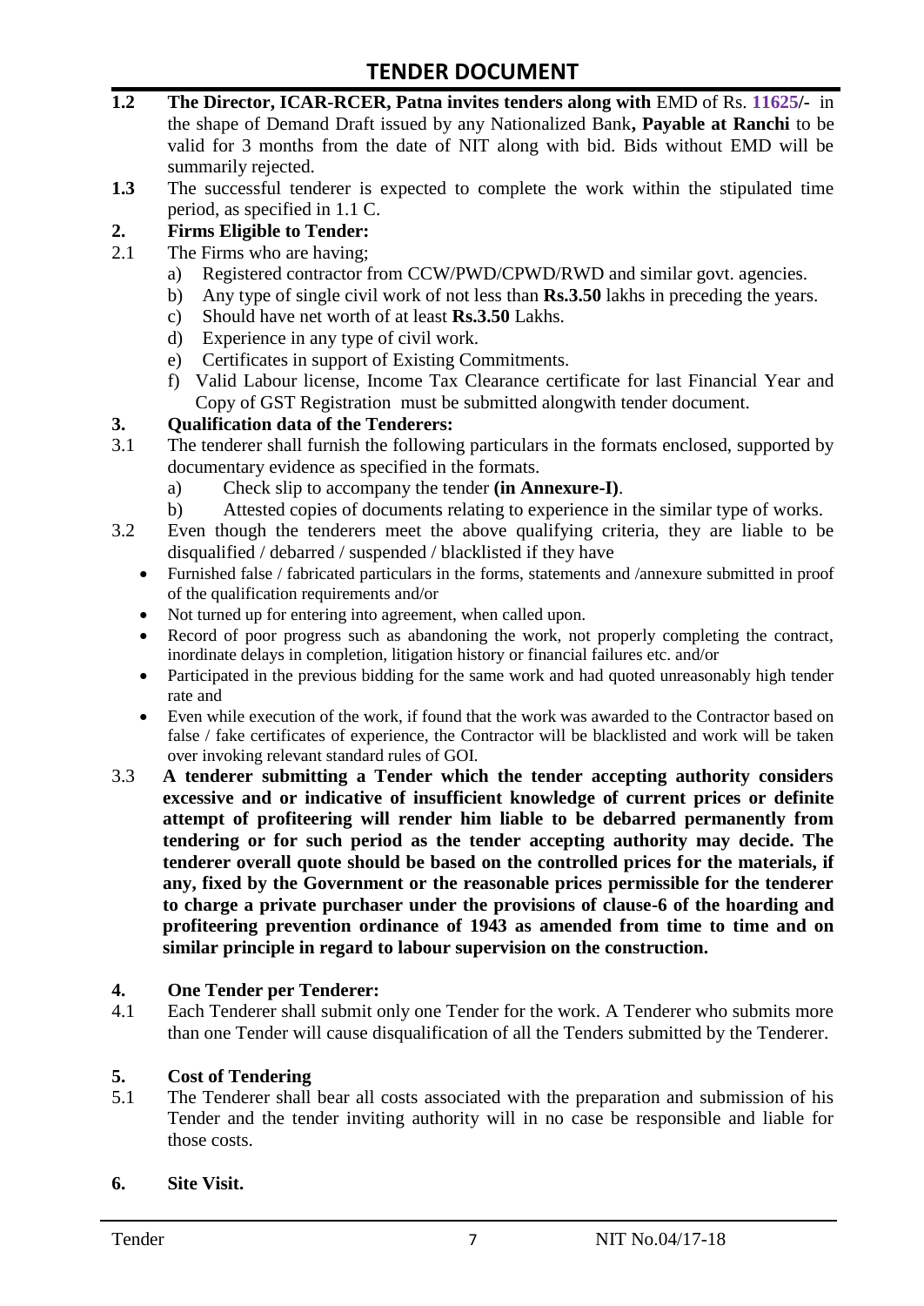# TENDER DOCUMENT

**1.2** **The Director, ICAR-RCER, Patna invites tenders along with** EMD of Rs. **11625/-** in the shape of Demand Draft issued by any Nationalized Bank**, Payable at Ranchi** to be valid for 3 months from the date of NIT along with bid. Bids without EMD will be summarily rejected.

**1.3** The successful tenderer is expected to complete the work within the stipulated time period, as specified in 1.1 C.

## 2. Firms Eligible to Tender:

2.1 The Firms who are having;

a) Registered contractor from CCW/PWD/CPWD/RWD and similar govt. agencies.
b) Any type of single civil work of not less than **Rs.3.50** lakhs in preceding the years.
c) Should have net worth of at least **Rs.3.50** Lakhs.
d) Experience in any type of civil work.
e) Certificates in support of Existing Commitments.
f) Valid Labour license, Income Tax Clearance certificate for last Financial Year and Copy of GST Registration must be submitted alongwith tender document.

## 3. Qualification data of the Tenderers:

3.1 The tenderer shall furnish the following particulars in the formats enclosed, supported by documentary evidence as specified in the formats.

a) Check slip to accompany the tender **(in Annexure-I)**.
b) Attested copies of documents relating to experience in the similar type of works.

3.2 Even though the tenderers meet the above qualifying criteria, they are liable to be disqualified / debarred / suspended / blacklisted if they have

- Furnished false / fabricated particulars in the forms, statements and /annexure submitted in proof of the qualification requirements and/or
- Not turned up for entering into agreement, when called upon.
- Record of poor progress such as abandoning the work, not properly completing the contract, inordinate delays in completion, litigation history or financial failures etc. and/or
- Participated in the previous bidding for the same work and had quoted unreasonably high tender rate and
- Even while execution of the work, if found that the work was awarded to the Contractor based on false / fake certificates of experience, the Contractor will be blacklisted and work will be taken over invoking relevant standard rules of GOI.

3.3 **A tenderer submitting a Tender which the tender accepting authority considers excessive and or indicative of insufficient knowledge of current prices or definite attempt of profiteering will render him liable to be debarred permanently from tendering or for such period as the tender accepting authority may decide. The tenderer overall quote should be based on the controlled prices for the materials, if any, fixed by the Government or the reasonable prices permissible for the tenderer to charge a private purchaser under the provisions of clause-6 of the hoarding and profiteering prevention ordinance of 1943 as amended from time to time and on similar principle in regard to labour supervision on the construction.**

## 4. One Tender per Tenderer:

4.1 Each Tenderer shall submit only one Tender for the work. A Tenderer who submits more than one Tender will cause disqualification of all the Tenders submitted by the Tenderer.

## 5. Cost of Tendering

5.1 The Tenderer shall bear all costs associated with the preparation and submission of his Tender and the tender inviting authority will in no case be responsible and liable for those costs.

## 6. Site Visit.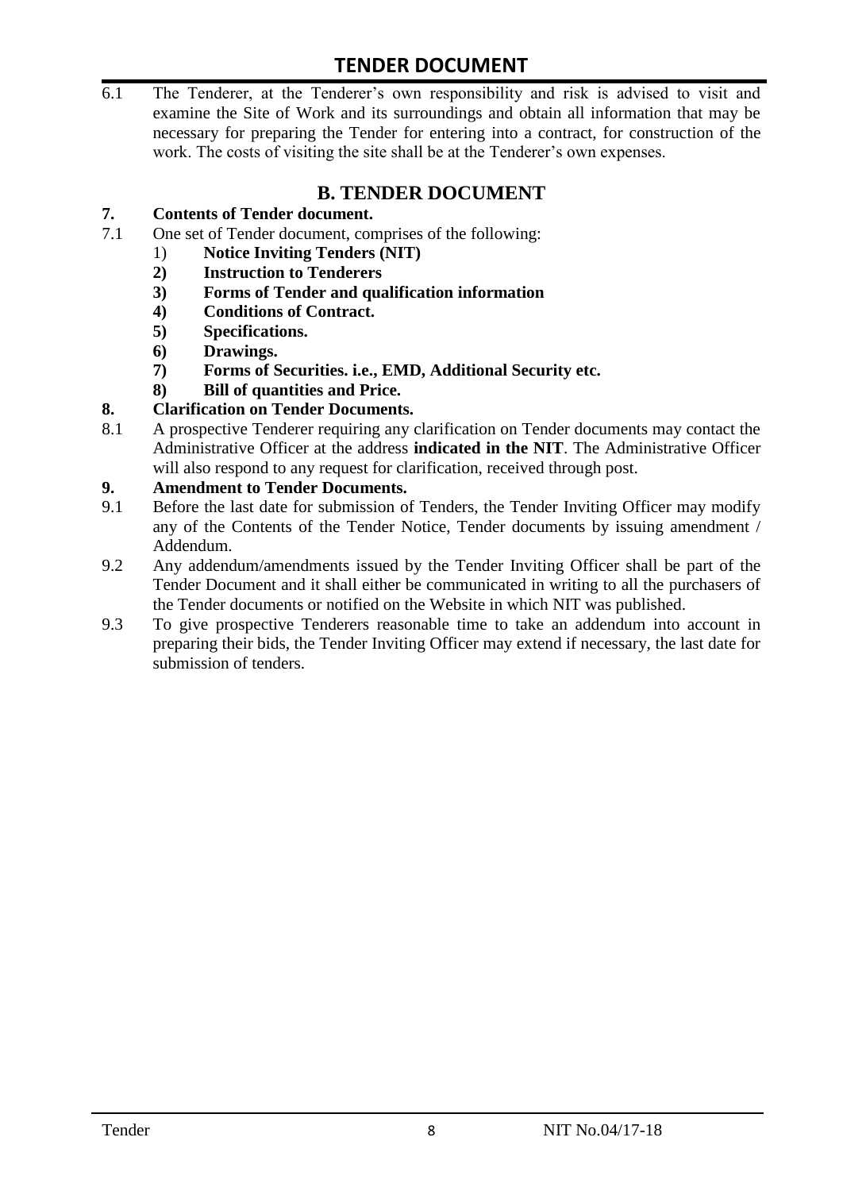6.1 The Tenderer, at the Tenderer's own responsibility and risk is advised to visit and examine the Site of Work and its surroundings and obtain all information that may be necessary for preparing the Tender for entering into a contract, for construction of the work. The costs of visiting the site shall be at the Tenderer's own expenses.

## B. TENDER DOCUMENT

### 7. Contents of Tender document.

7.1 One set of Tender document, comprises of the following:

1) **Notice Inviting Tenders (NIT)**
2) **Instruction to Tenderers**
3) **Forms of Tender and qualification information**
4) **Conditions of Contract.**
5) **Specifications.**
6) **Drawings.**
7) **Forms of Securities. i.e., EMD, Additional Security etc.**
8) **Bill of quantities and Price.**

### 8. Clarification on Tender Documents.

8.1 A prospective Tenderer requiring any clarification on Tender documents may contact the Administrative Officer at the address **indicated in the NIT**. The Administrative Officer will also respond to any request for clarification, received through post.

### 9. Amendment to Tender Documents.

9.1 Before the last date for submission of Tenders, the Tender Inviting Officer may modify any of the Contents of the Tender Notice, Tender documents by issuing amendment / Addendum.

9.2 Any addendum/amendments issued by the Tender Inviting Officer shall be part of the Tender Document and it shall either be communicated in writing to all the purchasers of the Tender documents or notified on the Website in which NIT was published.

9.3 To give prospective Tenderers reasonable time to take an addendum into account in preparing their bids, the Tender Inviting Officer may extend if necessary, the last date for submission of tenders.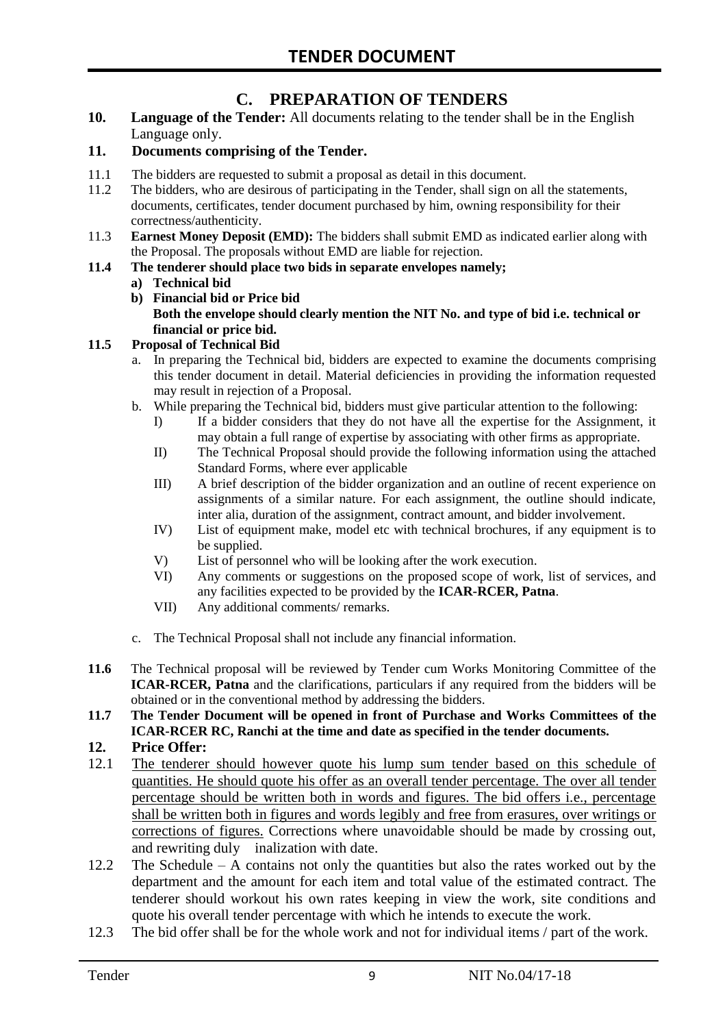## C. PREPARATION OF TENDERS

**10. Language of the Tender:** All documents relating to the tender shall be in the English Language only.

**11. Documents comprising of the Tender.**

11.1 The bidders are requested to submit a proposal as detail in this document.

11.2 The bidders, who are desirous of participating in the Tender, shall sign on all the statements, documents, certificates, tender document purchased by him, owning responsibility for their correctness/authenticity.

11.3 **Earnest Money Deposit (EMD):** The bidders shall submit EMD as indicated earlier along with the Proposal. The proposals without EMD are liable for rejection.

**11.4 The tenderer should place two bids in separate envelopes namely;**

**a) Technical bid**

**b) Financial bid or Price bid**
**Both the envelope should clearly mention the NIT No. and type of bid i.e. technical or financial or price bid.**

**11.5 Proposal of Technical Bid**

a. In preparing the Technical bid, bidders are expected to examine the documents comprising this tender document in detail. Material deficiencies in providing the information requested may result in rejection of a Proposal.

b. While preparing the Technical bid, bidders must give particular attention to the following:

I) If a bidder considers that they do not have all the expertise for the Assignment, it may obtain a full range of expertise by associating with other firms as appropriate.

II) The Technical Proposal should provide the following information using the attached Standard Forms, where ever applicable

III) A brief description of the bidder organization and an outline of recent experience on assignments of a similar nature. For each assignment, the outline should indicate, inter alia, duration of the assignment, contract amount, and bidder involvement.

IV) List of equipment make, model etc with technical brochures, if any equipment is to be supplied.

V) List of personnel who will be looking after the work execution.

VI) Any comments or suggestions on the proposed scope of work, list of services, and any facilities expected to be provided by the **ICAR-RCER, Patna**.

VII) Any additional comments/ remarks.

c. The Technical Proposal shall not include any financial information.

**11.6** The Technical proposal will be reviewed by Tender cum Works Monitoring Committee of the **ICAR-RCER, Patna** and the clarifications, particulars if any required from the bidders will be obtained or in the conventional method by addressing the bidders.

**11.7 The Tender Document will be opened in front of Purchase and Works Committees of the ICAR-RCER RC, Ranchi at the time and date as specified in the tender documents.**

**12. Price Offer:**

12.1 The tenderer should however quote his lump sum tender based on this schedule of quantities. He should quote his offer as an overall tender percentage. The over all tender percentage should be written both in words and figures. The bid offers i.e., percentage shall be written both in figures and words legibly and free from erasures, over writings or corrections of figures. Corrections where unavoidable should be made by crossing out, and rewriting duly inalization with date.

12.2 The Schedule – A contains not only the quantities but also the rates worked out by the department and the amount for each item and total value of the estimated contract. The tenderer should workout his own rates keeping in view the work, site conditions and quote his overall tender percentage with which he intends to execute the work.

12.3 The bid offer shall be for the whole work and not for individual items / part of the work.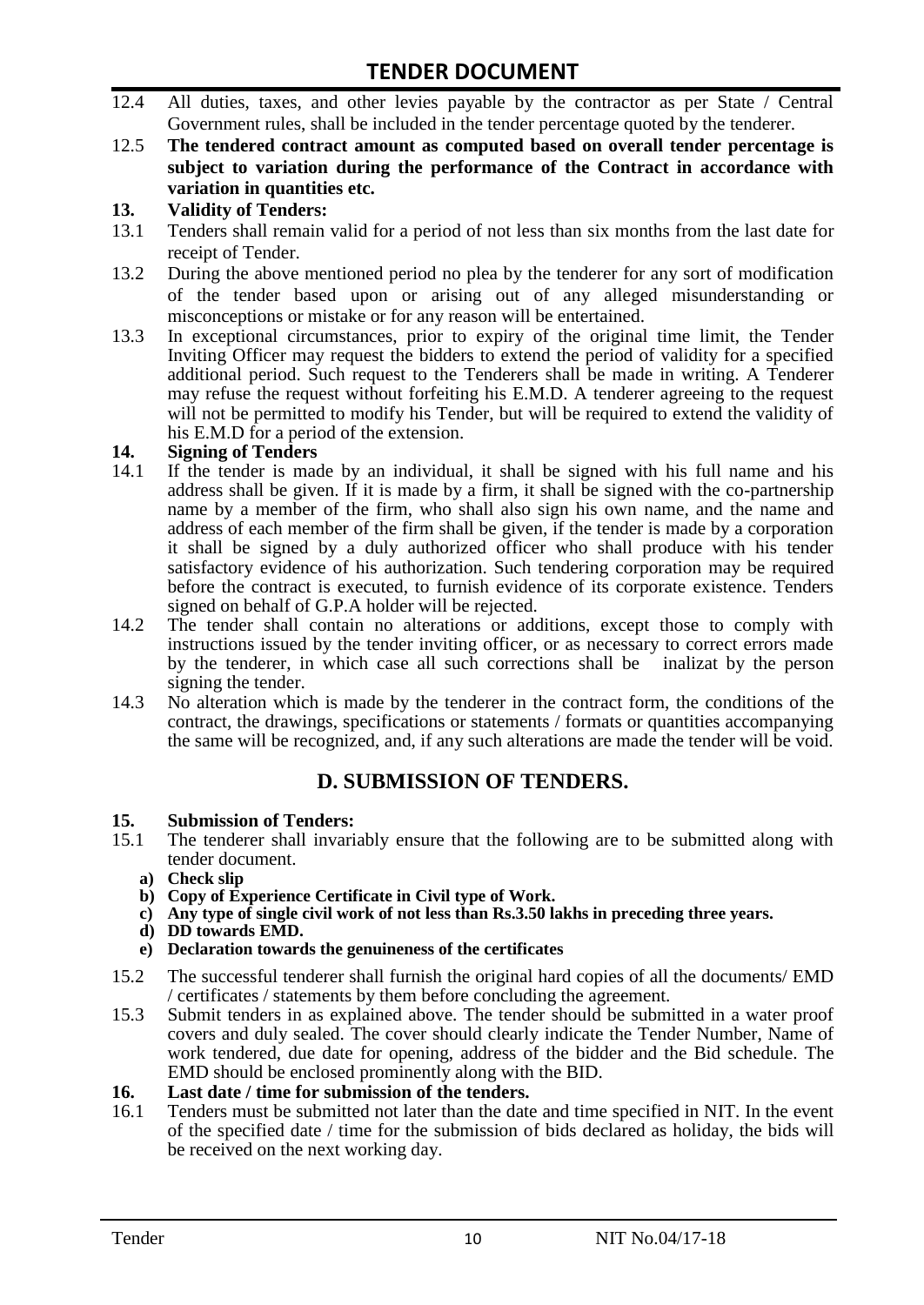12.4 All duties, taxes, and other levies payable by the contractor as per State / Central Government rules, shall be included in the tender percentage quoted by the tenderer.

12.5 **The tendered contract amount as computed based on overall tender percentage is subject to variation during the performance of the Contract in accordance with variation in quantities etc.**

**13. Validity of Tenders:**

13.1 Tenders shall remain valid for a period of not less than six months from the last date for receipt of Tender.

13.2 During the above mentioned period no plea by the tenderer for any sort of modification of the tender based upon or arising out of any alleged misunderstanding or misconceptions or mistake or for any reason will be entertained.

13.3 In exceptional circumstances, prior to expiry of the original time limit, the Tender Inviting Officer may request the bidders to extend the period of validity for a specified additional period. Such request to the Tenderers shall be made in writing. A Tenderer may refuse the request without forfeiting his E.M.D. A tenderer agreeing to the request will not be permitted to modify his Tender, but will be required to extend the validity of his E.M.D for a period of the extension.

**14. Signing of Tenders**

14.1 If the tender is made by an individual, it shall be signed with his full name and his address shall be given. If it is made by a firm, it shall be signed with the co-partnership name by a member of the firm, who shall also sign his own name, and the name and address of each member of the firm shall be given, if the tender is made by a corporation it shall be signed by a duly authorized officer who shall produce with his tender satisfactory evidence of his authorization. Such tendering corporation may be required before the contract is executed, to furnish evidence of its corporate existence. Tenders signed on behalf of G.P.A holder will be rejected.

14.2 The tender shall contain no alterations or additions, except those to comply with instructions issued by the tender inviting officer, or as necessary to correct errors made by the tenderer, in which case all such corrections shall be inalizat by the person signing the tender.

14.3 No alteration which is made by the tenderer in the contract form, the conditions of the contract, the drawings, specifications or statements / formats or quantities accompanying the same will be recognized, and, if any such alterations are made the tender will be void.

## D. SUBMISSION OF TENDERS.

**15. Submission of Tenders:**

15.1 The tenderer shall invariably ensure that the following are to be submitted along with tender document.

   **a) Check slip**
   **b) Copy of Experience Certificate in Civil type of Work.**
   **c) Any type of single civil work of not less than Rs.3.50 lakhs in preceding three years.**
   **d) DD towards EMD.**
   **e) Declaration towards the genuineness of the certificates**

15.2 The successful tenderer shall furnish the original hard copies of all the documents/ EMD / certificates / statements by them before concluding the agreement.

15.3 Submit tenders in as explained above. The tender should be submitted in a water proof covers and duly sealed. The cover should clearly indicate the Tender Number, Name of work tendered, due date for opening, address of the bidder and the Bid schedule. The EMD should be enclosed prominently along with the BID.

**16. Last date / time for submission of the tenders.**

16.1 Tenders must be submitted not later than the date and time specified in NIT. In the event of the specified date / time for the submission of bids declared as holiday, the bids will be received on the next working day.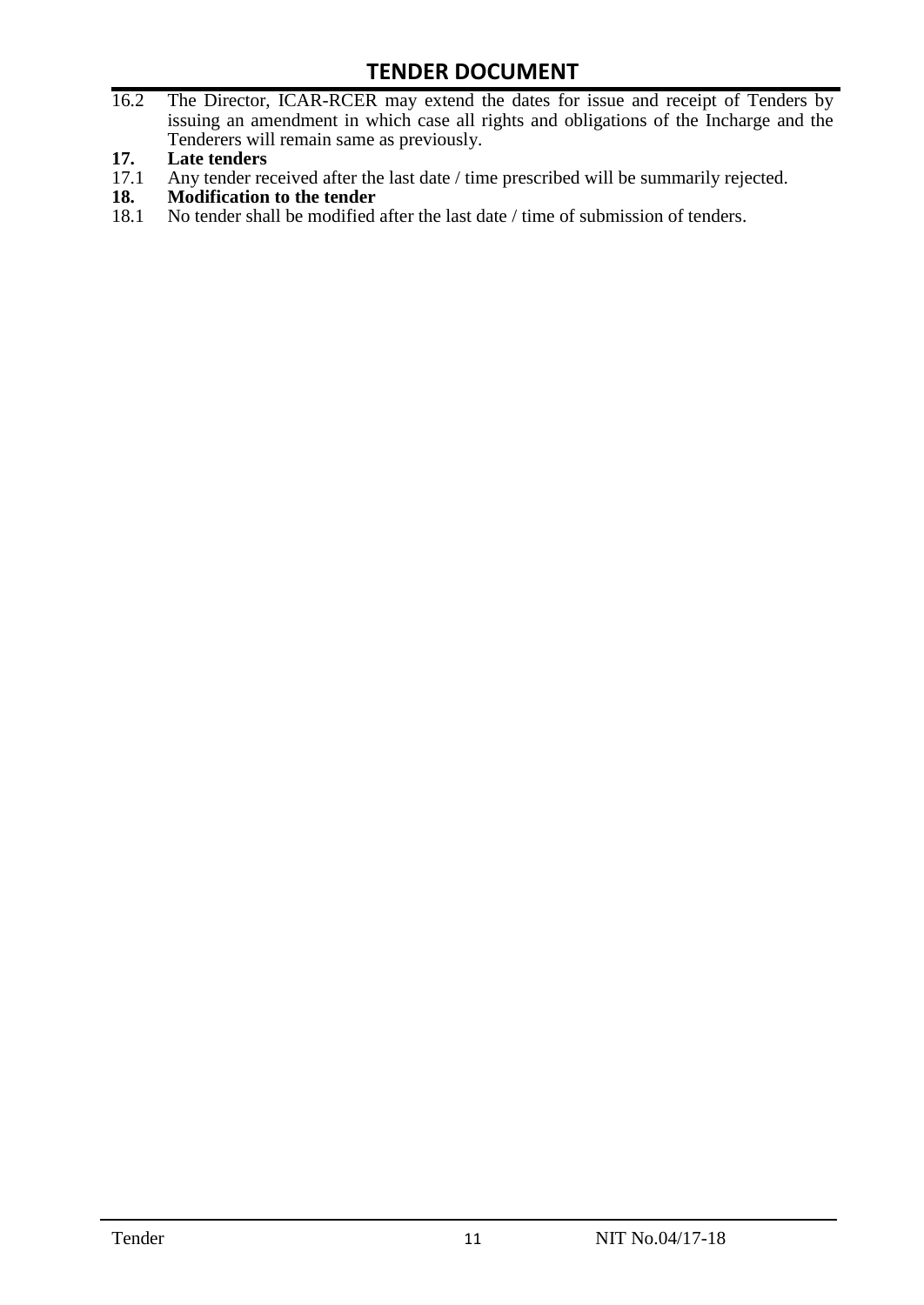16.2 The Director, ICAR-RCER may extend the dates for issue and receipt of Tenders by issuing an amendment in which case all rights and obligations of the Incharge and the Tenderers will remain same as previously.

**17. Late tenders**

17.1 Any tender received after the last date / time prescribed will be summarily rejected.

**18. Modification to the tender**

18.1 No tender shall be modified after the last date / time of submission of tenders.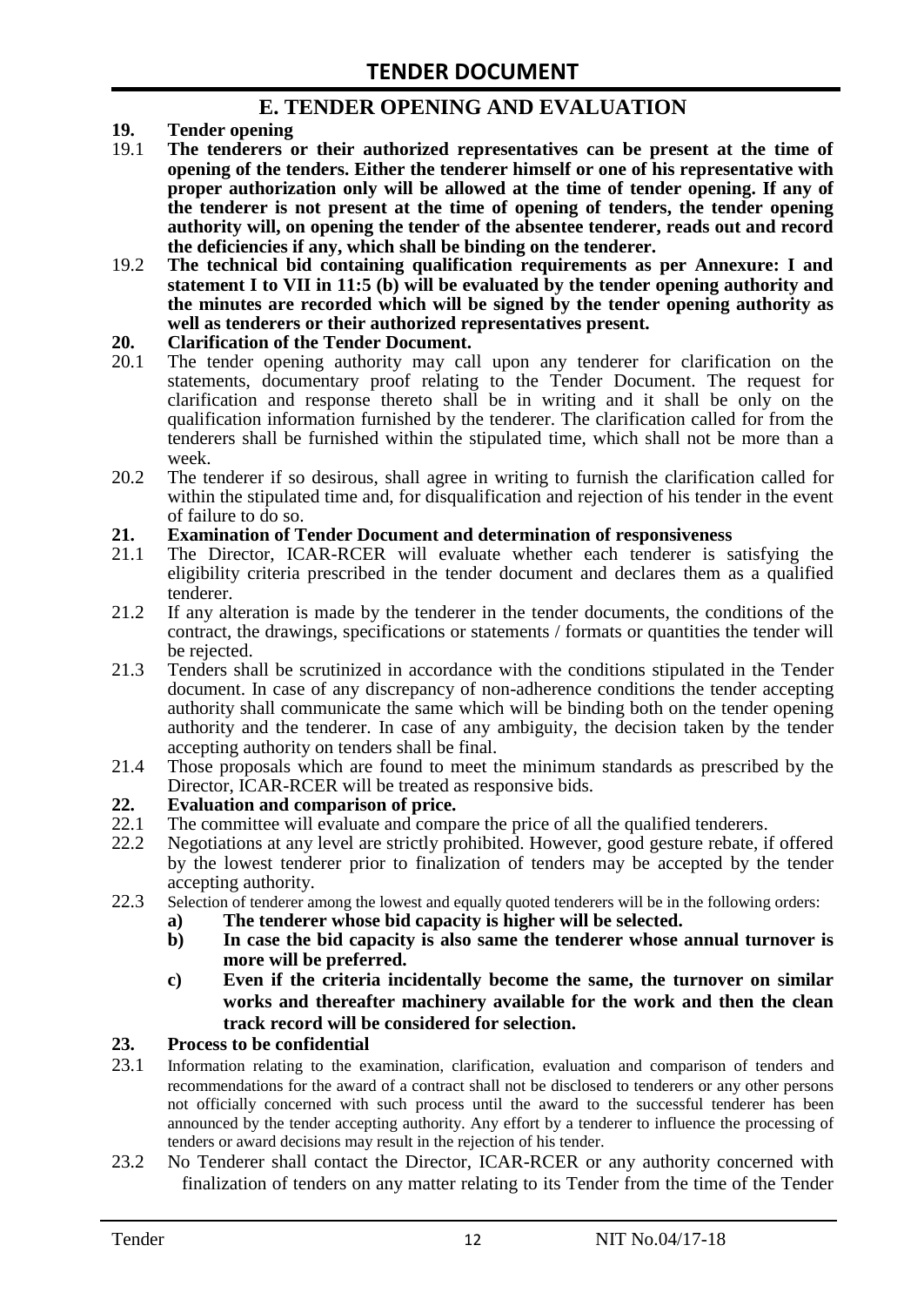## E. TENDER OPENING AND EVALUATION

**19. Tender opening**

19.1 **The tenderers or their authorized representatives can be present at the time of opening of the tenders. Either the tenderer himself or one of his representative with proper authorization only will be allowed at the time of tender opening. If any of the tenderer is not present at the time of opening of tenders, the tender opening authority will, on opening the tender of the absentee tenderer, reads out and record the deficiencies if any, which shall be binding on the tenderer.**

19.2 **The technical bid containing qualification requirements as per Annexure: I and statement I to VII in 11:5 (b) will be evaluated by the tender opening authority and the minutes are recorded which will be signed by the tender opening authority as well as tenderers or their authorized representatives present.**

**20. Clarification of the Tender Document.**

20.1 The tender opening authority may call upon any tenderer for clarification on the statements, documentary proof relating to the Tender Document. The request for clarification and response thereto shall be in writing and it shall be only on the qualification information furnished by the tenderer. The clarification called for from the tenderers shall be furnished within the stipulated time, which shall not be more than a week.

20.2 The tenderer if so desirous, shall agree in writing to furnish the clarification called for within the stipulated time and, for disqualification and rejection of his tender in the event of failure to do so.

**21. Examination of Tender Document and determination of responsiveness**

21.1 The Director, ICAR-RCER will evaluate whether each tenderer is satisfying the eligibility criteria prescribed in the tender document and declares them as a qualified tenderer.

21.2 If any alteration is made by the tenderer in the tender documents, the conditions of the contract, the drawings, specifications or statements / formats or quantities the tender will be rejected.

21.3 Tenders shall be scrutinized in accordance with the conditions stipulated in the Tender document. In case of any discrepancy of non-adherence conditions the tender accepting authority shall communicate the same which will be binding both on the tender opening authority and the tenderer. In case of any ambiguity, the decision taken by the tender accepting authority on tenders shall be final.

21.4 Those proposals which are found to meet the minimum standards as prescribed by the Director, ICAR-RCER will be treated as responsive bids.

**22. Evaluation and comparison of price.**

22.1 The committee will evaluate and compare the price of all the qualified tenderers.

22.2 Negotiations at any level are strictly prohibited. However, good gesture rebate, if offered by the lowest tenderer prior to finalization of tenders may be accepted by the tender accepting authority.

22.3 Selection of tenderer among the lowest and equally quoted tenderers will be in the following orders:

- **a) The tenderer whose bid capacity is higher will be selected.**
- **b) In case the bid capacity is also same the tenderer whose annual turnover is more will be preferred.**
- **c) Even if the criteria incidentally become the same, the turnover on similar works and thereafter machinery available for the work and then the clean track record will be considered for selection.**

**23. Process to be confidential**

23.1 Information relating to the examination, clarification, evaluation and comparison of tenders and recommendations for the award of a contract shall not be disclosed to tenderers or any other persons not officially concerned with such process until the award to the successful tenderer has been announced by the tender accepting authority. Any effort by a tenderer to influence the processing of tenders or award decisions may result in the rejection of his tender.

23.2 No Tenderer shall contact the Director, ICAR-RCER or any authority concerned with finalization of tenders on any matter relating to its Tender from the time of the Tender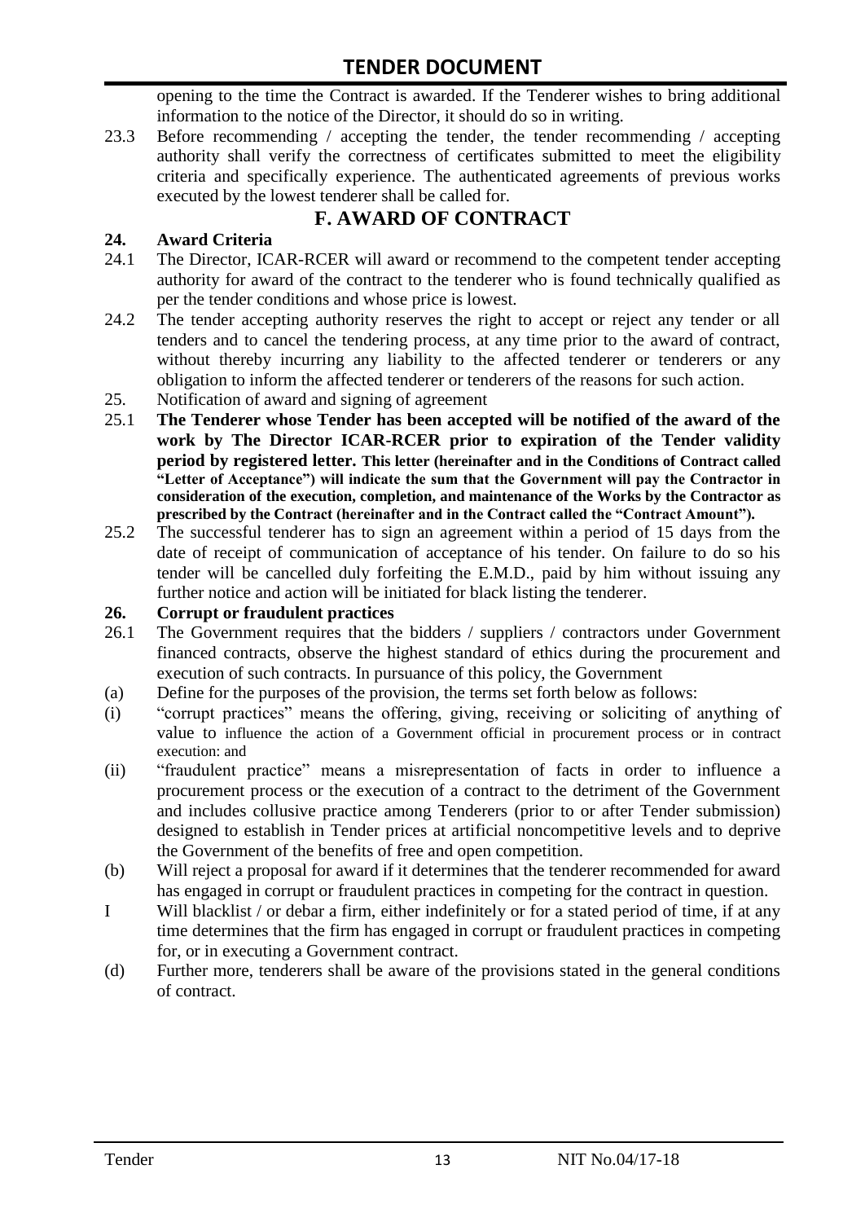opening to the time the Contract is awarded. If the Tenderer wishes to bring additional information to the notice of the Director, it should do so in writing.

23.3 Before recommending / accepting the tender, the tender recommending / accepting authority shall verify the correctness of certificates submitted to meet the eligibility criteria and specifically experience. The authenticated agreements of previous works executed by the lowest tenderer shall be called for.

## F. AWARD OF CONTRACT

**24. Award Criteria**

24.1 The Director, ICAR-RCER will award or recommend to the competent tender accepting authority for award of the contract to the tenderer who is found technically qualified as per the tender conditions and whose price is lowest.

24.2 The tender accepting authority reserves the right to accept or reject any tender or all tenders and to cancel the tendering process, at any time prior to the award of contract, without thereby incurring any liability to the affected tenderer or tenderers or any obligation to inform the affected tenderer or tenderers of the reasons for such action.

25. Notification of award and signing of agreement

25.1 **The Tenderer whose Tender has been accepted will be notified of the award of the work by The Director ICAR-RCER prior to expiration of the Tender validity period by registered letter. This letter (hereinafter and in the Conditions of Contract called "Letter of Acceptance") will indicate the sum that the Government will pay the Contractor in consideration of the execution, completion, and maintenance of the Works by the Contractor as prescribed by the Contract (hereinafter and in the Contract called the "Contract Amount").**

25.2 The successful tenderer has to sign an agreement within a period of 15 days from the date of receipt of communication of acceptance of his tender. On failure to do so his tender will be cancelled duly forfeiting the E.M.D., paid by him without issuing any further notice and action will be initiated for black listing the tenderer.

**26. Corrupt or fraudulent practices**

26.1 The Government requires that the bidders / suppliers / contractors under Government financed contracts, observe the highest standard of ethics during the procurement and execution of such contracts. In pursuance of this policy, the Government

(a) Define for the purposes of the provision, the terms set forth below as follows:

(i) "corrupt practices" means the offering, giving, receiving or soliciting of anything of value to influence the action of a Government official in procurement process or in contract execution: and

(ii) "fraudulent practice" means a misrepresentation of facts in order to influence a procurement process or the execution of a contract to the detriment of the Government and includes collusive practice among Tenderers (prior to or after Tender submission) designed to establish in Tender prices at artificial noncompetitive levels and to deprive the Government of the benefits of free and open competition.

(b) Will reject a proposal for award if it determines that the tenderer recommended for award has engaged in corrupt or fraudulent practices in competing for the contract in question.

I Will blacklist / or debar a firm, either indefinitely or for a stated period of time, if at any time determines that the firm has engaged in corrupt or fraudulent practices in competing for, or in executing a Government contract.

(d) Further more, tenderers shall be aware of the provisions stated in the general conditions of contract.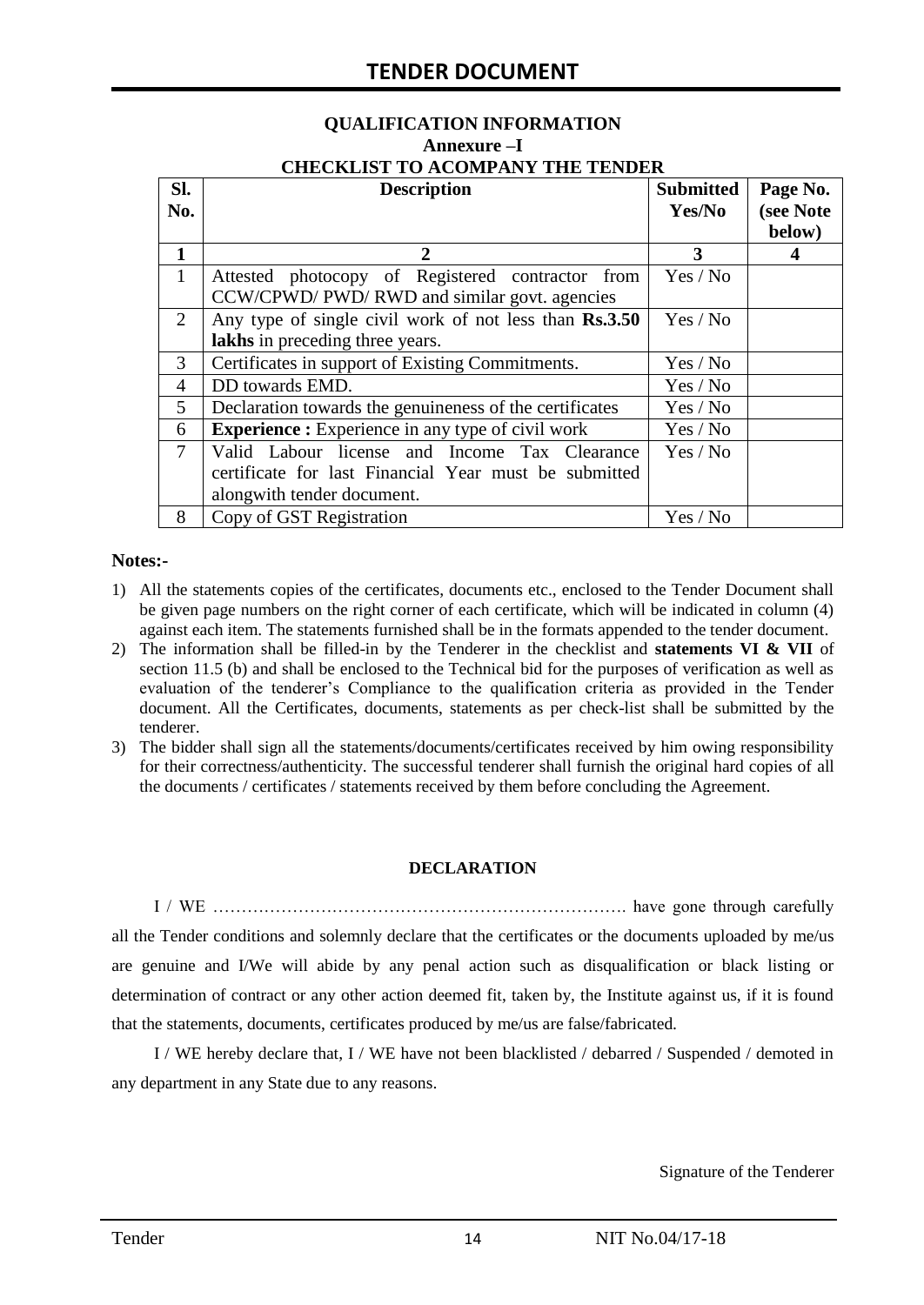## QUALIFICATION INFORMATION

### Annexure –I

### CHECKLIST TO ACOMPANY THE TENDER

| Sl. No. | Description | Submitted Yes/No | Page No. (see Note below) |
|---|---|---|---|
| **1** | **2** | **3** | **4** |
| 1 | Attested photocopy of Registered contractor from CCW/CPWD/ PWD/ RWD and similar govt. agencies | Yes / No | |
| 2 | Any type of single civil work of not less than **Rs.3.50 lakhs** in preceding three years. | Yes / No | |
| 3 | Certificates in support of Existing Commitments. | Yes / No | |
| 4 | DD towards EMD. | Yes / No | |
| 5 | Declaration towards the genuineness of the certificates | Yes / No | |
| 6 | **Experience :** Experience in any type of civil work | Yes / No | |
| 7 | Valid Labour license and Income Tax Clearance certificate for last Financial Year must be submitted alongwith tender document. | Yes / No | |
| 8 | Copy of GST Registration | Yes / No | |

**Notes:-**

1) All the statements copies of the certificates, documents etc., enclosed to the Tender Document shall be given page numbers on the right corner of each certificate, which will be indicated in column (4) against each item. The statements furnished shall be in the formats appended to the tender document.
2) The information shall be filled-in by the Tenderer in the checklist and **statements VI & VII** of section 11.5 (b) and shall be enclosed to the Technical bid for the purposes of verification as well as evaluation of the tenderer's Compliance to the qualification criteria as provided in the Tender document. All the Certificates, documents, statements as per check-list shall be submitted by the tenderer.
3) The bidder shall sign all the statements/documents/certificates received by him owing responsibility for their correctness/authenticity. The successful tenderer shall furnish the original hard copies of all the documents / certificates / statements received by them before concluding the Agreement.

**DECLARATION**

I / WE ………………………………………………………………. have gone through carefully all the Tender conditions and solemnly declare that the certificates or the documents uploaded by me/us are genuine and I/We will abide by any penal action such as disqualification or black listing or determination of contract or any other action deemed fit, taken by, the Institute against us, if it is found that the statements, documents, certificates produced by me/us are false/fabricated.

I / WE hereby declare that, I / WE have not been blacklisted / debarred / Suspended / demoted in any department in any State due to any reasons.

Signature of the Tenderer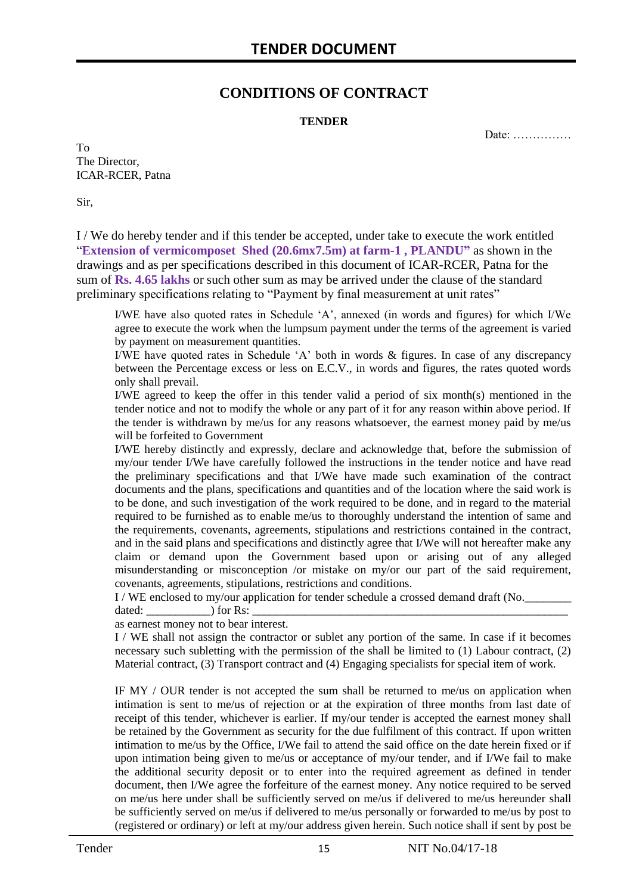# CONDITIONS OF CONTRACT

**TENDER**

Date: ……………

To
The Director,
ICAR-RCER, Patna

Sir,

I / We do hereby tender and if this tender be accepted, under take to execute the work entitled "**Extension of vermicomposet Shed (20.6mx7.5m) at farm-1 , PLANDU"** as shown in the drawings and as per specifications described in this document of ICAR-RCER, Patna for the sum of **Rs. 4.65 lakhs** or such other sum as may be arrived under the clause of the standard preliminary specifications relating to "Payment by final measurement at unit rates"

I/WE have also quoted rates in Schedule 'A', annexed (in words and figures) for which I/We agree to execute the work when the lumpsum payment under the terms of the agreement is varied by payment on measurement quantities.

I/WE have quoted rates in Schedule 'A' both in words & figures. In case of any discrepancy between the Percentage excess or less on E.C.V., in words and figures, the rates quoted words only shall prevail.

I/WE agreed to keep the offer in this tender valid a period of six month(s) mentioned in the tender notice and not to modify the whole or any part of it for any reason within above period. If the tender is withdrawn by me/us for any reasons whatsoever, the earnest money paid by me/us will be forfeited to Government

I/WE hereby distinctly and expressly, declare and acknowledge that, before the submission of my/our tender I/We have carefully followed the instructions in the tender notice and have read the preliminary specifications and that I/We have made such examination of the contract documents and the plans, specifications and quantities and of the location where the said work is to be done, and such investigation of the work required to be done, and in regard to the material required to be furnished as to enable me/us to thoroughly understand the intention of same and the requirements, covenants, agreements, stipulations and restrictions contained in the contract, and in the said plans and specifications and distinctly agree that I/We will not hereafter make any claim or demand upon the Government based upon or arising out of any alleged misunderstanding or misconception /or mistake on my/or our part of the said requirement, covenants, agreements, stipulations, restrictions and conditions.

I / WE enclosed to my/our application for tender schedule a crossed demand draft (No.________ dated: ___________) for Rs: ________________________________________________________

as earnest money not to bear interest.

I / WE shall not assign the contractor or sublet any portion of the same. In case if it becomes necessary such subletting with the permission of the shall be limited to (1) Labour contract, (2) Material contract, (3) Transport contract and (4) Engaging specialists for special item of work.

IF MY / OUR tender is not accepted the sum shall be returned to me/us on application when intimation is sent to me/us of rejection or at the expiration of three months from last date of receipt of this tender, whichever is earlier. If my/our tender is accepted the earnest money shall be retained by the Government as security for the due fulfilment of this contract. If upon written intimation to me/us by the Office, I/We fail to attend the said office on the date herein fixed or if upon intimation being given to me/us or acceptance of my/our tender, and if I/We fail to make the additional security deposit or to enter into the required agreement as defined in tender document, then I/We agree the forfeiture of the earnest money. Any notice required to be served on me/us here under shall be sufficiently served on me/us if delivered to me/us hereunder shall be sufficiently served on me/us if delivered to me/us personally or forwarded to me/us by post to (registered or ordinary) or left at my/our address given herein. Such notice shall if sent by post be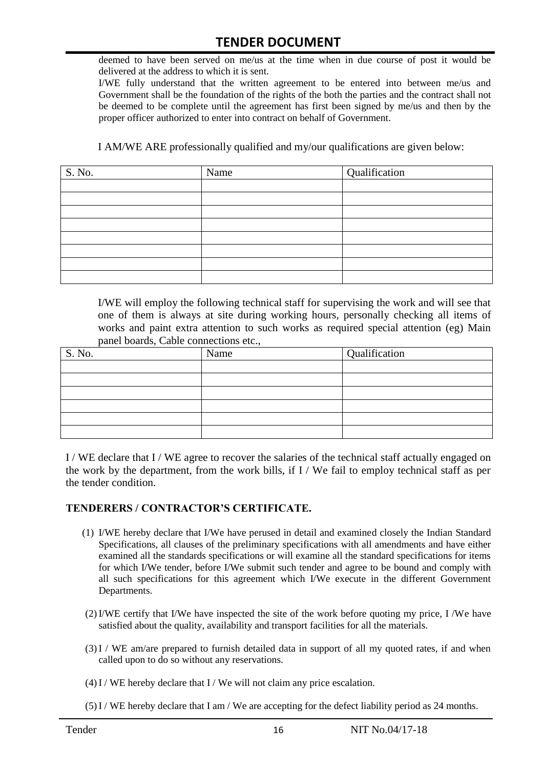deemed to have been served on me/us at the time when in due course of post it would be delivered at the address to which it is sent.

I/WE fully understand that the written agreement to be entered into between me/us and Government shall be the foundation of the rights of the both the parties and the contract shall not be deemed to be complete until the agreement has first been signed by me/us and then by the proper officer authorized to enter into contract on behalf of Government.

I AM/WE ARE professionally qualified and my/our qualifications are given below:

| S. No. | Name | Qualification |
|---|---|---|
| | | |
| | | |
| | | |
| | | |
| | | |
| | | |
| | | |
| | | |

I/WE will employ the following technical staff for supervising the work and will see that one of them is always at site during working hours, personally checking all items of works and paint extra attention to such works as required special attention (eg) Main panel boards, Cable connections etc.,

| S. No. | Name | Qualification |
|---|---|---|
| | | |
| | | |
| | | |
| | | |
| | | |
| | | |

I / WE declare that I / WE agree to recover the salaries of the technical staff actually engaged on the work by the department, from the work bills, if I / We fail to employ technical staff as per the tender condition.

**TENDERERS / CONTRACTOR'S CERTIFICATE.**

(1) I/WE hereby declare that I/We have perused in detail and examined closely the Indian Standard Specifications, all clauses of the preliminary specifications with all amendments and have either examined all the standards specifications or will examine all the standard specifications for items for which I/We tender, before I/We submit such tender and agree to be bound and comply with all such specifications for this agreement which I/We execute in the different Government Departments.

(2) I/WE certify that I/We have inspected the site of the work before quoting my price, I /We have satisfied about the quality, availability and transport facilities for all the materials.

(3) I / WE am/are prepared to furnish detailed data in support of all my quoted rates, if and when called upon to do so without any reservations.

(4) I / WE hereby declare that I / We will not claim any price escalation.

(5) I / WE hereby declare that I am / We are accepting for the defect liability period as 24 months.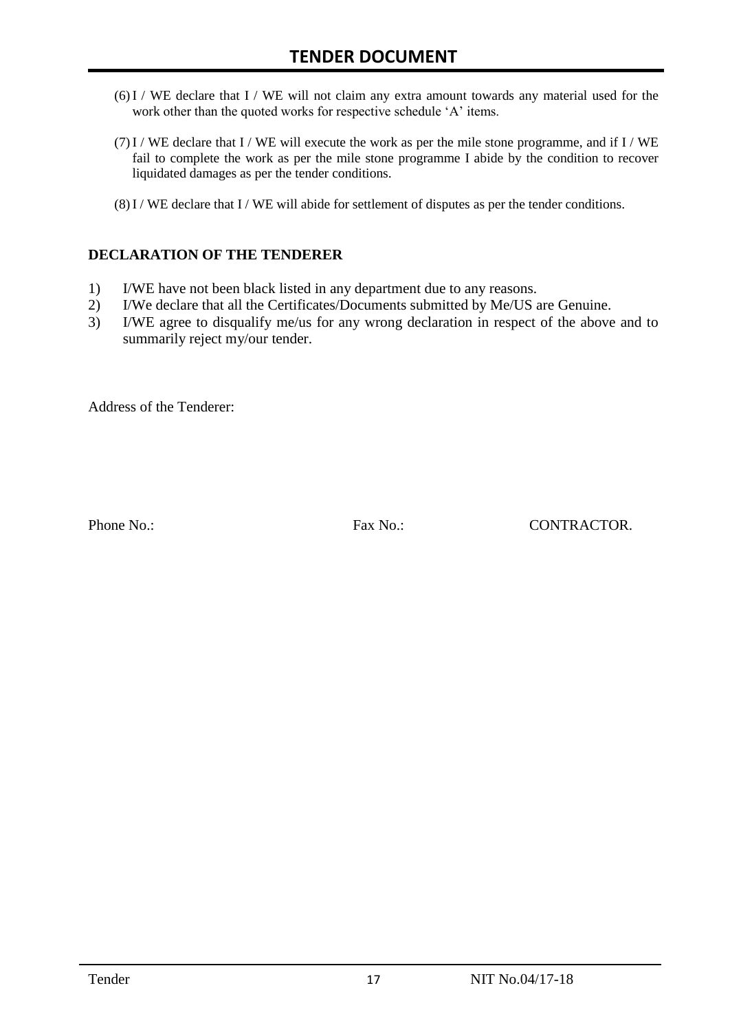(6) I / WE declare that I / WE will not claim any extra amount towards any material used for the work other than the quoted works for respective schedule 'A' items.

(7) I / WE declare that I / WE will execute the work as per the mile stone programme, and if I / WE fail to complete the work as per the mile stone programme I abide by the condition to recover liquidated damages as per the tender conditions.

(8) I / WE declare that I / WE will abide for settlement of disputes as per the tender conditions.

**DECLARATION OF THE TENDERER**

1) I/WE have not been black listed in any department due to any reasons.
2) I/We declare that all the Certificates/Documents submitted by Me/US are Genuine.
3) I/WE agree to disqualify me/us for any wrong declaration in respect of the above and to summarily reject my/our tender.

Address of the Tenderer:

Phone No.: Fax No.: CONTRACTOR.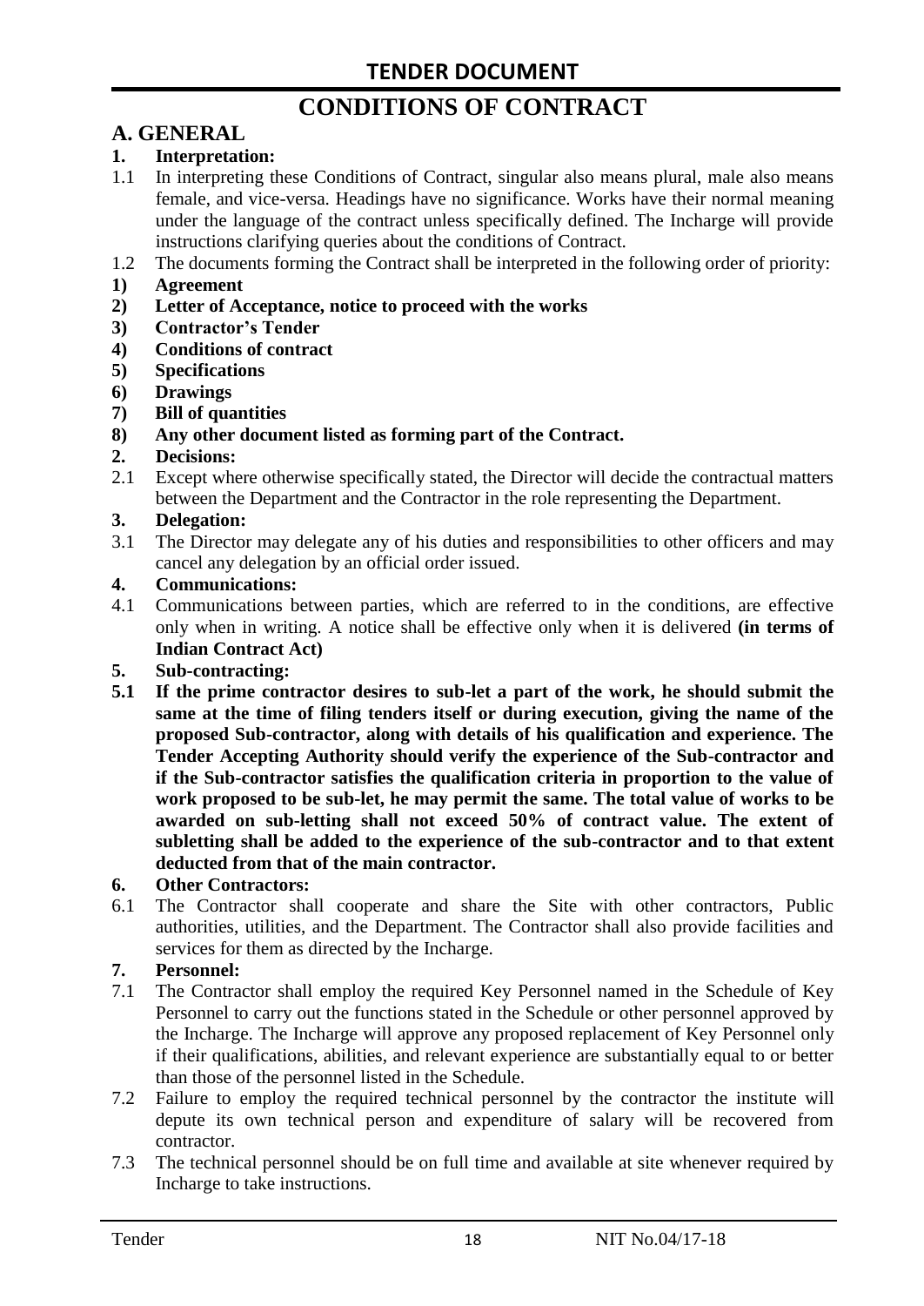# CONDITIONS OF CONTRACT

## A. GENERAL

**1. Interpretation:**

1.1 In interpreting these Conditions of Contract, singular also means plural, male also means female, and vice-versa. Headings have no significance. Works have their normal meaning under the language of the contract unless specifically defined. The Incharge will provide instructions clarifying queries about the conditions of Contract.

1.2 The documents forming the Contract shall be interpreted in the following order of priority:

**1) Agreement**

**2) Letter of Acceptance, notice to proceed with the works**

**3) Contractor's Tender**

**4) Conditions of contract**

**5) Specifications**

**6) Drawings**

**7) Bill of quantities**

**8) Any other document listed as forming part of the Contract.**

**2. Decisions:**

2.1 Except where otherwise specifically stated, the Director will decide the contractual matters between the Department and the Contractor in the role representing the Department.

**3. Delegation:**

3.1 The Director may delegate any of his duties and responsibilities to other officers and may cancel any delegation by an official order issued.

**4. Communications:**

4.1 Communications between parties, which are referred to in the conditions, are effective only when in writing. A notice shall be effective only when it is delivered **(in terms of Indian Contract Act)**

**5. Sub-contracting:**

**5.1 If the prime contractor desires to sub-let a part of the work, he should submit the same at the time of filing tenders itself or during execution, giving the name of the proposed Sub-contractor, along with details of his qualification and experience. The Tender Accepting Authority should verify the experience of the Sub-contractor and if the Sub-contractor satisfies the qualification criteria in proportion to the value of work proposed to be sub-let, he may permit the same. The total value of works to be awarded on sub-letting shall not exceed 50% of contract value. The extent of subletting shall be added to the experience of the sub-contractor and to that extent deducted from that of the main contractor.**

**6. Other Contractors:**

6.1 The Contractor shall cooperate and share the Site with other contractors, Public authorities, utilities, and the Department. The Contractor shall also provide facilities and services for them as directed by the Incharge.

**7. Personnel:**

7.1 The Contractor shall employ the required Key Personnel named in the Schedule of Key Personnel to carry out the functions stated in the Schedule or other personnel approved by the Incharge. The Incharge will approve any proposed replacement of Key Personnel only if their qualifications, abilities, and relevant experience are substantially equal to or better than those of the personnel listed in the Schedule.

7.2 Failure to employ the required technical personnel by the contractor the institute will depute its own technical person and expenditure of salary will be recovered from contractor.

7.3 The technical personnel should be on full time and available at site whenever required by Incharge to take instructions.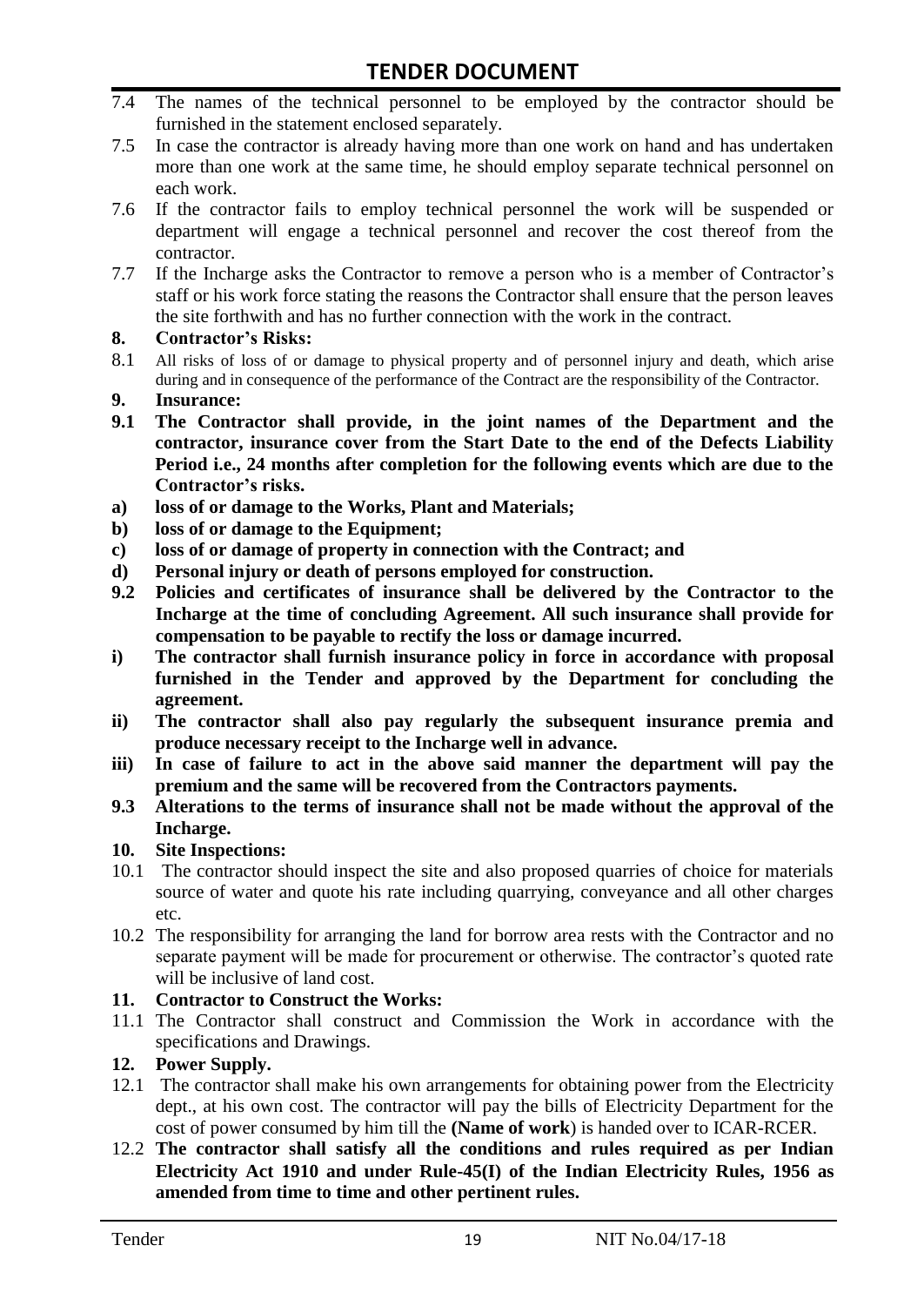7.4 The names of the technical personnel to be employed by the contractor should be furnished in the statement enclosed separately.

7.5 In case the contractor is already having more than one work on hand and has undertaken more than one work at the same time, he should employ separate technical personnel on each work.

7.6 If the contractor fails to employ technical personnel the work will be suspended or department will engage a technical personnel and recover the cost thereof from the contractor.

7.7 If the Incharge asks the Contractor to remove a person who is a member of Contractor's staff or his work force stating the reasons the Contractor shall ensure that the person leaves the site forthwith and has no further connection with the work in the contract.

**8. Contractor's Risks:**

8.1 All risks of loss of or damage to physical property and of personnel injury and death, which arise during and in consequence of the performance of the Contract are the responsibility of the Contractor.

**9. Insurance:**

**9.1 The Contractor shall provide, in the joint names of the Department and the contractor, insurance cover from the Start Date to the end of the Defects Liability Period i.e., 24 months after completion for the following events which are due to the Contractor's risks.**

**a) loss of or damage to the Works, Plant and Materials;**

**b) loss of or damage to the Equipment;**

**c) loss of or damage of property in connection with the Contract; and**

**d) Personal injury or death of persons employed for construction.**

**9.2 Policies and certificates of insurance shall be delivered by the Contractor to the Incharge at the time of concluding Agreement. All such insurance shall provide for compensation to be payable to rectify the loss or damage incurred.**

**i) The contractor shall furnish insurance policy in force in accordance with proposal furnished in the Tender and approved by the Department for concluding the agreement.**

**ii) The contractor shall also pay regularly the subsequent insurance premia and produce necessary receipt to the Incharge well in advance.**

**iii) In case of failure to act in the above said manner the department will pay the premium and the same will be recovered from the Contractors payments.**

**9.3 Alterations to the terms of insurance shall not be made without the approval of the Incharge.**

**10. Site Inspections:**

10.1 The contractor should inspect the site and also proposed quarries of choice for materials source of water and quote his rate including quarrying, conveyance and all other charges etc.

10.2 The responsibility for arranging the land for borrow area rests with the Contractor and no separate payment will be made for procurement or otherwise. The contractor's quoted rate will be inclusive of land cost.

**11. Contractor to Construct the Works:**

11.1 The Contractor shall construct and Commission the Work in accordance with the specifications and Drawings.

**12. Power Supply.**

12.1 The contractor shall make his own arrangements for obtaining power from the Electricity dept., at his own cost. The contractor will pay the bills of Electricity Department for the cost of power consumed by him till the **(Name of work**) is handed over to ICAR-RCER.

12.2 **The contractor shall satisfy all the conditions and rules required as per Indian Electricity Act 1910 and under Rule-45(I) of the Indian Electricity Rules, 1956 as amended from time to time and other pertinent rules.**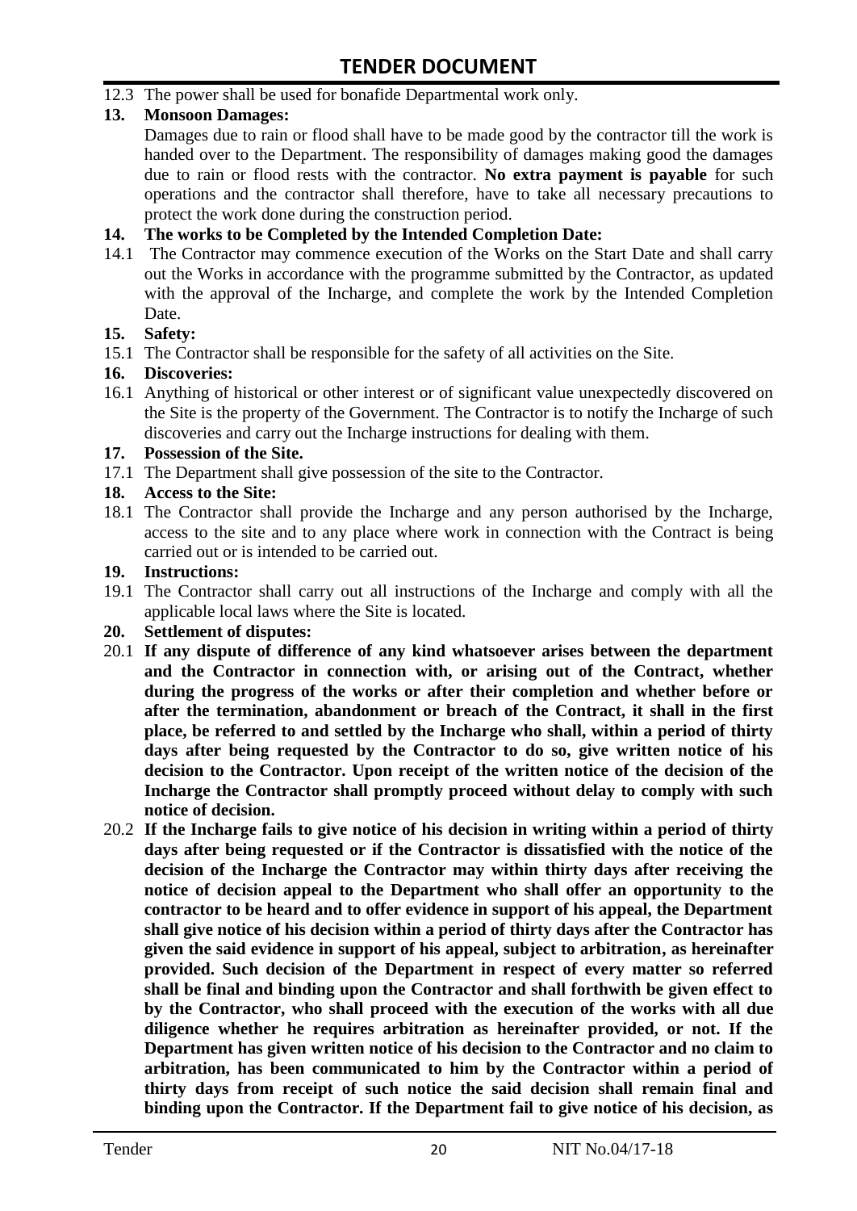12.3 The power shall be used for bonafide Departmental work only.

**13. Monsoon Damages:**

Damages due to rain or flood shall have to be made good by the contractor till the work is handed over to the Department. The responsibility of damages making good the damages due to rain or flood rests with the contractor. **No extra payment is payable** for such operations and the contractor shall therefore, have to take all necessary precautions to protect the work done during the construction period.

**14. The works to be Completed by the Intended Completion Date:**

14.1 The Contractor may commence execution of the Works on the Start Date and shall carry out the Works in accordance with the programme submitted by the Contractor, as updated with the approval of the Incharge, and complete the work by the Intended Completion Date.

**15. Safety:**

15.1 The Contractor shall be responsible for the safety of all activities on the Site.

**16. Discoveries:**

16.1 Anything of historical or other interest or of significant value unexpectedly discovered on the Site is the property of the Government. The Contractor is to notify the Incharge of such discoveries and carry out the Incharge instructions for dealing with them.

**17. Possession of the Site.**

17.1 The Department shall give possession of the site to the Contractor.

**18. Access to the Site:**

18.1 The Contractor shall provide the Incharge and any person authorised by the Incharge, access to the site and to any place where work in connection with the Contract is being carried out or is intended to be carried out.

**19. Instructions:**

19.1 The Contractor shall carry out all instructions of the Incharge and comply with all the applicable local laws where the Site is located.

**20. Settlement of disputes:**

20.1 **If any dispute of difference of any kind whatsoever arises between the department and the Contractor in connection with, or arising out of the Contract, whether during the progress of the works or after their completion and whether before or after the termination, abandonment or breach of the Contract, it shall in the first place, be referred to and settled by the Incharge who shall, within a period of thirty days after being requested by the Contractor to do so, give written notice of his decision to the Contractor. Upon receipt of the written notice of the decision of the Incharge the Contractor shall promptly proceed without delay to comply with such notice of decision.**

20.2 **If the Incharge fails to give notice of his decision in writing within a period of thirty days after being requested or if the Contractor is dissatisfied with the notice of the decision of the Incharge the Contractor may within thirty days after receiving the notice of decision appeal to the Department who shall offer an opportunity to the contractor to be heard and to offer evidence in support of his appeal, the Department shall give notice of his decision within a period of thirty days after the Contractor has given the said evidence in support of his appeal, subject to arbitration, as hereinafter provided. Such decision of the Department in respect of every matter so referred shall be final and binding upon the Contractor and shall forthwith be given effect to by the Contractor, who shall proceed with the execution of the works with all due diligence whether he requires arbitration as hereinafter provided, or not. If the Department has given written notice of his decision to the Contractor and no claim to arbitration, has been communicated to him by the Contractor within a period of thirty days from receipt of such notice the said decision shall remain final and binding upon the Contractor. If the Department fail to give notice of his decision, as**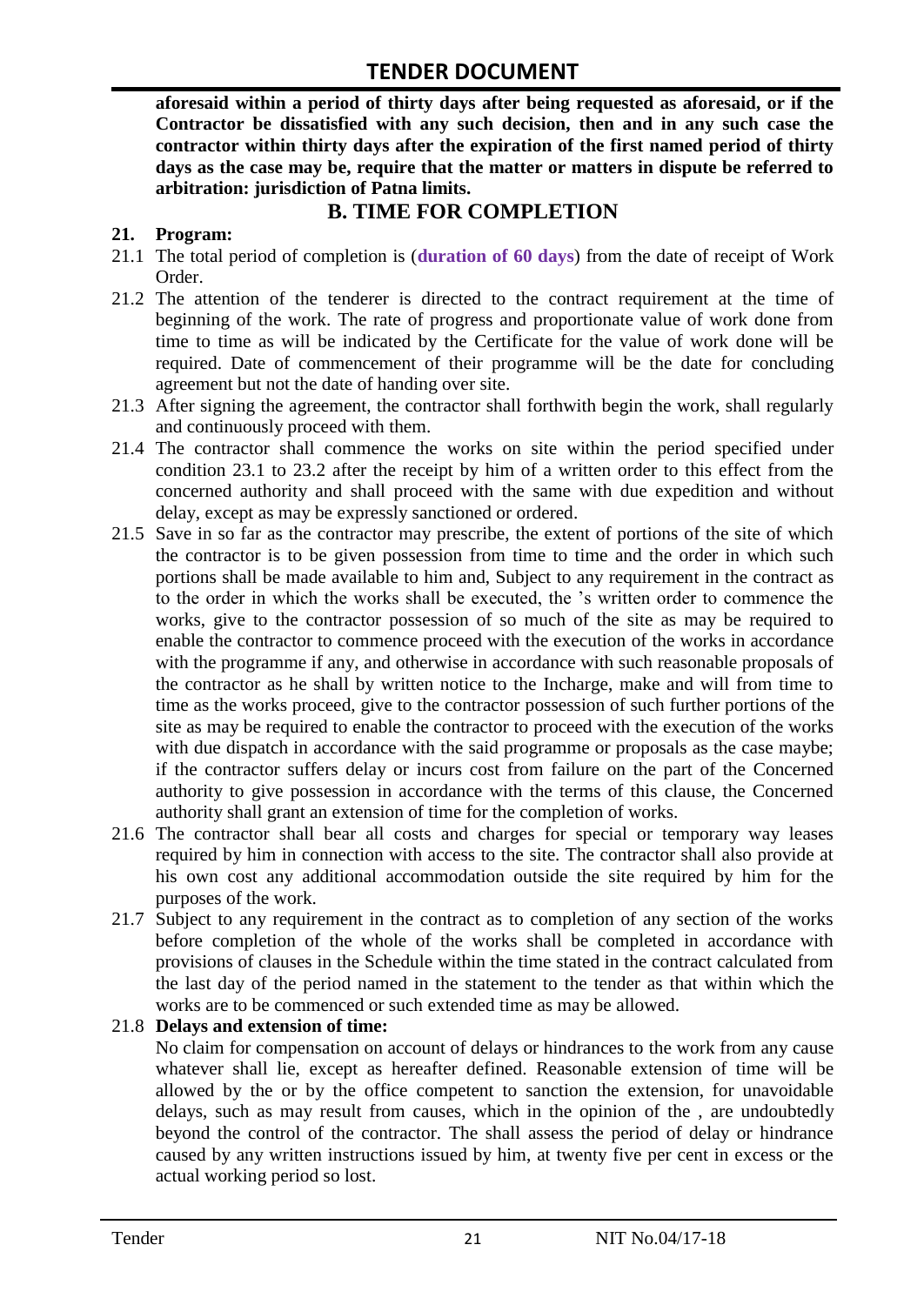**aforesaid within a period of thirty days after being requested as aforesaid, or if the Contractor be dissatisfied with any such decision, then and in any such case the contractor within thirty days after the expiration of the first named period of thirty days as the case may be, require that the matter or matters in dispute be referred to arbitration: jurisdiction of Patna limits.**

## B. TIME FOR COMPLETION

**21. Program:**

21.1 The total period of completion is (**duration of 60 days**) from the date of receipt of Work Order.

21.2 The attention of the tenderer is directed to the contract requirement at the time of beginning of the work. The rate of progress and proportionate value of work done from time to time as will be indicated by the Certificate for the value of work done will be required. Date of commencement of their programme will be the date for concluding agreement but not the date of handing over site.

21.3 After signing the agreement, the contractor shall forthwith begin the work, shall regularly and continuously proceed with them.

21.4 The contractor shall commence the works on site within the period specified under condition 23.1 to 23.2 after the receipt by him of a written order to this effect from the concerned authority and shall proceed with the same with due expedition and without delay, except as may be expressly sanctioned or ordered.

21.5 Save in so far as the contractor may prescribe, the extent of portions of the site of which the contractor is to be given possession from time to time and the order in which such portions shall be made available to him and, Subject to any requirement in the contract as to the order in which the works shall be executed, the 's written order to commence the works, give to the contractor possession of so much of the site as may be required to enable the contractor to commence proceed with the execution of the works in accordance with the programme if any, and otherwise in accordance with such reasonable proposals of the contractor as he shall by written notice to the Incharge, make and will from time to time as the works proceed, give to the contractor possession of such further portions of the site as may be required to enable the contractor to proceed with the execution of the works with due dispatch in accordance with the said programme or proposals as the case maybe; if the contractor suffers delay or incurs cost from failure on the part of the Concerned authority to give possession in accordance with the terms of this clause, the Concerned authority shall grant an extension of time for the completion of works.

21.6 The contractor shall bear all costs and charges for special or temporary way leases required by him in connection with access to the site. The contractor shall also provide at his own cost any additional accommodation outside the site required by him for the purposes of the work.

21.7 Subject to any requirement in the contract as to completion of any section of the works before completion of the whole of the works shall be completed in accordance with provisions of clauses in the Schedule within the time stated in the contract calculated from the last day of the period named in the statement to the tender as that within which the works are to be commenced or such extended time as may be allowed.

21.8 **Delays and extension of time:**

No claim for compensation on account of delays or hindrances to the work from any cause whatever shall lie, except as hereafter defined. Reasonable extension of time will be allowed by the or by the office competent to sanction the extension, for unavoidable delays, such as may result from causes, which in the opinion of the , are undoubtedly beyond the control of the contractor. The shall assess the period of delay or hindrance caused by any written instructions issued by him, at twenty five per cent in excess or the actual working period so lost.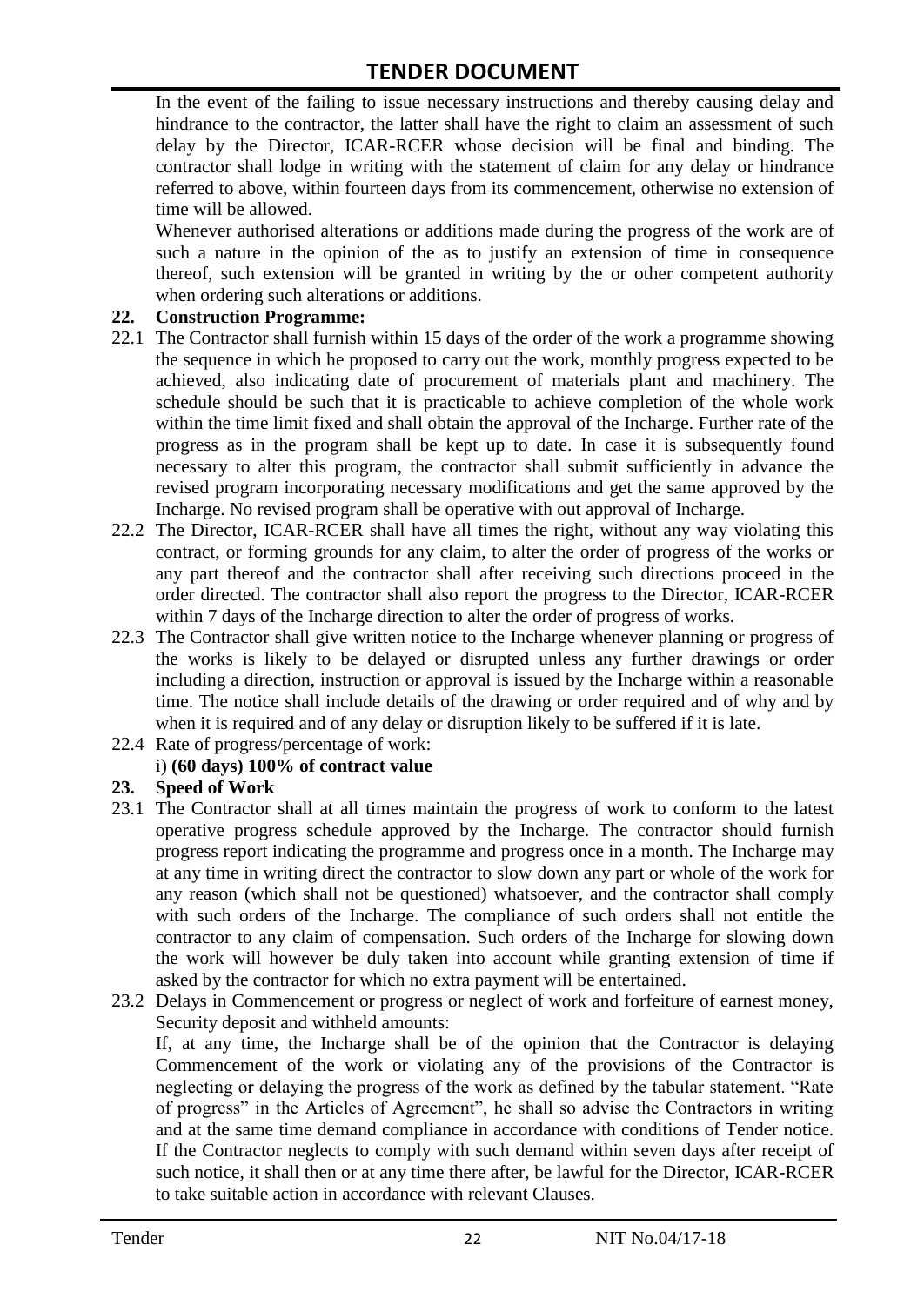In the event of the failing to issue necessary instructions and thereby causing delay and hindrance to the contractor, the latter shall have the right to claim an assessment of such delay by the Director, ICAR-RCER whose decision will be final and binding. The contractor shall lodge in writing with the statement of claim for any delay or hindrance referred to above, within fourteen days from its commencement, otherwise no extension of time will be allowed.

Whenever authorised alterations or additions made during the progress of the work are of such a nature in the opinion of the as to justify an extension of time in consequence thereof, such extension will be granted in writing by the or other competent authority when ordering such alterations or additions.

**22. Construction Programme:**

22.1 The Contractor shall furnish within 15 days of the order of the work a programme showing the sequence in which he proposed to carry out the work, monthly progress expected to be achieved, also indicating date of procurement of materials plant and machinery. The schedule should be such that it is practicable to achieve completion of the whole work within the time limit fixed and shall obtain the approval of the Incharge. Further rate of the progress as in the program shall be kept up to date. In case it is subsequently found necessary to alter this program, the contractor shall submit sufficiently in advance the revised program incorporating necessary modifications and get the same approved by the Incharge. No revised program shall be operative with out approval of Incharge.

22.2 The Director, ICAR-RCER shall have all times the right, without any way violating this contract, or forming grounds for any claim, to alter the order of progress of the works or any part thereof and the contractor shall after receiving such directions proceed in the order directed. The contractor shall also report the progress to the Director, ICAR-RCER within 7 days of the Incharge direction to alter the order of progress of works.

22.3 The Contractor shall give written notice to the Incharge whenever planning or progress of the works is likely to be delayed or disrupted unless any further drawings or order including a direction, instruction or approval is issued by the Incharge within a reasonable time. The notice shall include details of the drawing or order required and of why and by when it is required and of any delay or disruption likely to be suffered if it is late.

22.4 Rate of progress/percentage of work:

i) **(60 days) 100% of contract value**

**23. Speed of Work**

23.1 The Contractor shall at all times maintain the progress of work to conform to the latest operative progress schedule approved by the Incharge. The contractor should furnish progress report indicating the programme and progress once in a month. The Incharge may at any time in writing direct the contractor to slow down any part or whole of the work for any reason (which shall not be questioned) whatsoever, and the contractor shall comply with such orders of the Incharge. The compliance of such orders shall not entitle the contractor to any claim of compensation. Such orders of the Incharge for slowing down the work will however be duly taken into account while granting extension of time if asked by the contractor for which no extra payment will be entertained.

23.2 Delays in Commencement or progress or neglect of work and forfeiture of earnest money, Security deposit and withheld amounts:

If, at any time, the Incharge shall be of the opinion that the Contractor is delaying Commencement of the work or violating any of the provisions of the Contractor is neglecting or delaying the progress of the work as defined by the tabular statement. "Rate of progress" in the Articles of Agreement", he shall so advise the Contractors in writing and at the same time demand compliance in accordance with conditions of Tender notice. If the Contractor neglects to comply with such demand within seven days after receipt of such notice, it shall then or at any time there after, be lawful for the Director, ICAR-RCER to take suitable action in accordance with relevant Clauses.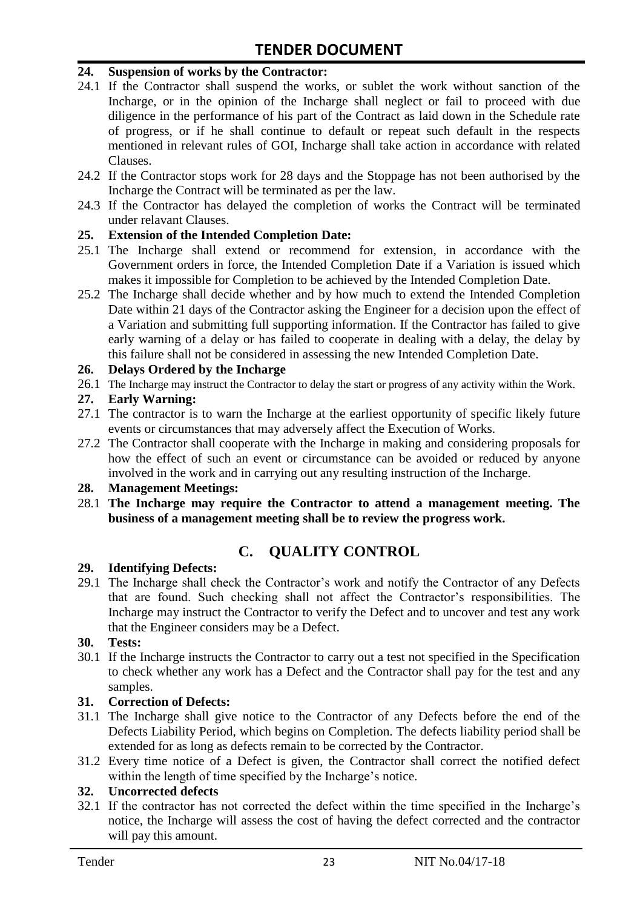**24. Suspension of works by the Contractor:**

24.1 If the Contractor shall suspend the works, or sublet the work without sanction of the Incharge, or in the opinion of the Incharge shall neglect or fail to proceed with due diligence in the performance of his part of the Contract as laid down in the Schedule rate of progress, or if he shall continue to default or repeat such default in the respects mentioned in relevant rules of GOI, Incharge shall take action in accordance with related Clauses.

24.2 If the Contractor stops work for 28 days and the Stoppage has not been authorised by the Incharge the Contract will be terminated as per the law.

24.3 If the Contractor has delayed the completion of works the Contract will be terminated under relavant Clauses.

**25. Extension of the Intended Completion Date:**

25.1 The Incharge shall extend or recommend for extension, in accordance with the Government orders in force, the Intended Completion Date if a Variation is issued which makes it impossible for Completion to be achieved by the Intended Completion Date.

25.2 The Incharge shall decide whether and by how much to extend the Intended Completion Date within 21 days of the Contractor asking the Engineer for a decision upon the effect of a Variation and submitting full supporting information. If the Contractor has failed to give early warning of a delay or has failed to cooperate in dealing with a delay, the delay by this failure shall not be considered in assessing the new Intended Completion Date.

**26. Delays Ordered by the Incharge**

26.1 The Incharge may instruct the Contractor to delay the start or progress of any activity within the Work.

**27. Early Warning:**

27.1 The contractor is to warn the Incharge at the earliest opportunity of specific likely future events or circumstances that may adversely affect the Execution of Works.

27.2 The Contractor shall cooperate with the Incharge in making and considering proposals for how the effect of such an event or circumstance can be avoided or reduced by anyone involved in the work and in carrying out any resulting instruction of the Incharge.

**28. Management Meetings:**

28.1 **The Incharge may require the Contractor to attend a management meeting. The business of a management meeting shall be to review the progress work.**

## C. QUALITY CONTROL

**29. Identifying Defects:**

29.1 The Incharge shall check the Contractor's work and notify the Contractor of any Defects that are found. Such checking shall not affect the Contractor's responsibilities. The Incharge may instruct the Contractor to verify the Defect and to uncover and test any work that the Engineer considers may be a Defect.

**30. Tests:**

30.1 If the Incharge instructs the Contractor to carry out a test not specified in the Specification to check whether any work has a Defect and the Contractor shall pay for the test and any samples.

**31. Correction of Defects:**

31.1 The Incharge shall give notice to the Contractor of any Defects before the end of the Defects Liability Period, which begins on Completion. The defects liability period shall be extended for as long as defects remain to be corrected by the Contractor.

31.2 Every time notice of a Defect is given, the Contractor shall correct the notified defect within the length of time specified by the Incharge's notice.

**32. Uncorrected defects**

32.1 If the contractor has not corrected the defect within the time specified in the Incharge's notice, the Incharge will assess the cost of having the defect corrected and the contractor will pay this amount.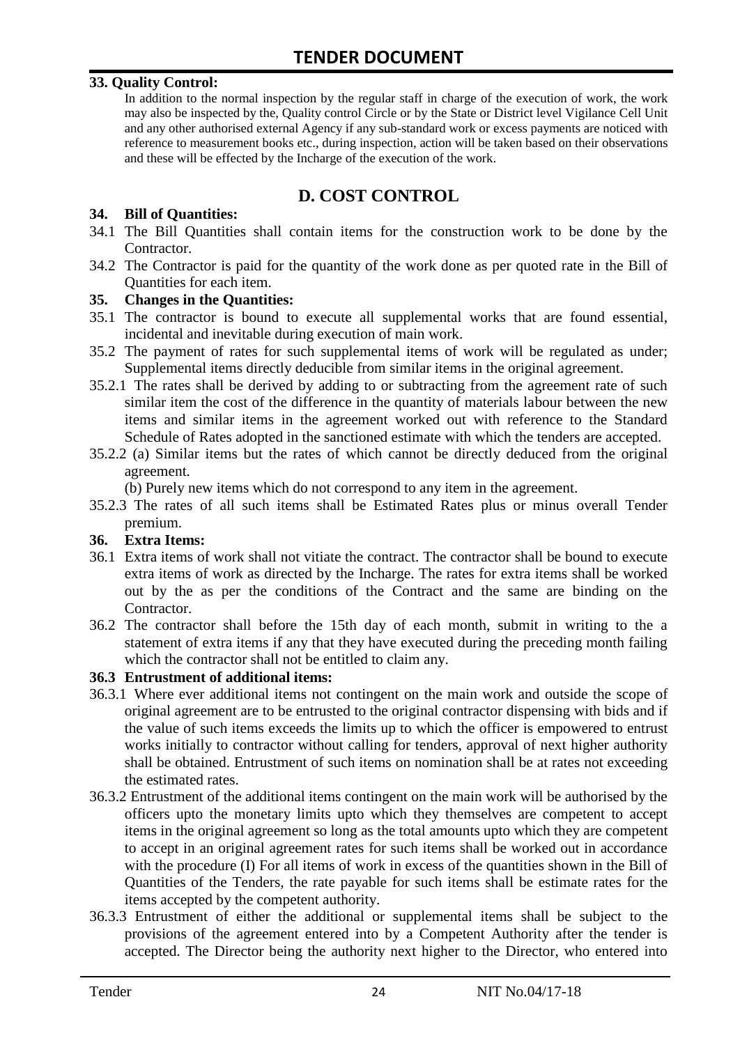### 33. Quality Control:

In addition to the normal inspection by the regular staff in charge of the execution of work, the work may also be inspected by the, Quality control Circle or by the State or District level Vigilance Cell Unit and any other authorised external Agency if any sub-standard work or excess payments are noticed with reference to measurement books etc., during inspection, action will be taken based on their observations and these will be effected by the Incharge of the execution of the work.

## D. COST CONTROL

### 34. Bill of Quantities:

34.1 The Bill Quantities shall contain items for the construction work to be done by the Contractor.

34.2 The Contractor is paid for the quantity of the work done as per quoted rate in the Bill of Quantities for each item.

### 35. Changes in the Quantities:

35.1 The contractor is bound to execute all supplemental works that are found essential, incidental and inevitable during execution of main work.

35.2 The payment of rates for such supplemental items of work will be regulated as under; Supplemental items directly deducible from similar items in the original agreement.

35.2.1 The rates shall be derived by adding to or subtracting from the agreement rate of such similar item the cost of the difference in the quantity of materials labour between the new items and similar items in the agreement worked out with reference to the Standard Schedule of Rates adopted in the sanctioned estimate with which the tenders are accepted.

35.2.2 (a) Similar items but the rates of which cannot be directly deduced from the original agreement.

(b) Purely new items which do not correspond to any item in the agreement.

35.2.3 The rates of all such items shall be Estimated Rates plus or minus overall Tender premium.

### 36. Extra Items:

36.1 Extra items of work shall not vitiate the contract. The contractor shall be bound to execute extra items of work as directed by the Incharge. The rates for extra items shall be worked out by the as per the conditions of the Contract and the same are binding on the Contractor.

36.2 The contractor shall before the 15th day of each month, submit in writing to the a statement of extra items if any that they have executed during the preceding month failing which the contractor shall not be entitled to claim any.

### 36.3 Entrustment of additional items:

36.3.1 Where ever additional items not contingent on the main work and outside the scope of original agreement are to be entrusted to the original contractor dispensing with bids and if the value of such items exceeds the limits up to which the officer is empowered to entrust works initially to contractor without calling for tenders, approval of next higher authority shall be obtained. Entrustment of such items on nomination shall be at rates not exceeding the estimated rates.

36.3.2 Entrustment of the additional items contingent on the main work will be authorised by the officers upto the monetary limits upto which they themselves are competent to accept items in the original agreement so long as the total amounts upto which they are competent to accept in an original agreement rates for such items shall be worked out in accordance with the procedure (I) For all items of work in excess of the quantities shown in the Bill of Quantities of the Tenders, the rate payable for such items shall be estimate rates for the items accepted by the competent authority.

36.3.3 Entrustment of either the additional or supplemental items shall be subject to the provisions of the agreement entered into by a Competent Authority after the tender is accepted. The Director being the authority next higher to the Director, who entered into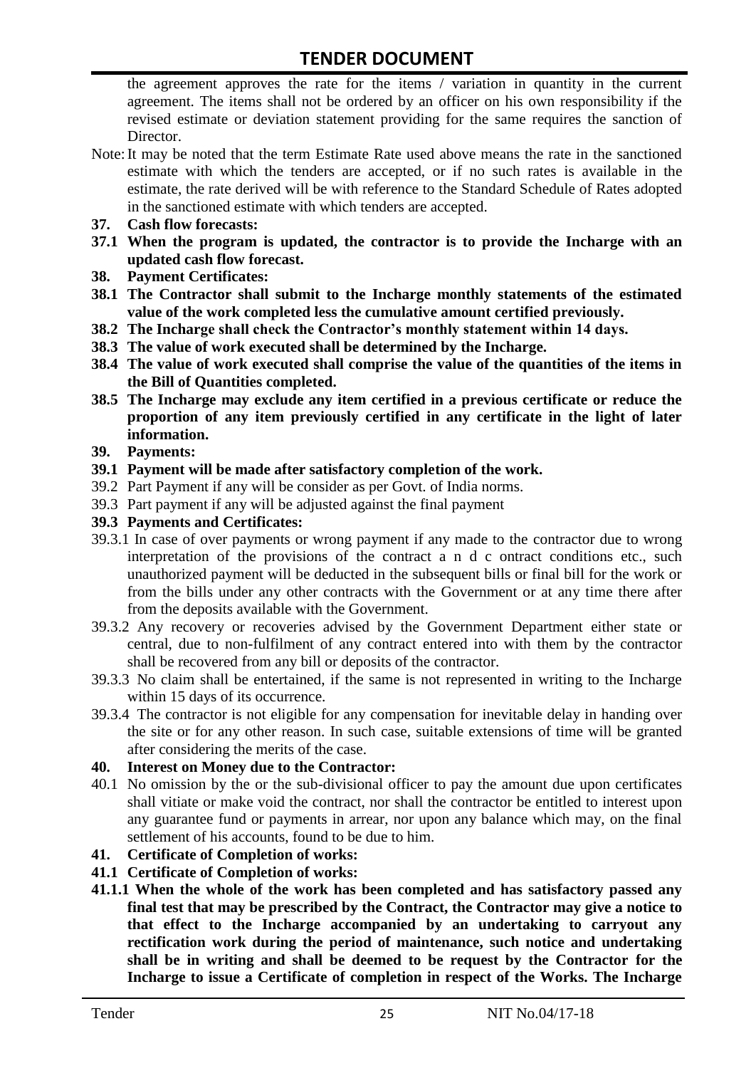the agreement approves the rate for the items / variation in quantity in the current agreement. The items shall not be ordered by an officer on his own responsibility if the revised estimate or deviation statement providing for the same requires the sanction of Director.

Note: It may be noted that the term Estimate Rate used above means the rate in the sanctioned estimate with which the tenders are accepted, or if no such rates is available in the estimate, the rate derived will be with reference to the Standard Schedule of Rates adopted in the sanctioned estimate with which tenders are accepted.

**37. Cash flow forecasts:**

**37.1 When the program is updated, the contractor is to provide the Incharge with an updated cash flow forecast.**

**38. Payment Certificates:**

**38.1 The Contractor shall submit to the Incharge monthly statements of the estimated value of the work completed less the cumulative amount certified previously.**

**38.2 The Incharge shall check the Contractor's monthly statement within 14 days.**

**38.3 The value of work executed shall be determined by the Incharge.**

**38.4 The value of work executed shall comprise the value of the quantities of the items in the Bill of Quantities completed.**

**38.5 The Incharge may exclude any item certified in a previous certificate or reduce the proportion of any item previously certified in any certificate in the light of later information.**

**39. Payments:**

**39.1 Payment will be made after satisfactory completion of the work.**

39.2 Part Payment if any will be consider as per Govt. of India norms.

39.3 Part payment if any will be adjusted against the final payment

**39.3 Payments and Certificates:**

39.3.1 In case of over payments or wrong payment if any made to the contractor due to wrong interpretation of the provisions of the contract a n d c ontract conditions etc., such unauthorized payment will be deducted in the subsequent bills or final bill for the work or from the bills under any other contracts with the Government or at any time there after from the deposits available with the Government.

39.3.2 Any recovery or recoveries advised by the Government Department either state or central, due to non-fulfilment of any contract entered into with them by the contractor shall be recovered from any bill or deposits of the contractor.

39.3.3 No claim shall be entertained, if the same is not represented in writing to the Incharge within 15 days of its occurrence.

39.3.4 The contractor is not eligible for any compensation for inevitable delay in handing over the site or for any other reason. In such case, suitable extensions of time will be granted after considering the merits of the case.

**40. Interest on Money due to the Contractor:**

40.1 No omission by the or the sub-divisional officer to pay the amount due upon certificates shall vitiate or make void the contract, nor shall the contractor be entitled to interest upon any guarantee fund or payments in arrear, nor upon any balance which may, on the final settlement of his accounts, found to be due to him.

**41. Certificate of Completion of works:**

**41.1 Certificate of Completion of works:**

**41.1.1 When the whole of the work has been completed and has satisfactory passed any final test that may be prescribed by the Contract, the Contractor may give a notice to that effect to the Incharge accompanied by an undertaking to carryout any rectification work during the period of maintenance, such notice and undertaking shall be in writing and shall be deemed to be request by the Contractor for the Incharge to issue a Certificate of completion in respect of the Works. The Incharge**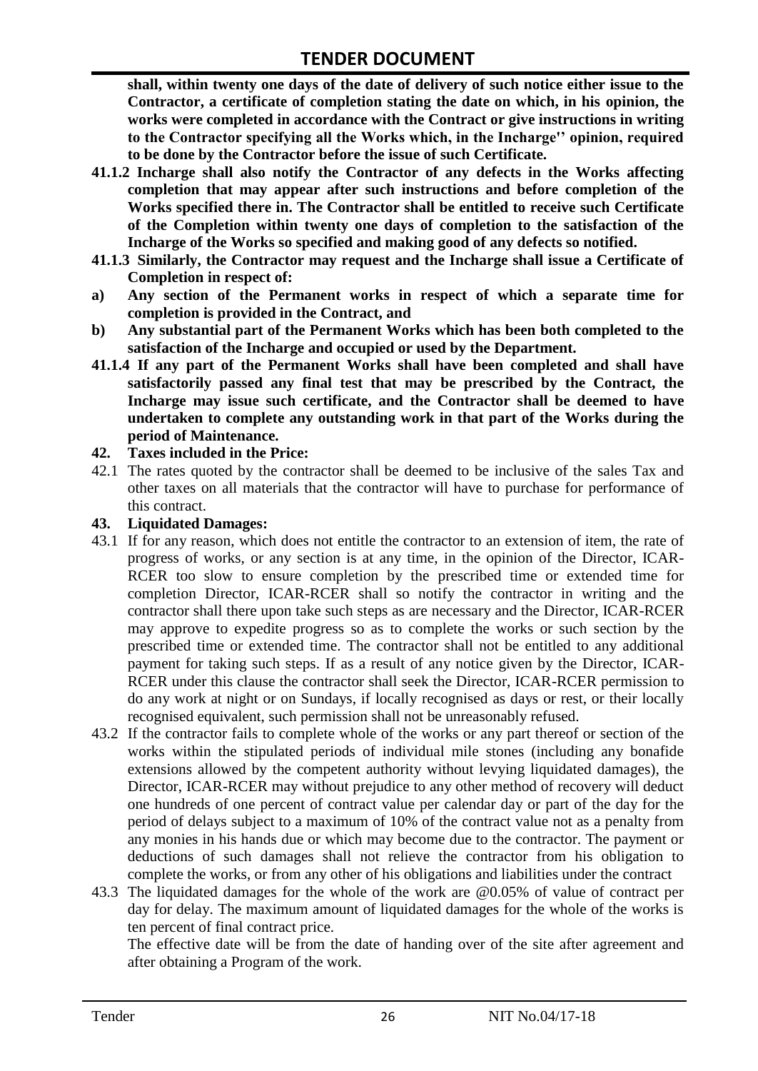**shall, within twenty one days of the date of delivery of such notice either issue to the Contractor, a certificate of completion stating the date on which, in his opinion, the works were completed in accordance with the Contract or give instructions in writing to the Contractor specifying all the Works which, in the Incharge'' opinion, required to be done by the Contractor before the issue of such Certificate.**

**41.1.2 Incharge shall also notify the Contractor of any defects in the Works affecting completion that may appear after such instructions and before completion of the Works specified there in. The Contractor shall be entitled to receive such Certificate of the Completion within twenty one days of completion to the satisfaction of the Incharge of the Works so specified and making good of any defects so notified.**

**41.1.3 Similarly, the Contractor may request and the Incharge shall issue a Certificate of Completion in respect of:**

**a) Any section of the Permanent works in respect of which a separate time for completion is provided in the Contract, and**

**b) Any substantial part of the Permanent Works which has been both completed to the satisfaction of the Incharge and occupied or used by the Department.**

**41.1.4 If any part of the Permanent Works shall have been completed and shall have satisfactorily passed any final test that may be prescribed by the Contract, the Incharge may issue such certificate, and the Contractor shall be deemed to have undertaken to complete any outstanding work in that part of the Works during the period of Maintenance.**

**42. Taxes included in the Price:**

42.1 The rates quoted by the contractor shall be deemed to be inclusive of the sales Tax and other taxes on all materials that the contractor will have to purchase for performance of this contract.

**43. Liquidated Damages:**

43.1 If for any reason, which does not entitle the contractor to an extension of item, the rate of progress of works, or any section is at any time, in the opinion of the Director, ICAR-RCER too slow to ensure completion by the prescribed time or extended time for completion Director, ICAR-RCER shall so notify the contractor in writing and the contractor shall there upon take such steps as are necessary and the Director, ICAR-RCER may approve to expedite progress so as to complete the works or such section by the prescribed time or extended time. The contractor shall not be entitled to any additional payment for taking such steps. If as a result of any notice given by the Director, ICAR-RCER under this clause the contractor shall seek the Director, ICAR-RCER permission to do any work at night or on Sundays, if locally recognised as days or rest, or their locally recognised equivalent, such permission shall not be unreasonably refused.

43.2 If the contractor fails to complete whole of the works or any part thereof or section of the works within the stipulated periods of individual mile stones (including any bonafide extensions allowed by the competent authority without levying liquidated damages), the Director, ICAR-RCER may without prejudice to any other method of recovery will deduct one hundreds of one percent of contract value per calendar day or part of the day for the period of delays subject to a maximum of 10% of the contract value not as a penalty from any monies in his hands due or which may become due to the contractor. The payment or deductions of such damages shall not relieve the contractor from his obligation to complete the works, or from any other of his obligations and liabilities under the contract

43.3 The liquidated damages for the whole of the work are @0.05% of value of contract per day for delay. The maximum amount of liquidated damages for the whole of the works is ten percent of final contract price.

The effective date will be from the date of handing over of the site after agreement and after obtaining a Program of the work.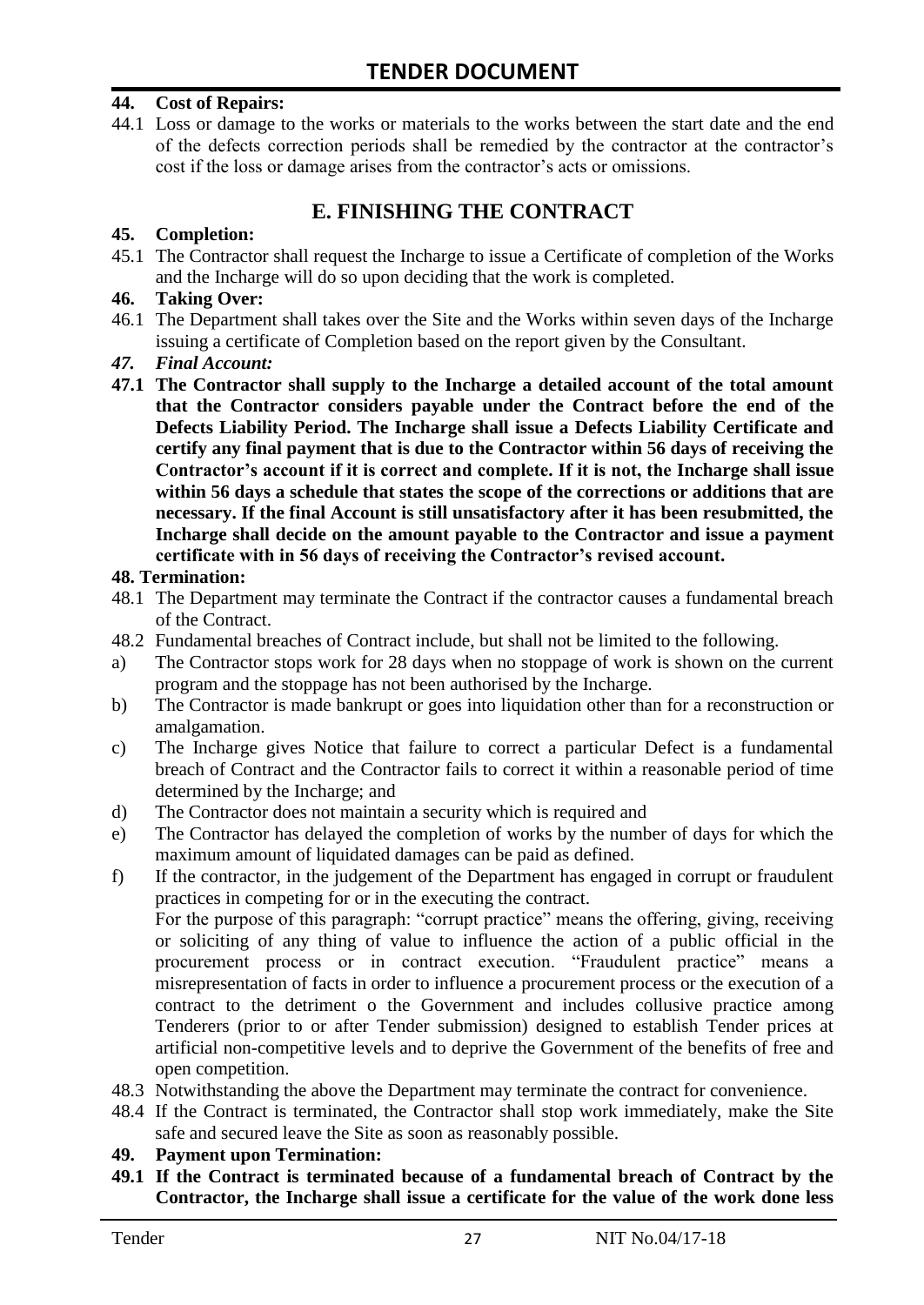**44. Cost of Repairs:**

44.1 Loss or damage to the works or materials to the works between the start date and the end of the defects correction periods shall be remedied by the contractor at the contractor's cost if the loss or damage arises from the contractor's acts or omissions.

## E. FINISHING THE CONTRACT

**45. Completion:**

45.1 The Contractor shall request the Incharge to issue a Certificate of completion of the Works and the Incharge will do so upon deciding that the work is completed.

**46. Taking Over:**

46.1 The Department shall takes over the Site and the Works within seven days of the Incharge issuing a certificate of Completion based on the report given by the Consultant.

***47. Final Account:***

**47.1 The Contractor shall supply to the Incharge a detailed account of the total amount that the Contractor considers payable under the Contract before the end of the Defects Liability Period. The Incharge shall issue a Defects Liability Certificate and certify any final payment that is due to the Contractor within 56 days of receiving the Contractor's account if it is correct and complete. If it is not, the Incharge shall issue within 56 days a schedule that states the scope of the corrections or additions that are necessary. If the final Account is still unsatisfactory after it has been resubmitted, the Incharge shall decide on the amount payable to the Contractor and issue a payment certificate with in 56 days of receiving the Contractor's revised account.**

**48. Termination:**

48.1 The Department may terminate the Contract if the contractor causes a fundamental breach of the Contract.

48.2 Fundamental breaches of Contract include, but shall not be limited to the following.

a) The Contractor stops work for 28 days when no stoppage of work is shown on the current program and the stoppage has not been authorised by the Incharge.

b) The Contractor is made bankrupt or goes into liquidation other than for a reconstruction or amalgamation.

c) The Incharge gives Notice that failure to correct a particular Defect is a fundamental breach of Contract and the Contractor fails to correct it within a reasonable period of time determined by the Incharge; and

d) The Contractor does not maintain a security which is required and

e) The Contractor has delayed the completion of works by the number of days for which the maximum amount of liquidated damages can be paid as defined.

f) If the contractor, in the judgement of the Department has engaged in corrupt or fraudulent practices in competing for or in the executing the contract.

For the purpose of this paragraph: "corrupt practice" means the offering, giving, receiving or soliciting of any thing of value to influence the action of a public official in the procurement process or in contract execution. "Fraudulent practice" means a misrepresentation of facts in order to influence a procurement process or the execution of a contract to the detriment o the Government and includes collusive practice among Tenderers (prior to or after Tender submission) designed to establish Tender prices at artificial non-competitive levels and to deprive the Government of the benefits of free and open competition.

48.3 Notwithstanding the above the Department may terminate the contract for convenience.

48.4 If the Contract is terminated, the Contractor shall stop work immediately, make the Site safe and secured leave the Site as soon as reasonably possible.

**49. Payment upon Termination:**

**49.1 If the Contract is terminated because of a fundamental breach of Contract by the Contractor, the Incharge shall issue a certificate for the value of the work done less**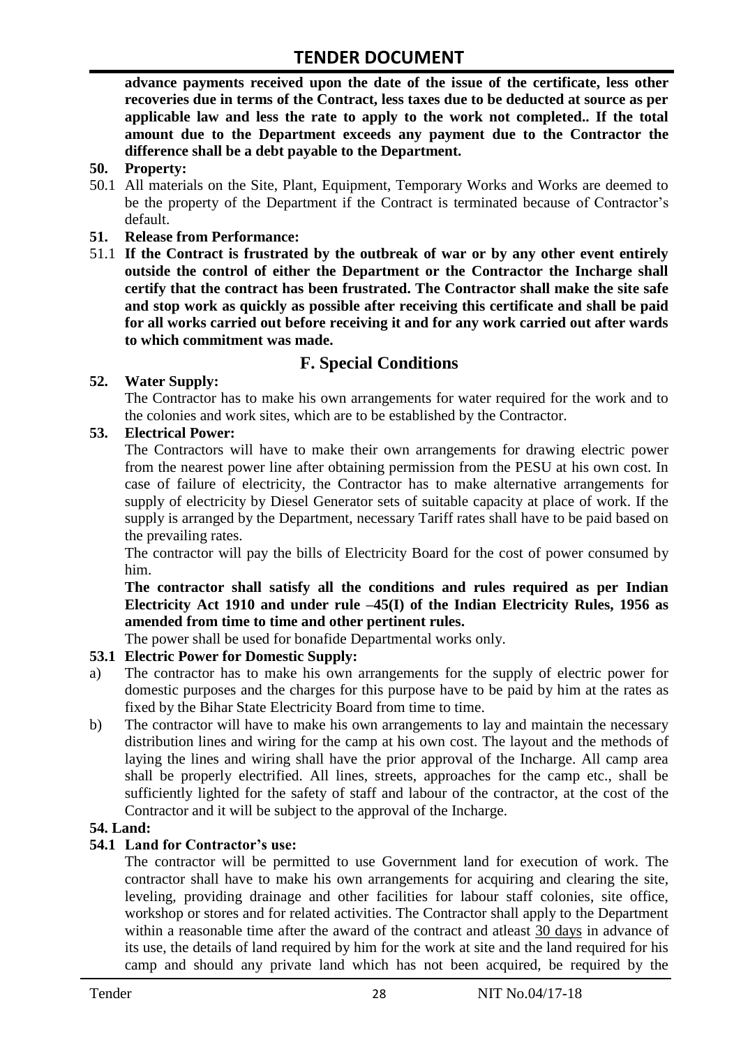**advance payments received upon the date of the issue of the certificate, less other recoveries due in terms of the Contract, less taxes due to be deducted at source as per applicable law and less the rate to apply to the work not completed.. If the total amount due to the Department exceeds any payment due to the Contractor the difference shall be a debt payable to the Department.**

**50. Property:**

50.1 All materials on the Site, Plant, Equipment, Temporary Works and Works are deemed to be the property of the Department if the Contract is terminated because of Contractor's default.

**51. Release from Performance:**

51.1 **If the Contract is frustrated by the outbreak of war or by any other event entirely outside the control of either the Department or the Contractor the Incharge shall certify that the contract has been frustrated. The Contractor shall make the site safe and stop work as quickly as possible after receiving this certificate and shall be paid for all works carried out before receiving it and for any work carried out after wards to which commitment was made.**

## F. Special Conditions

**52. Water Supply:**

The Contractor has to make his own arrangements for water required for the work and to the colonies and work sites, which are to be established by the Contractor.

**53. Electrical Power:**

The Contractors will have to make their own arrangements for drawing electric power from the nearest power line after obtaining permission from the PESU at his own cost. In case of failure of electricity, the Contractor has to make alternative arrangements for supply of electricity by Diesel Generator sets of suitable capacity at place of work. If the supply is arranged by the Department, necessary Tariff rates shall have to be paid based on the prevailing rates.

The contractor will pay the bills of Electricity Board for the cost of power consumed by him.

**The contractor shall satisfy all the conditions and rules required as per Indian Electricity Act 1910 and under rule –45(I) of the Indian Electricity Rules, 1956 as amended from time to time and other pertinent rules.**

The power shall be used for bonafide Departmental works only.

**53.1 Electric Power for Domestic Supply:**

a) The contractor has to make his own arrangements for the supply of electric power for domestic purposes and the charges for this purpose have to be paid by him at the rates as fixed by the Bihar State Electricity Board from time to time.

b) The contractor will have to make his own arrangements to lay and maintain the necessary distribution lines and wiring for the camp at his own cost. The layout and the methods of laying the lines and wiring shall have the prior approval of the Incharge. All camp area shall be properly electrified. All lines, streets, approaches for the camp etc., shall be sufficiently lighted for the safety of staff and labour of the contractor, at the cost of the Contractor and it will be subject to the approval of the Incharge.

**54. Land:**

**54.1 Land for Contractor's use:**

The contractor will be permitted to use Government land for execution of work. The contractor shall have to make his own arrangements for acquiring and clearing the site, leveling, providing drainage and other facilities for labour staff colonies, site office, workshop or stores and for related activities. The Contractor shall apply to the Department within a reasonable time after the award of the contract and atleast 30 days in advance of its use, the details of land required by him for the work at site and the land required for his camp and should any private land which has not been acquired, be required by the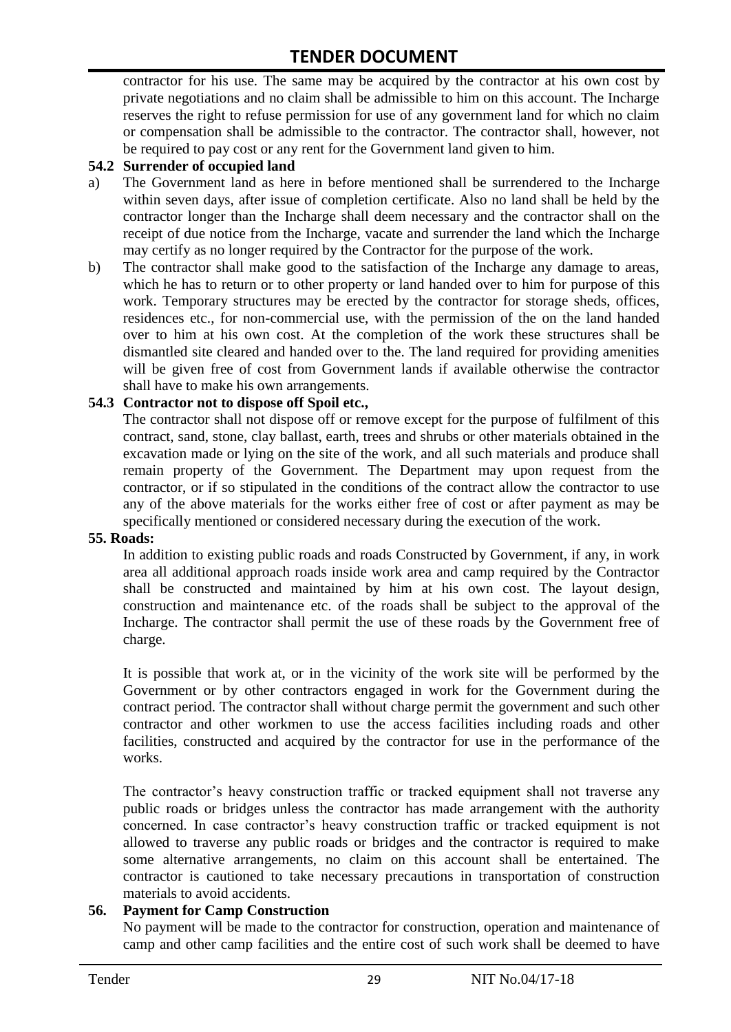contractor for his use. The same may be acquired by the contractor at his own cost by private negotiations and no claim shall be admissible to him on this account. The Incharge reserves the right to refuse permission for use of any government land for which no claim or compensation shall be admissible to the contractor. The contractor shall, however, not be required to pay cost or any rent for the Government land given to him.

**54.2 Surrender of occupied land**

a) The Government land as here in before mentioned shall be surrendered to the Incharge within seven days, after issue of completion certificate. Also no land shall be held by the contractor longer than the Incharge shall deem necessary and the contractor shall on the receipt of due notice from the Incharge, vacate and surrender the land which the Incharge may certify as no longer required by the Contractor for the purpose of the work.

b) The contractor shall make good to the satisfaction of the Incharge any damage to areas, which he has to return or to other property or land handed over to him for purpose of this work. Temporary structures may be erected by the contractor for storage sheds, offices, residences etc., for non-commercial use, with the permission of the on the land handed over to him at his own cost. At the completion of the work these structures shall be dismantled site cleared and handed over to the. The land required for providing amenities will be given free of cost from Government lands if available otherwise the contractor shall have to make his own arrangements.

**54.3 Contractor not to dispose off Spoil etc.,**

The contractor shall not dispose off or remove except for the purpose of fulfilment of this contract, sand, stone, clay ballast, earth, trees and shrubs or other materials obtained in the excavation made or lying on the site of the work, and all such materials and produce shall remain property of the Government. The Department may upon request from the contractor, or if so stipulated in the conditions of the contract allow the contractor to use any of the above materials for the works either free of cost or after payment as may be specifically mentioned or considered necessary during the execution of the work.

**55. Roads:**

In addition to existing public roads and roads Constructed by Government, if any, in work area all additional approach roads inside work area and camp required by the Contractor shall be constructed and maintained by him at his own cost. The layout design, construction and maintenance etc. of the roads shall be subject to the approval of the Incharge. The contractor shall permit the use of these roads by the Government free of charge.

It is possible that work at, or in the vicinity of the work site will be performed by the Government or by other contractors engaged in work for the Government during the contract period. The contractor shall without charge permit the government and such other contractor and other workmen to use the access facilities including roads and other facilities, constructed and acquired by the contractor for use in the performance of the works.

The contractor's heavy construction traffic or tracked equipment shall not traverse any public roads or bridges unless the contractor has made arrangement with the authority concerned. In case contractor's heavy construction traffic or tracked equipment is not allowed to traverse any public roads or bridges and the contractor is required to make some alternative arrangements, no claim on this account shall be entertained. The contractor is cautioned to take necessary precautions in transportation of construction materials to avoid accidents.

**56. Payment for Camp Construction**

No payment will be made to the contractor for construction, operation and maintenance of camp and other camp facilities and the entire cost of such work shall be deemed to have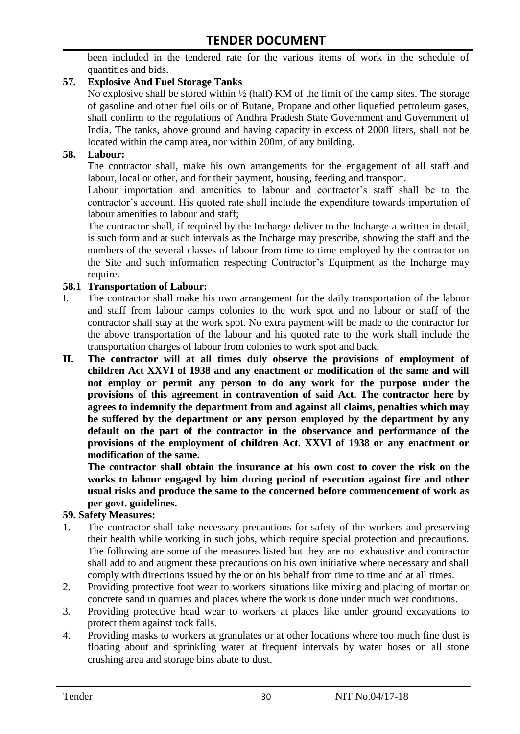been included in the tendered rate for the various items of work in the schedule of quantities and bids.

**57. Explosive And Fuel Storage Tanks**

No explosive shall be stored within ½ (half) KM of the limit of the camp sites. The storage of gasoline and other fuel oils or of Butane, Propane and other liquefied petroleum gases, shall confirm to the regulations of Andhra Pradesh State Government and Government of India. The tanks, above ground and having capacity in excess of 2000 liters, shall not be located within the camp area, nor within 200m, of any building.

**58. Labour:**

The contractor shall, make his own arrangements for the engagement of all staff and labour, local or other, and for their payment, housing, feeding and transport.

Labour importation and amenities to labour and contractor's staff shall be to the contractor's account. His quoted rate shall include the expenditure towards importation of labour amenities to labour and staff;

The contractor shall, if required by the Incharge deliver to the Incharge a written in detail, is such form and at such intervals as the Incharge may prescribe, showing the staff and the numbers of the several classes of labour from time to time employed by the contractor on the Site and such information respecting Contractor's Equipment as the Incharge may require.

**58.1 Transportation of Labour:**

I. The contractor shall make his own arrangement for the daily transportation of the labour and staff from labour camps colonies to the work spot and no labour or staff of the contractor shall stay at the work spot. No extra payment will be made to the contractor for the above transportation of the labour and his quoted rate to the work shall include the transportation charges of labour from colonies to work spot and back.

**II. The contractor will at all times duly observe the provisions of employment of children Act XXVI of 1938 and any enactment or modification of the same and will not employ or permit any person to do any work for the purpose under the provisions of this agreement in contravention of said Act. The contractor here by agrees to indemnify the department from and against all claims, penalties which may be suffered by the department or any person employed by the department by any default on the part of the contractor in the observance and performance of the provisions of the employment of children Act. XXVI of 1938 or any enactment or modification of the same.**

**The contractor shall obtain the insurance at his own cost to cover the risk on the works to labour engaged by him during period of execution against fire and other usual risks and produce the same to the concerned before commencement of work as per govt. guidelines.**

**59. Safety Measures:**

1. The contractor shall take necessary precautions for safety of the workers and preserving their health while working in such jobs, which require special protection and precautions. The following are some of the measures listed but they are not exhaustive and contractor shall add to and augment these precautions on his own initiative where necessary and shall comply with directions issued by the or on his behalf from time to time and at all times.
2. Providing protective foot wear to workers situations like mixing and placing of mortar or concrete sand in quarries and places where the work is done under much wet conditions.
3. Providing protective head wear to workers at places like under ground excavations to protect them against rock falls.
4. Providing masks to workers at granulates or at other locations where too much fine dust is floating about and sprinkling water at frequent intervals by water hoses on all stone crushing area and storage bins abate to dust.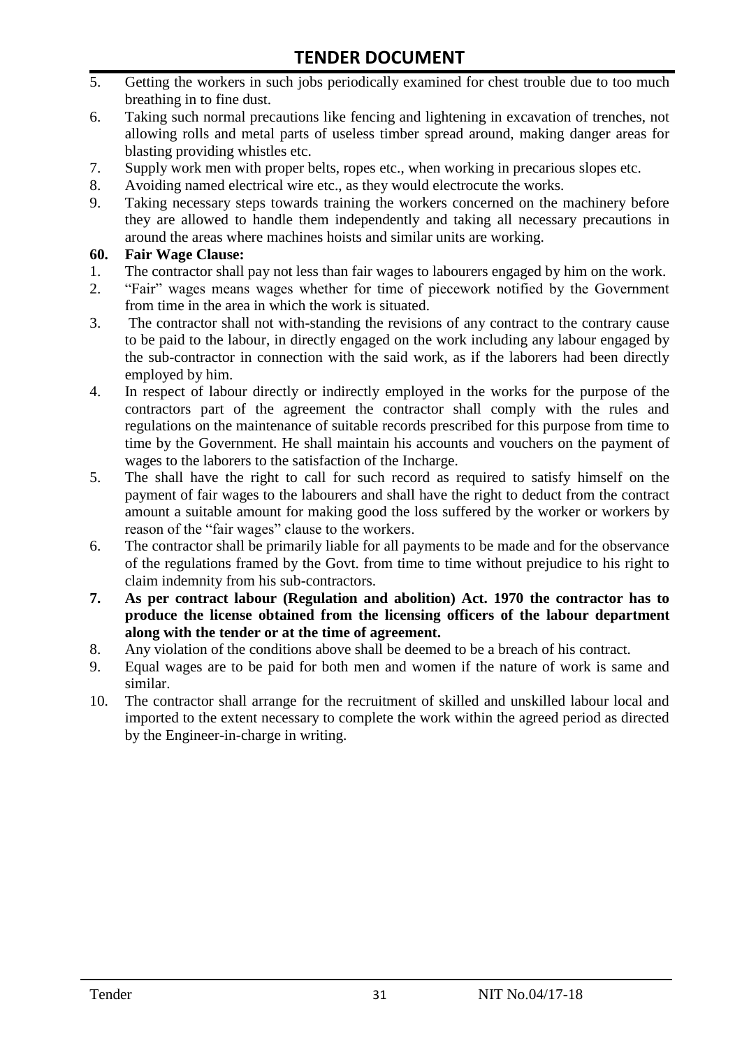5. Getting the workers in such jobs periodically examined for chest trouble due to too much breathing in to fine dust.
6. Taking such normal precautions like fencing and lightening in excavation of trenches, not allowing rolls and metal parts of useless timber spread around, making danger areas for blasting providing whistles etc.
7. Supply work men with proper belts, ropes etc., when working in precarious slopes etc.
8. Avoiding named electrical wire etc., as they would electrocute the works.
9. Taking necessary steps towards training the workers concerned on the machinery before they are allowed to handle them independently and taking all necessary precautions in around the areas where machines hoists and similar units are working.

**60. Fair Wage Clause:**

1. The contractor shall pay not less than fair wages to labourers engaged by him on the work.
2. "Fair" wages means wages whether for time of piecework notified by the Government from time in the area in which the work is situated.
3. The contractor shall not with-standing the revisions of any contract to the contrary cause to be paid to the labour, in directly engaged on the work including any labour engaged by the sub-contractor in connection with the said work, as if the laborers had been directly employed by him.
4. In respect of labour directly or indirectly employed in the works for the purpose of the contractors part of the agreement the contractor shall comply with the rules and regulations on the maintenance of suitable records prescribed for this purpose from time to time by the Government. He shall maintain his accounts and vouchers on the payment of wages to the laborers to the satisfaction of the Incharge.
5. The shall have the right to call for such record as required to satisfy himself on the payment of fair wages to the labourers and shall have the right to deduct from the contract amount a suitable amount for making good the loss suffered by the worker or workers by reason of the "fair wages" clause to the workers.
6. The contractor shall be primarily liable for all payments to be made and for the observance of the regulations framed by the Govt. from time to time without prejudice to his right to claim indemnity from his sub-contractors.
7. **As per contract labour (Regulation and abolition) Act. 1970 the contractor has to produce the license obtained from the licensing officers of the labour department along with the tender or at the time of agreement.**
8. Any violation of the conditions above shall be deemed to be a breach of his contract.
9. Equal wages are to be paid for both men and women if the nature of work is same and similar.
10. The contractor shall arrange for the recruitment of skilled and unskilled labour local and imported to the extent necessary to complete the work within the agreed period as directed by the Engineer-in-charge in writing.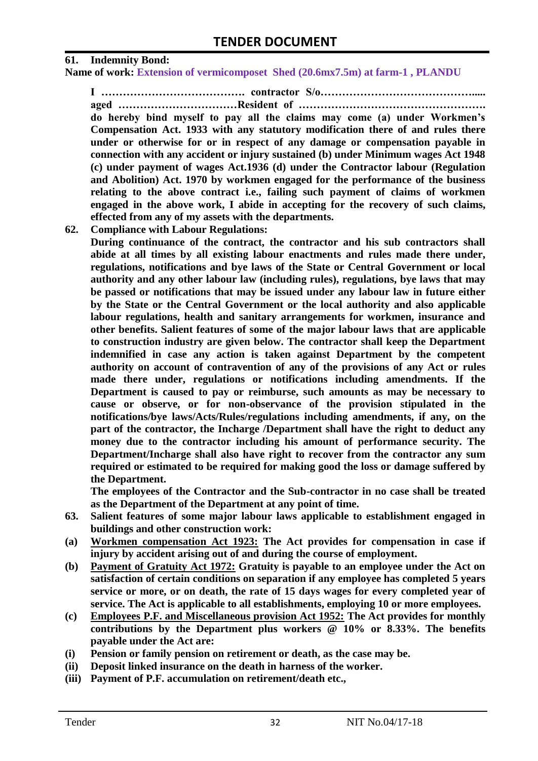**61. Indemnity Bond:**

**Name of work: Extension of vermicomposet Shed (20.6mx7.5m) at farm-1 , PLANDU**

**I …………………………………. contractor S/o…………………………………..... aged ……………………………Resident of ……………………………………………. do hereby bind myself to pay all the claims may come (a) under Workmen's Compensation Act. 1933 with any statutory modification there of and rules there under or otherwise for or in respect of any damage or compensation payable in connection with any accident or injury sustained (b) under Minimum wages Act 1948 (c) under payment of wages Act.1936 (d) under the Contractor labour (Regulation and Abolition) Act. 1970 by workmen engaged for the performance of the business relating to the above contract i.e., failing such payment of claims of workmen engaged in the above work, I abide in accepting for the recovery of such claims, effected from any of my assets with the departments.**

**62. Compliance with Labour Regulations:**

**During continuance of the contract, the contractor and his sub contractors shall abide at all times by all existing labour enactments and rules made there under, regulations, notifications and bye laws of the State or Central Government or local authority and any other labour law (including rules), regulations, bye laws that may be passed or notifications that may be issued under any labour law in future either by the State or the Central Government or the local authority and also applicable labour regulations, health and sanitary arrangements for workmen, insurance and other benefits. Salient features of some of the major labour laws that are applicable to construction industry are given below. The contractor shall keep the Department indemnified in case any action is taken against Department by the competent authority on account of contravention of any of the provisions of any Act or rules made there under, regulations or notifications including amendments. If the Department is caused to pay or reimburse, such amounts as may be necessary to cause or observe, or for non-observance of the provision stipulated in the notifications/bye laws/Acts/Rules/regulations including amendments, if any, on the part of the contractor, the Incharge /Department shall have the right to deduct any money due to the contractor including his amount of performance security. The Department/Incharge shall also have right to recover from the contractor any sum required or estimated to be required for making good the loss or damage suffered by the Department.**

**The employees of the Contractor and the Sub-contractor in no case shall be treated as the Department of the Department at any point of time.**

**63. Salient features of some major labour laws applicable to establishment engaged in buildings and other construction work:**

**(a) <u>Workmen compensation Act 1923:</u> The Act provides for compensation in case if injury by accident arising out of and during the course of employment.**

**(b) <u>Payment of Gratuity Act 1972:</u> Gratuity is payable to an employee under the Act on satisfaction of certain conditions on separation if any employee has completed 5 years service or more, or on death, the rate of 15 days wages for every completed year of service. The Act is applicable to all establishments, employing 10 or more employees.**

**(c) <u>Employees P.F. and Miscellaneous provision Act 1952:</u> The Act provides for monthly contributions by the Department plus workers @ 10% or 8.33%. The benefits payable under the Act are:**

**(i) Pension or family pension on retirement or death, as the case may be.**

**(ii) Deposit linked insurance on the death in harness of the worker.**

**(iii) Payment of P.F. accumulation on retirement/death etc.,**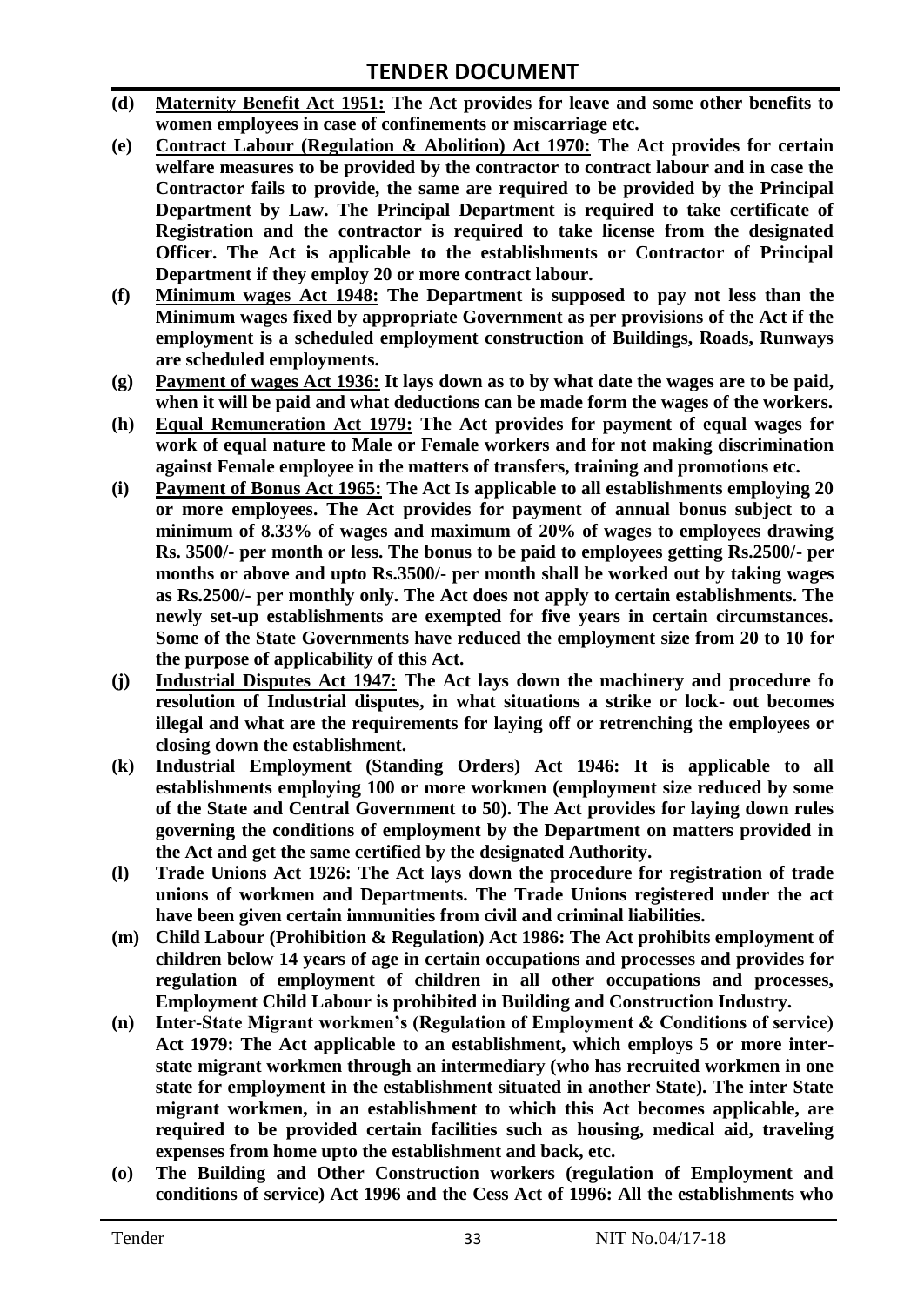**(d)** **Maternity Benefit Act 1951: The Act provides for leave and some other benefits to women employees in case of confinements or miscarriage etc.**

**(e)** **Contract Labour (Regulation & Abolition) Act 1970: The Act provides for certain welfare measures to be provided by the contractor to contract labour and in case the Contractor fails to provide, the same are required to be provided by the Principal Department by Law. The Principal Department is required to take certificate of Registration and the contractor is required to take license from the designated Officer. The Act is applicable to the establishments or Contractor of Principal Department if they employ 20 or more contract labour.**

**(f)** **Minimum wages Act 1948: The Department is supposed to pay not less than the Minimum wages fixed by appropriate Government as per provisions of the Act if the employment is a scheduled employment construction of Buildings, Roads, Runways are scheduled employments.**

**(g)** **Payment of wages Act 1936: It lays down as to by what date the wages are to be paid, when it will be paid and what deductions can be made form the wages of the workers.**

**(h)** **Equal Remuneration Act 1979: The Act provides for payment of equal wages for work of equal nature to Male or Female workers and for not making discrimination against Female employee in the matters of transfers, training and promotions etc.**

**(i)** **Payment of Bonus Act 1965: The Act Is applicable to all establishments employing 20 or more employees. The Act provides for payment of annual bonus subject to a minimum of 8.33% of wages and maximum of 20% of wages to employees drawing Rs. 3500/- per month or less. The bonus to be paid to employees getting Rs.2500/- per months or above and upto Rs.3500/- per month shall be worked out by taking wages as Rs.2500/- per monthly only. The Act does not apply to certain establishments. The newly set-up establishments are exempted for five years in certain circumstances. Some of the State Governments have reduced the employment size from 20 to 10 for the purpose of applicability of this Act.**

**(j)** **Industrial Disputes Act 1947: The Act lays down the machinery and procedure fo resolution of Industrial disputes, in what situations a strike or lock- out becomes illegal and what are the requirements for laying off or retrenching the employees or closing down the establishment.**

**(k)** **Industrial Employment (Standing Orders) Act 1946: It is applicable to all establishments employing 100 or more workmen (employment size reduced by some of the State and Central Government to 50). The Act provides for laying down rules governing the conditions of employment by the Department on matters provided in the Act and get the same certified by the designated Authority.**

**(l)** **Trade Unions Act 1926: The Act lays down the procedure for registration of trade unions of workmen and Departments. The Trade Unions registered under the act have been given certain immunities from civil and criminal liabilities.**

**(m)** **Child Labour (Prohibition & Regulation) Act 1986: The Act prohibits employment of children below 14 years of age in certain occupations and processes and provides for regulation of employment of children in all other occupations and processes, Employment Child Labour is prohibited in Building and Construction Industry.**

**(n)** **Inter-State Migrant workmen's (Regulation of Employment & Conditions of service) Act 1979: The Act applicable to an establishment, which employs 5 or more inter-state migrant workmen through an intermediary (who has recruited workmen in one state for employment in the establishment situated in another State). The inter State migrant workmen, in an establishment to which this Act becomes applicable, are required to be provided certain facilities such as housing, medical aid, traveling expenses from home upto the establishment and back, etc.**

**(o)** **The Building and Other Construction workers (regulation of Employment and conditions of service) Act 1996 and the Cess Act of 1996: All the establishments who**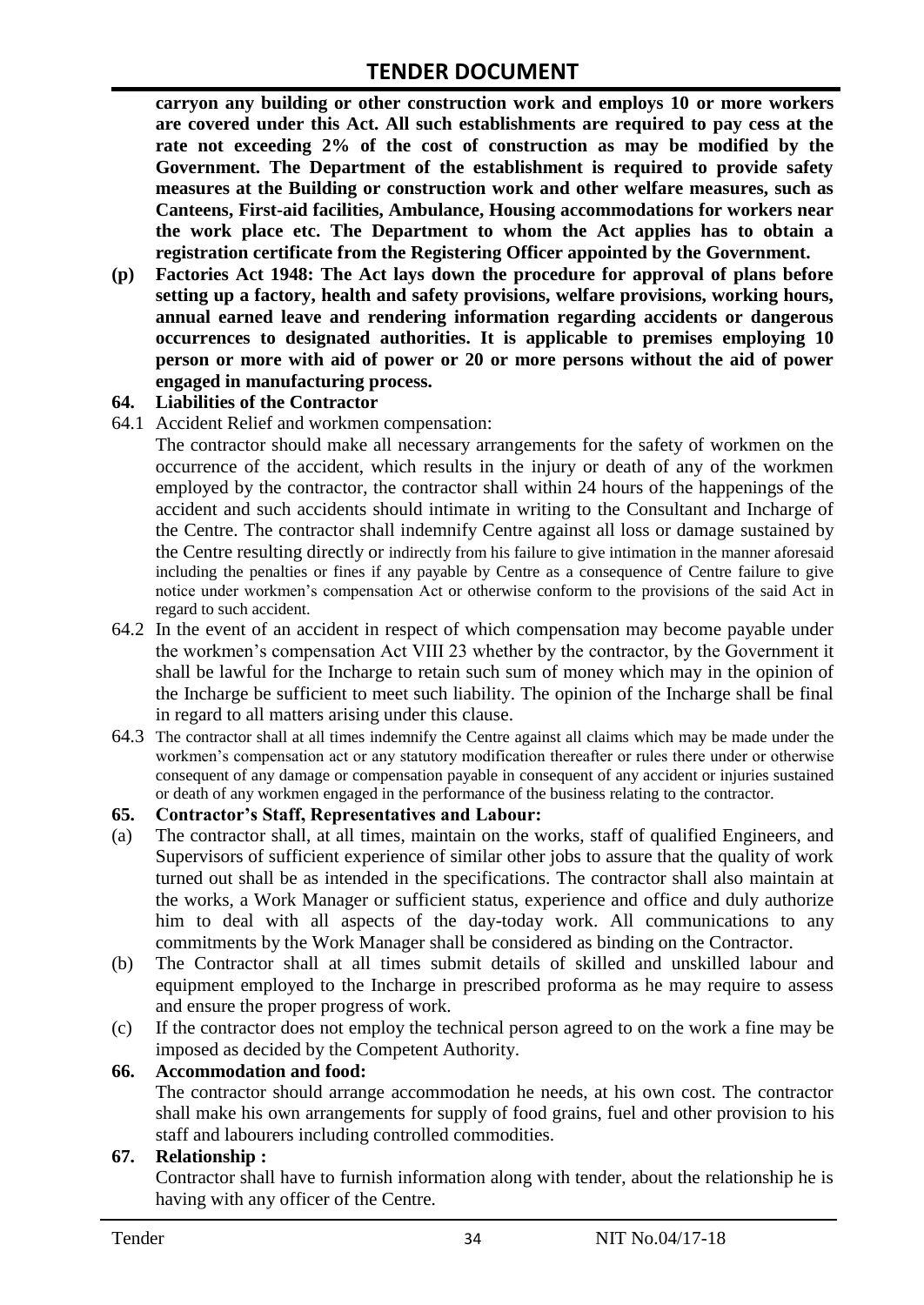**carryon any building or other construction work and employs 10 or more workers are covered under this Act. All such establishments are required to pay cess at the rate not exceeding 2% of the cost of construction as may be modified by the Government. The Department of the establishment is required to provide safety measures at the Building or construction work and other welfare measures, such as Canteens, First-aid facilities, Ambulance, Housing accommodations for workers near the work place etc. The Department to whom the Act applies has to obtain a registration certificate from the Registering Officer appointed by the Government.**

**(p) Factories Act 1948: The Act lays down the procedure for approval of plans before setting up a factory, health and safety provisions, welfare provisions, working hours, annual earned leave and rendering information regarding accidents or dangerous occurrences to designated authorities. It is applicable to premises employing 10 person or more with aid of power or 20 or more persons without the aid of power engaged in manufacturing process.**

**64. Liabilities of the Contractor**

64.1 Accident Relief and workmen compensation:

The contractor should make all necessary arrangements for the safety of workmen on the occurrence of the accident, which results in the injury or death of any of the workmen employed by the contractor, the contractor shall within 24 hours of the happenings of the accident and such accidents should intimate in writing to the Consultant and Incharge of the Centre. The contractor shall indemnify Centre against all loss or damage sustained by the Centre resulting directly or indirectly from his failure to give intimation in the manner aforesaid including the penalties or fines if any payable by Centre as a consequence of Centre failure to give notice under workmen's compensation Act or otherwise conform to the provisions of the said Act in regard to such accident.

64.2 In the event of an accident in respect of which compensation may become payable under the workmen's compensation Act VIII 23 whether by the contractor, by the Government it shall be lawful for the Incharge to retain such sum of money which may in the opinion of the Incharge be sufficient to meet such liability. The opinion of the Incharge shall be final in regard to all matters arising under this clause.

64.3 The contractor shall at all times indemnify the Centre against all claims which may be made under the workmen's compensation act or any statutory modification thereafter or rules there under or otherwise consequent of any damage or compensation payable in consequent of any accident or injuries sustained or death of any workmen engaged in the performance of the business relating to the contractor.

**65. Contractor's Staff, Representatives and Labour:**

(a) The contractor shall, at all times, maintain on the works, staff of qualified Engineers, and Supervisors of sufficient experience of similar other jobs to assure that the quality of work turned out shall be as intended in the specifications. The contractor shall also maintain at the works, a Work Manager or sufficient status, experience and office and duly authorize him to deal with all aspects of the day-today work. All communications to any commitments by the Work Manager shall be considered as binding on the Contractor.

(b) The Contractor shall at all times submit details of skilled and unskilled labour and equipment employed to the Incharge in prescribed proforma as he may require to assess and ensure the proper progress of work.

(c) If the contractor does not employ the technical person agreed to on the work a fine may be imposed as decided by the Competent Authority.

**66. Accommodation and food:**

The contractor should arrange accommodation he needs, at his own cost. The contractor shall make his own arrangements for supply of food grains, fuel and other provision to his staff and labourers including controlled commodities.

**67. Relationship :**

Contractor shall have to furnish information along with tender, about the relationship he is having with any officer of the Centre.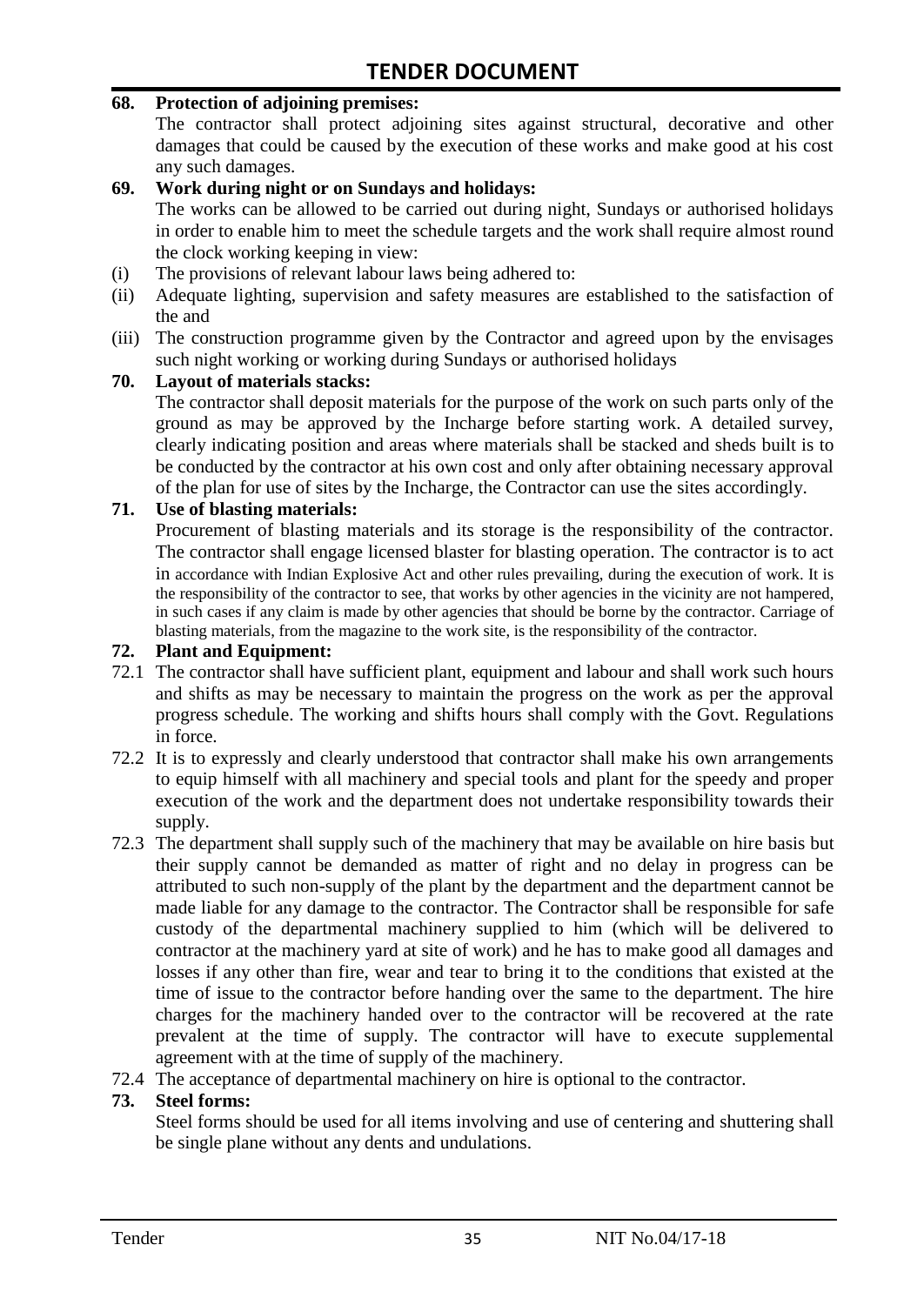**68. Protection of adjoining premises:**

The contractor shall protect adjoining sites against structural, decorative and other damages that could be caused by the execution of these works and make good at his cost any such damages.

**69. Work during night or on Sundays and holidays:**

The works can be allowed to be carried out during night, Sundays or authorised holidays in order to enable him to meet the schedule targets and the work shall require almost round the clock working keeping in view:

(i) The provisions of relevant labour laws being adhered to:

(ii) Adequate lighting, supervision and safety measures are established to the satisfaction of the and

(iii) The construction programme given by the Contractor and agreed upon by the envisages such night working or working during Sundays or authorised holidays

**70. Layout of materials stacks:**

The contractor shall deposit materials for the purpose of the work on such parts only of the ground as may be approved by the Incharge before starting work. A detailed survey, clearly indicating position and areas where materials shall be stacked and sheds built is to be conducted by the contractor at his own cost and only after obtaining necessary approval of the plan for use of sites by the Incharge, the Contractor can use the sites accordingly.

**71. Use of blasting materials:**

Procurement of blasting materials and its storage is the responsibility of the contractor. The contractor shall engage licensed blaster for blasting operation. The contractor is to act in accordance with Indian Explosive Act and other rules prevailing, during the execution of work. It is the responsibility of the contractor to see, that works by other agencies in the vicinity are not hampered, in such cases if any claim is made by other agencies that should be borne by the contractor. Carriage of blasting materials, from the magazine to the work site, is the responsibility of the contractor.

**72. Plant and Equipment:**

72.1 The contractor shall have sufficient plant, equipment and labour and shall work such hours and shifts as may be necessary to maintain the progress on the work as per the approval progress schedule. The working and shifts hours shall comply with the Govt. Regulations in force.

72.2 It is to expressly and clearly understood that contractor shall make his own arrangements to equip himself with all machinery and special tools and plant for the speedy and proper execution of the work and the department does not undertake responsibility towards their supply.

72.3 The department shall supply such of the machinery that may be available on hire basis but their supply cannot be demanded as matter of right and no delay in progress can be attributed to such non-supply of the plant by the department and the department cannot be made liable for any damage to the contractor. The Contractor shall be responsible for safe custody of the departmental machinery supplied to him (which will be delivered to contractor at the machinery yard at site of work) and he has to make good all damages and losses if any other than fire, wear and tear to bring it to the conditions that existed at the time of issue to the contractor before handing over the same to the department. The hire charges for the machinery handed over to the contractor will be recovered at the rate prevalent at the time of supply. The contractor will have to execute supplemental agreement with at the time of supply of the machinery.

72.4 The acceptance of departmental machinery on hire is optional to the contractor.

**73. Steel forms:**

Steel forms should be used for all items involving and use of centering and shuttering shall be single plane without any dents and undulations.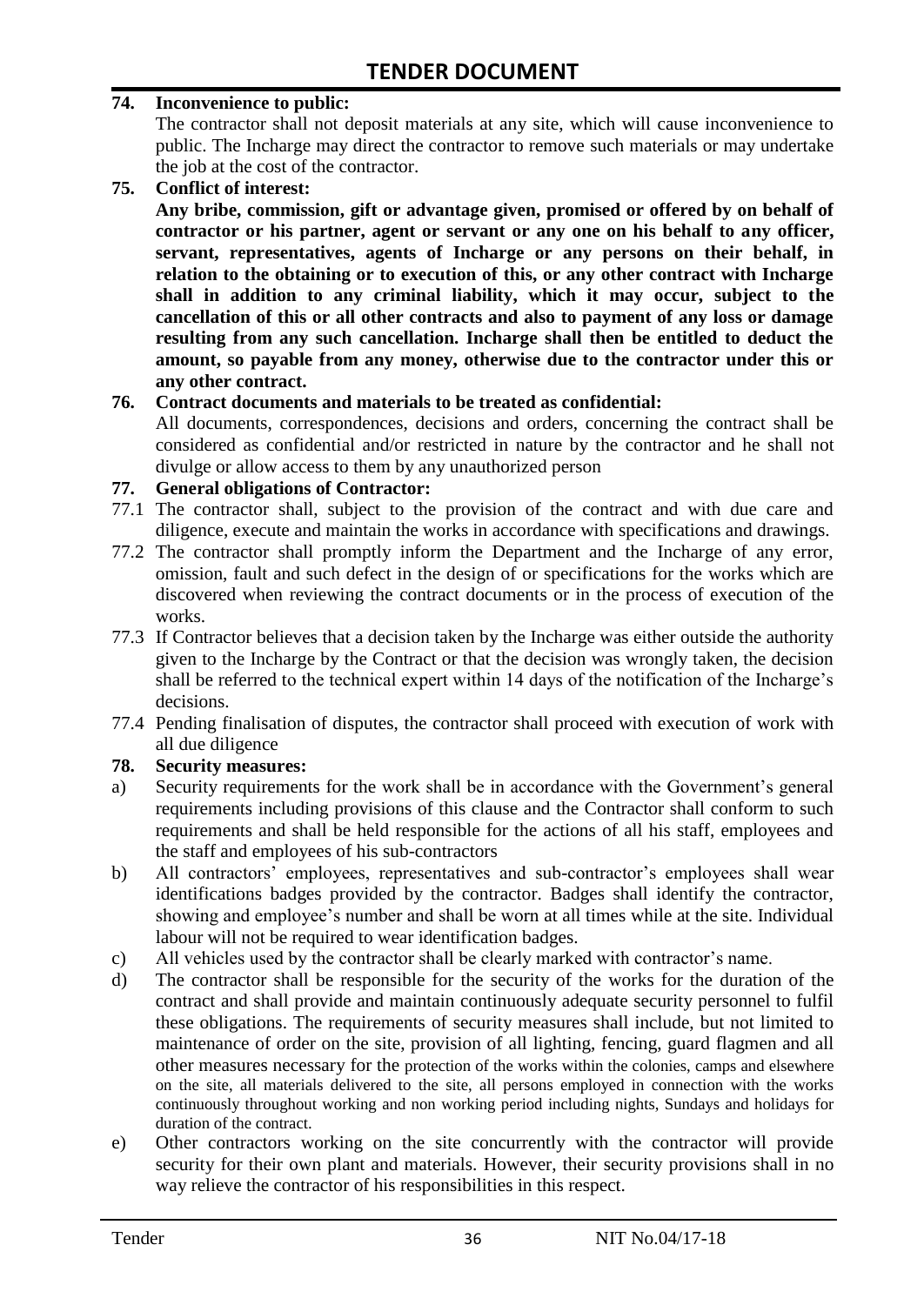**74. Inconvenience to public:**

The contractor shall not deposit materials at any site, which will cause inconvenience to public. The Incharge may direct the contractor to remove such materials or may undertake the job at the cost of the contractor.

**75. Conflict of interest:**

**Any bribe, commission, gift or advantage given, promised or offered by on behalf of contractor or his partner, agent or servant or any one on his behalf to any officer, servant, representatives, agents of Incharge or any persons on their behalf, in relation to the obtaining or to execution of this, or any other contract with Incharge shall in addition to any criminal liability, which it may occur, subject to the cancellation of this or all other contracts and also to payment of any loss or damage resulting from any such cancellation. Incharge shall then be entitled to deduct the amount, so payable from any money, otherwise due to the contractor under this or any other contract.**

**76. Contract documents and materials to be treated as confidential:**

All documents, correspondences, decisions and orders, concerning the contract shall be considered as confidential and/or restricted in nature by the contractor and he shall not divulge or allow access to them by any unauthorized person

**77. General obligations of Contractor:**

77.1 The contractor shall, subject to the provision of the contract and with due care and diligence, execute and maintain the works in accordance with specifications and drawings.

77.2 The contractor shall promptly inform the Department and the Incharge of any error, omission, fault and such defect in the design of or specifications for the works which are discovered when reviewing the contract documents or in the process of execution of the works.

77.3 If Contractor believes that a decision taken by the Incharge was either outside the authority given to the Incharge by the Contract or that the decision was wrongly taken, the decision shall be referred to the technical expert within 14 days of the notification of the Incharge's decisions.

77.4 Pending finalisation of disputes, the contractor shall proceed with execution of work with all due diligence

**78. Security measures:**

a) Security requirements for the work shall be in accordance with the Government's general requirements including provisions of this clause and the Contractor shall conform to such requirements and shall be held responsible for the actions of all his staff, employees and the staff and employees of his sub-contractors

b) All contractors' employees, representatives and sub-contractor's employees shall wear identifications badges provided by the contractor. Badges shall identify the contractor, showing and employee's number and shall be worn at all times while at the site. Individual labour will not be required to wear identification badges.

c) All vehicles used by the contractor shall be clearly marked with contractor's name.

d) The contractor shall be responsible for the security of the works for the duration of the contract and shall provide and maintain continuously adequate security personnel to fulfil these obligations. The requirements of security measures shall include, but not limited to maintenance of order on the site, provision of all lighting, fencing, guard flagmen and all other measures necessary for the protection of the works within the colonies, camps and elsewhere on the site, all materials delivered to the site, all persons employed in connection with the works continuously throughout working and non working period including nights, Sundays and holidays for duration of the contract.

e) Other contractors working on the site concurrently with the contractor will provide security for their own plant and materials. However, their security provisions shall in no way relieve the contractor of his responsibilities in this respect.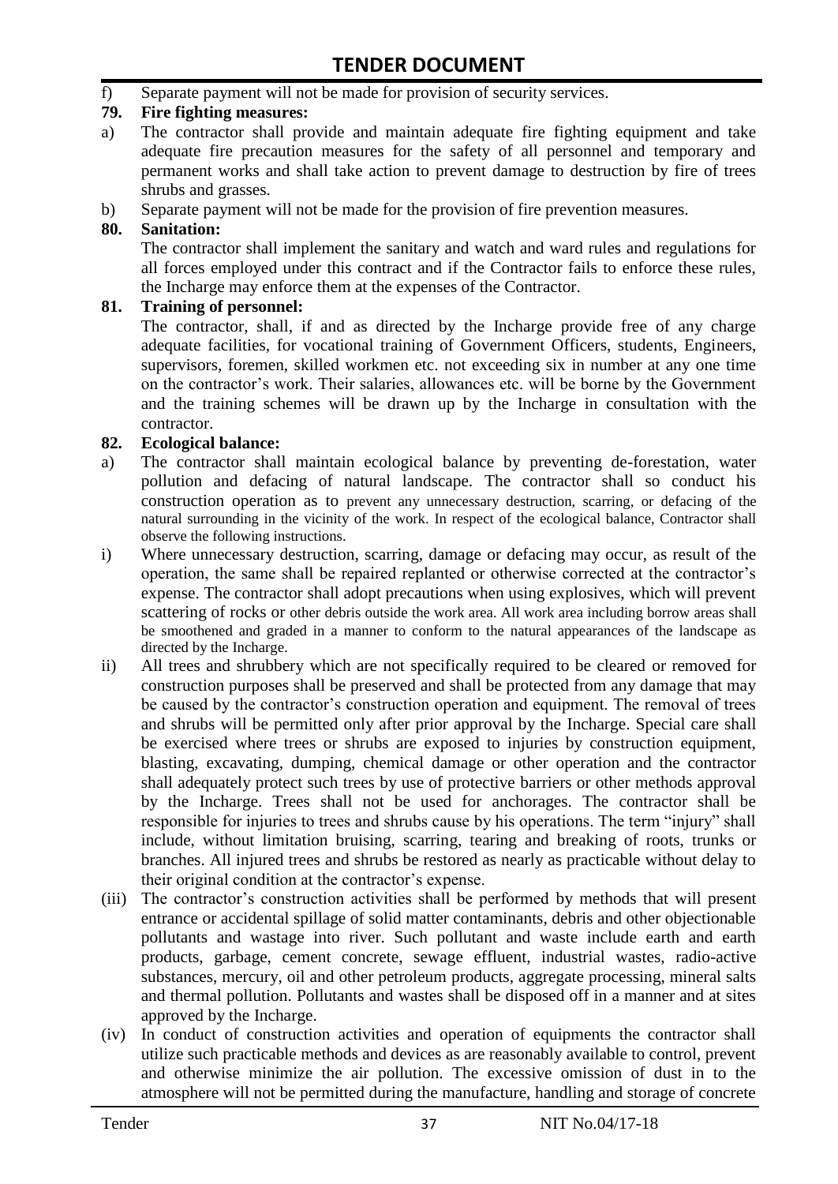f) Separate payment will not be made for provision of security services.

**79. Fire fighting measures:**

a) The contractor shall provide and maintain adequate fire fighting equipment and take adequate fire precaution measures for the safety of all personnel and temporary and permanent works and shall take action to prevent damage to destruction by fire of trees shrubs and grasses.

b) Separate payment will not be made for the provision of fire prevention measures.

**80. Sanitation:**

The contractor shall implement the sanitary and watch and ward rules and regulations for all forces employed under this contract and if the Contractor fails to enforce these rules, the Incharge may enforce them at the expenses of the Contractor.

**81. Training of personnel:**

The contractor, shall, if and as directed by the Incharge provide free of any charge adequate facilities, for vocational training of Government Officers, students, Engineers, supervisors, foremen, skilled workmen etc. not exceeding six in number at any one time on the contractor's work. Their salaries, allowances etc. will be borne by the Government and the training schemes will be drawn up by the Incharge in consultation with the contractor.

**82. Ecological balance:**

a) The contractor shall maintain ecological balance by preventing de-forestation, water pollution and defacing of natural landscape. The contractor shall so conduct his construction operation as to prevent any unnecessary destruction, scarring, or defacing of the natural surrounding in the vicinity of the work. In respect of the ecological balance, Contractor shall observe the following instructions.

i) Where unnecessary destruction, scarring, damage or defacing may occur, as result of the operation, the same shall be repaired replanted or otherwise corrected at the contractor's expense. The contractor shall adopt precautions when using explosives, which will prevent scattering of rocks or other debris outside the work area. All work area including borrow areas shall be smoothened and graded in a manner to conform to the natural appearances of the landscape as directed by the Incharge.

ii) All trees and shrubbery which are not specifically required to be cleared or removed for construction purposes shall be preserved and shall be protected from any damage that may be caused by the contractor's construction operation and equipment. The removal of trees and shrubs will be permitted only after prior approval by the Incharge. Special care shall be exercised where trees or shrubs are exposed to injuries by construction equipment, blasting, excavating, dumping, chemical damage or other operation and the contractor shall adequately protect such trees by use of protective barriers or other methods approval by the Incharge. Trees shall not be used for anchorages. The contractor shall be responsible for injuries to trees and shrubs cause by his operations. The term "injury" shall include, without limitation bruising, scarring, tearing and breaking of roots, trunks or branches. All injured trees and shrubs be restored as nearly as practicable without delay to their original condition at the contractor's expense.

(iii) The contractor's construction activities shall be performed by methods that will present entrance or accidental spillage of solid matter contaminants, debris and other objectionable pollutants and wastage into river. Such pollutant and waste include earth and earth products, garbage, cement concrete, sewage effluent, industrial wastes, radio-active substances, mercury, oil and other petroleum products, aggregate processing, mineral salts and thermal pollution. Pollutants and wastes shall be disposed off in a manner and at sites approved by the Incharge.

(iv) In conduct of construction activities and operation of equipments the contractor shall utilize such practicable methods and devices as are reasonably available to control, prevent and otherwise minimize the air pollution. The excessive omission of dust in to the atmosphere will not be permitted during the manufacture, handling and storage of concrete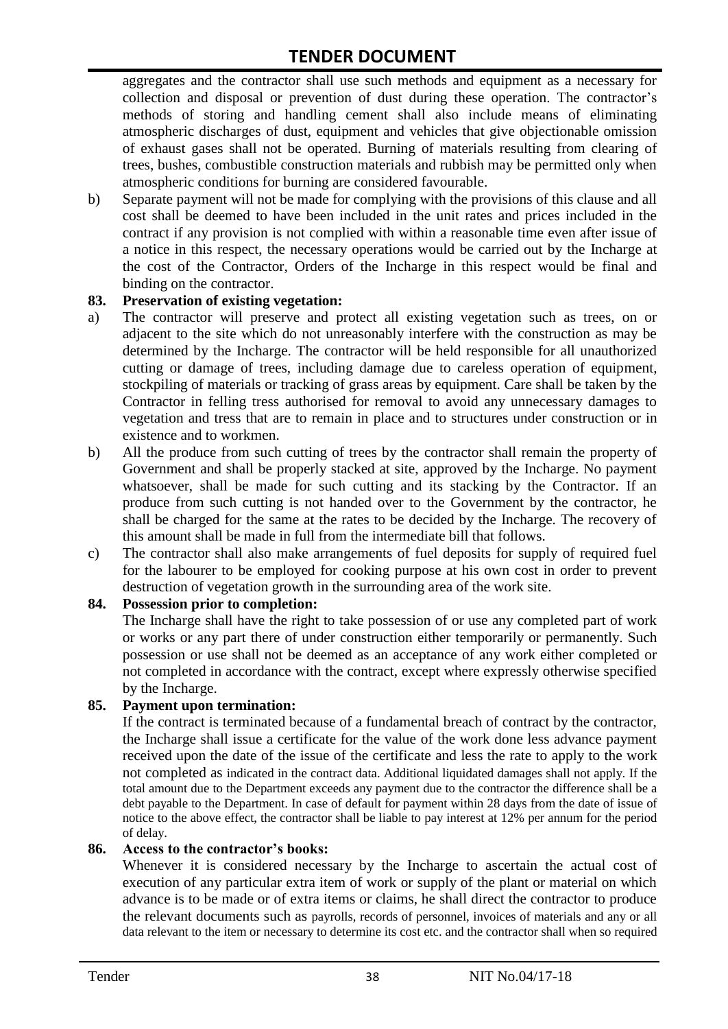aggregates and the contractor shall use such methods and equipment as a necessary for collection and disposal or prevention of dust during these operation. The contractor's methods of storing and handling cement shall also include means of eliminating atmospheric discharges of dust, equipment and vehicles that give objectionable omission of exhaust gases shall not be operated. Burning of materials resulting from clearing of trees, bushes, combustible construction materials and rubbish may be permitted only when atmospheric conditions for burning are considered favourable.

b) Separate payment will not be made for complying with the provisions of this clause and all cost shall be deemed to have been included in the unit rates and prices included in the contract if any provision is not complied with within a reasonable time even after issue of a notice in this respect, the necessary operations would be carried out by the Incharge at the cost of the Contractor, Orders of the Incharge in this respect would be final and binding on the contractor.

**83. Preservation of existing vegetation:**

a) The contractor will preserve and protect all existing vegetation such as trees, on or adjacent to the site which do not unreasonably interfere with the construction as may be determined by the Incharge. The contractor will be held responsible for all unauthorized cutting or damage of trees, including damage due to careless operation of equipment, stockpiling of materials or tracking of grass areas by equipment. Care shall be taken by the Contractor in felling tress authorised for removal to avoid any unnecessary damages to vegetation and tress that are to remain in place and to structures under construction or in existence and to workmen.

b) All the produce from such cutting of trees by the contractor shall remain the property of Government and shall be properly stacked at site, approved by the Incharge. No payment whatsoever, shall be made for such cutting and its stacking by the Contractor. If an produce from such cutting is not handed over to the Government by the contractor, he shall be charged for the same at the rates to be decided by the Incharge. The recovery of this amount shall be made in full from the intermediate bill that follows.

c) The contractor shall also make arrangements of fuel deposits for supply of required fuel for the labourer to be employed for cooking purpose at his own cost in order to prevent destruction of vegetation growth in the surrounding area of the work site.

**84. Possession prior to completion:**

The Incharge shall have the right to take possession of or use any completed part of work or works or any part there of under construction either temporarily or permanently. Such possession or use shall not be deemed as an acceptance of any work either completed or not completed in accordance with the contract, except where expressly otherwise specified by the Incharge.

**85. Payment upon termination:**

If the contract is terminated because of a fundamental breach of contract by the contractor, the Incharge shall issue a certificate for the value of the work done less advance payment received upon the date of the issue of the certificate and less the rate to apply to the work not completed as indicated in the contract data. Additional liquidated damages shall not apply. If the total amount due to the Department exceeds any payment due to the contractor the difference shall be a debt payable to the Department. In case of default for payment within 28 days from the date of issue of notice to the above effect, the contractor shall be liable to pay interest at 12% per annum for the period of delay.

**86. Access to the contractor's books:**

Whenever it is considered necessary by the Incharge to ascertain the actual cost of execution of any particular extra item of work or supply of the plant or material on which advance is to be made or of extra items or claims, he shall direct the contractor to produce the relevant documents such as payrolls, records of personnel, invoices of materials and any or all data relevant to the item or necessary to determine its cost etc. and the contractor shall when so required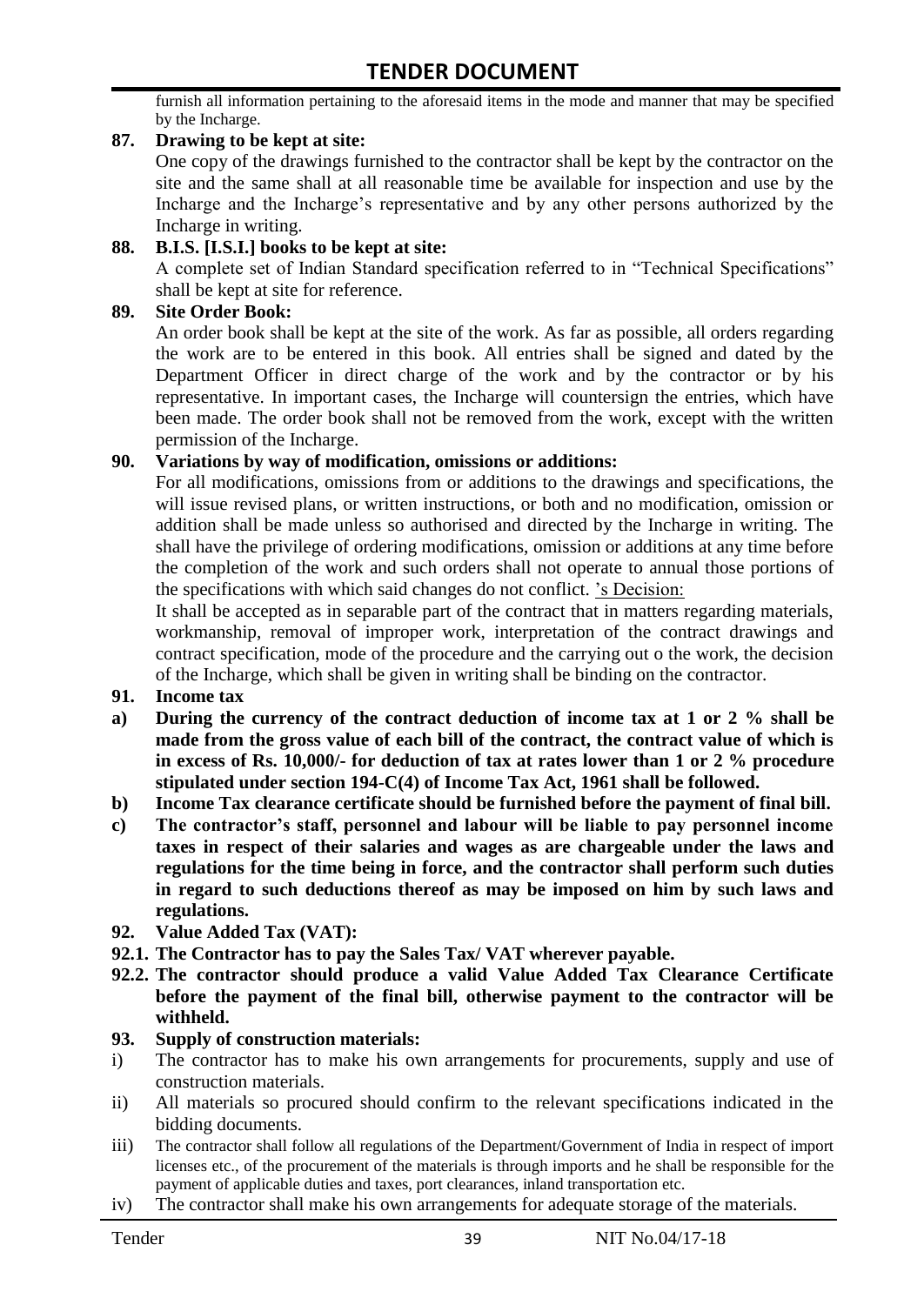furnish all information pertaining to the aforesaid items in the mode and manner that may be specified by the Incharge.

**87. Drawing to be kept at site:**

One copy of the drawings furnished to the contractor shall be kept by the contractor on the site and the same shall at all reasonable time be available for inspection and use by the Incharge and the Incharge's representative and by any other persons authorized by the Incharge in writing.

**88. B.I.S. [I.S.I.] books to be kept at site:**

A complete set of Indian Standard specification referred to in "Technical Specifications" shall be kept at site for reference.

**89. Site Order Book:**

An order book shall be kept at the site of the work. As far as possible, all orders regarding the work are to be entered in this book. All entries shall be signed and dated by the Department Officer in direct charge of the work and by the contractor or by his representative. In important cases, the Incharge will countersign the entries, which have been made. The order book shall not be removed from the work, except with the written permission of the Incharge.

**90. Variations by way of modification, omissions or additions:**

For all modifications, omissions from or additions to the drawings and specifications, the will issue revised plans, or written instructions, or both and no modification, omission or addition shall be made unless so authorised and directed by the Incharge in writing. The shall have the privilege of ordering modifications, omission or additions at any time before the completion of the work and such orders shall not operate to annual those portions of the specifications with which said changes do not conflict. 's Decision:

It shall be accepted as in separable part of the contract that in matters regarding materials, workmanship, removal of improper work, interpretation of the contract drawings and contract specification, mode of the procedure and the carrying out o the work, the decision of the Incharge, which shall be given in writing shall be binding on the contractor.

**91. Income tax**

**a) During the currency of the contract deduction of income tax at 1 or 2 % shall be made from the gross value of each bill of the contract, the contract value of which is in excess of Rs. 10,000/- for deduction of tax at rates lower than 1 or 2 % procedure stipulated under section 194-C(4) of Income Tax Act, 1961 shall be followed.**

**b) Income Tax clearance certificate should be furnished before the payment of final bill.**

**c) The contractor's staff, personnel and labour will be liable to pay personnel income taxes in respect of their salaries and wages as are chargeable under the laws and regulations for the time being in force, and the contractor shall perform such duties in regard to such deductions thereof as may be imposed on him by such laws and regulations.**

**92. Value Added Tax (VAT):**

**92.1. The Contractor has to pay the Sales Tax/ VAT wherever payable.**

**92.2. The contractor should produce a valid Value Added Tax Clearance Certificate before the payment of the final bill, otherwise payment to the contractor will be withheld.**

**93. Supply of construction materials:**

i) The contractor has to make his own arrangements for procurements, supply and use of construction materials.

ii) All materials so procured should confirm to the relevant specifications indicated in the bidding documents.

iii) The contractor shall follow all regulations of the Department/Government of India in respect of import licenses etc., of the procurement of the materials is through imports and he shall be responsible for the payment of applicable duties and taxes, port clearances, inland transportation etc.

iv) The contractor shall make his own arrangements for adequate storage of the materials.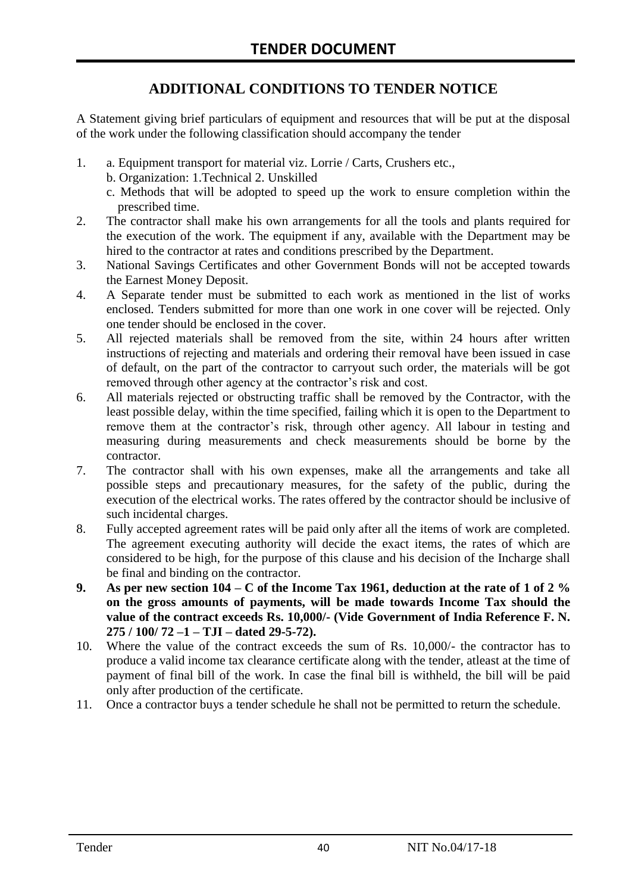# TENDER DOCUMENT

## ADDITIONAL CONDITIONS TO TENDER NOTICE

A Statement giving brief particulars of equipment and resources that will be put at the disposal of the work under the following classification should accompany the tender

1. a. Equipment transport for material viz. Lorrie / Carts, Crushers etc.,
   b. Organization: 1.Technical 2. Unskilled
   c. Methods that will be adopted to speed up the work to ensure completion within the prescribed time.
2. The contractor shall make his own arrangements for all the tools and plants required for the execution of the work. The equipment if any, available with the Department may be hired to the contractor at rates and conditions prescribed by the Department.
3. National Savings Certificates and other Government Bonds will not be accepted towards the Earnest Money Deposit.
4. A Separate tender must be submitted to each work as mentioned in the list of works enclosed. Tenders submitted for more than one work in one cover will be rejected. Only one tender should be enclosed in the cover.
5. All rejected materials shall be removed from the site, within 24 hours after written instructions of rejecting and materials and ordering their removal have been issued in case of default, on the part of the contractor to carryout such order, the materials will be got removed through other agency at the contractor's risk and cost.
6. All materials rejected or obstructing traffic shall be removed by the Contractor, with the least possible delay, within the time specified, failing which it is open to the Department to remove them at the contractor's risk, through other agency. All labour in testing and measuring during measurements and check measurements should be borne by the contractor.
7. The contractor shall with his own expenses, make all the arrangements and take all possible steps and precautionary measures, for the safety of the public, during the execution of the electrical works. The rates offered by the contractor should be inclusive of such incidental charges.
8. Fully accepted agreement rates will be paid only after all the items of work are completed. The agreement executing authority will decide the exact items, the rates of which are considered to be high, for the purpose of this clause and his decision of the Incharge shall be final and binding on the contractor.
9. **As per new section 104 – C of the Income Tax 1961, deduction at the rate of 1 of 2 % on the gross amounts of payments, will be made towards Income Tax should the value of the contract exceeds Rs. 10,000/- (Vide Government of India Reference F. N. 275 / 100/ 72 –1 – TJI – dated 29-5-72).**
10. Where the value of the contract exceeds the sum of Rs. 10,000/- the contractor has to produce a valid income tax clearance certificate along with the tender, atleast at the time of payment of final bill of the work. In case the final bill is withheld, the bill will be paid only after production of the certificate.
11. Once a contractor buys a tender schedule he shall not be permitted to return the schedule.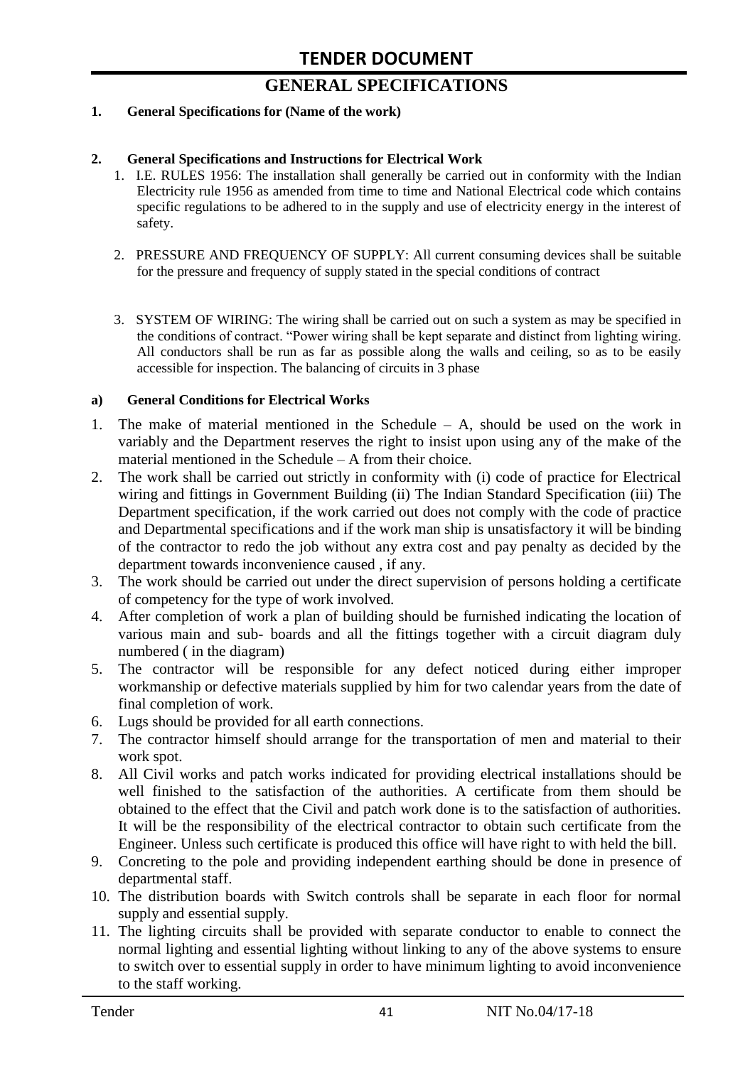# TENDER DOCUMENT

## GENERAL SPECIFICATIONS

**1. General Specifications for (Name of the work)**

**2. General Specifications and Instructions for Electrical Work**

1. I.E. RULES 1956: The installation shall generally be carried out in conformity with the Indian Electricity rule 1956 as amended from time to time and National Electrical code which contains specific regulations to be adhered to in the supply and use of electricity energy in the interest of safety.

2. PRESSURE AND FREQUENCY OF SUPPLY: All current consuming devices shall be suitable for the pressure and frequency of supply stated in the special conditions of contract

3. SYSTEM OF WIRING: The wiring shall be carried out on such a system as may be specified in the conditions of contract. "Power wiring shall be kept separate and distinct from lighting wiring. All conductors shall be run as far as possible along the walls and ceiling, so as to be easily accessible for inspection. The balancing of circuits in 3 phase

**a) General Conditions for Electrical Works**

1. The make of material mentioned in the Schedule – A, should be used on the work in variably and the Department reserves the right to insist upon using any of the make of the material mentioned in the Schedule – A from their choice.
2. The work shall be carried out strictly in conformity with (i) code of practice for Electrical wiring and fittings in Government Building (ii) The Indian Standard Specification (iii) The Department specification, if the work carried out does not comply with the code of practice and Departmental specifications and if the work man ship is unsatisfactory it will be binding of the contractor to redo the job without any extra cost and pay penalty as decided by the department towards inconvenience caused , if any.
3. The work should be carried out under the direct supervision of persons holding a certificate of competency for the type of work involved.
4. After completion of work a plan of building should be furnished indicating the location of various main and sub- boards and all the fittings together with a circuit diagram duly numbered ( in the diagram)
5. The contractor will be responsible for any defect noticed during either improper workmanship or defective materials supplied by him for two calendar years from the date of final completion of work.
6. Lugs should be provided for all earth connections.
7. The contractor himself should arrange for the transportation of men and material to their work spot.
8. All Civil works and patch works indicated for providing electrical installations should be well finished to the satisfaction of the authorities. A certificate from them should be obtained to the effect that the Civil and patch work done is to the satisfaction of authorities. It will be the responsibility of the electrical contractor to obtain such certificate from the Engineer. Unless such certificate is produced this office will have right to with held the bill.
9. Concreting to the pole and providing independent earthing should be done in presence of departmental staff.
10. The distribution boards with Switch controls shall be separate in each floor for normal supply and essential supply.
11. The lighting circuits shall be provided with separate conductor to enable to connect the normal lighting and essential lighting without linking to any of the above systems to ensure to switch over to essential supply in order to have minimum lighting to avoid inconvenience to the staff working.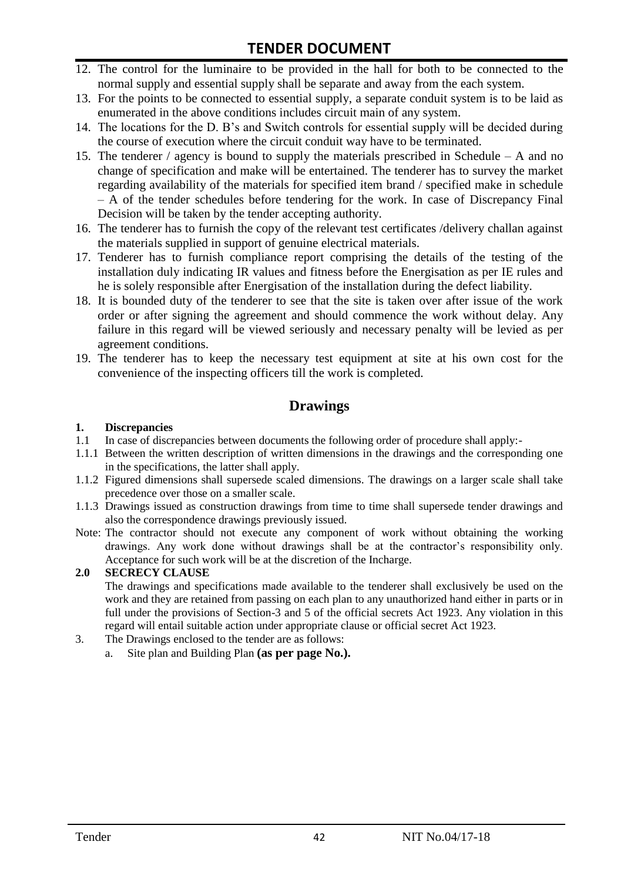12. The control for the luminaire to be provided in the hall for both to be connected to the normal supply and essential supply shall be separate and away from the each system.
13. For the points to be connected to essential supply, a separate conduit system is to be laid as enumerated in the above conditions includes circuit main of any system.
14. The locations for the D. B's and Switch controls for essential supply will be decided during the course of execution where the circuit conduit way have to be terminated.
15. The tenderer / agency is bound to supply the materials prescribed in Schedule – A and no change of specification and make will be entertained. The tenderer has to survey the market regarding availability of the materials for specified item brand / specified make in schedule – A of the tender schedules before tendering for the work. In case of Discrepancy Final Decision will be taken by the tender accepting authority.
16. The tenderer has to furnish the copy of the relevant test certificates /delivery challan against the materials supplied in support of genuine electrical materials.
17. Tenderer has to furnish compliance report comprising the details of the testing of the installation duly indicating IR values and fitness before the Energisation as per IE rules and he is solely responsible after Energisation of the installation during the defect liability.
18. It is bounded duty of the tenderer to see that the site is taken over after issue of the work order or after signing the agreement and should commence the work without delay. Any failure in this regard will be viewed seriously and necessary penalty will be levied as per agreement conditions.
19. The tenderer has to keep the necessary test equipment at site at his own cost for the convenience of the inspecting officers till the work is completed.

## Drawings

**1. Discrepancies**

1.1 In case of discrepancies between documents the following order of procedure shall apply:-

1.1.1 Between the written description of written dimensions in the drawings and the corresponding one in the specifications, the latter shall apply.

1.1.2 Figured dimensions shall supersede scaled dimensions. The drawings on a larger scale shall take precedence over those on a smaller scale.

1.1.3 Drawings issued as construction drawings from time to time shall supersede tender drawings and also the correspondence drawings previously issued.

Note: The contractor should not execute any component of work without obtaining the working drawings. Any work done without drawings shall be at the contractor's responsibility only. Acceptance for such work will be at the discretion of the Incharge.

**2.0 SECRECY CLAUSE**

The drawings and specifications made available to the tenderer shall exclusively be used on the work and they are retained from passing on each plan to any unauthorized hand either in parts or in full under the provisions of Section-3 and 5 of the official secrets Act 1923. Any violation in this regard will entail suitable action under appropriate clause or official secret Act 1923.

3. The Drawings enclosed to the tender are as follows:
   a. Site plan and Building Plan **(as per page No.).**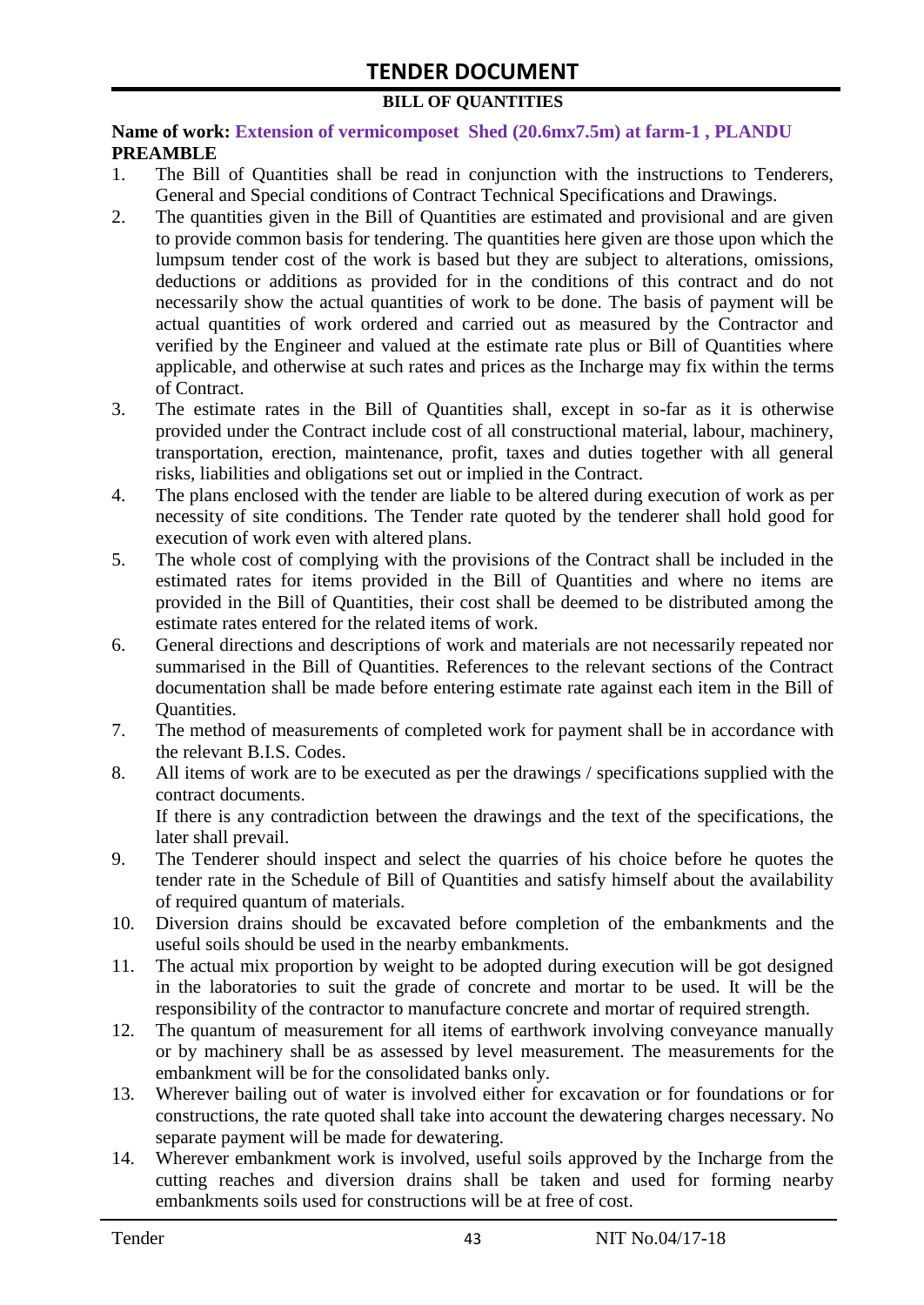# TENDER DOCUMENT

## BILL OF QUANTITIES

**Name of work: Extension of vermicomposet Shed (20.6mx7.5m) at farm-1 , PLANDU**

**PREAMBLE**

1. The Bill of Quantities shall be read in conjunction with the instructions to Tenderers, General and Special conditions of Contract Technical Specifications and Drawings.
2. The quantities given in the Bill of Quantities are estimated and provisional and are given to provide common basis for tendering. The quantities here given are those upon which the lumpsum tender cost of the work is based but they are subject to alterations, omissions, deductions or additions as provided for in the conditions of this contract and do not necessarily show the actual quantities of work to be done. The basis of payment will be actual quantities of work ordered and carried out as measured by the Contractor and verified by the Engineer and valued at the estimate rate plus or Bill of Quantities where applicable, and otherwise at such rates and prices as the Incharge may fix within the terms of Contract.
3. The estimate rates in the Bill of Quantities shall, except in so-far as it is otherwise provided under the Contract include cost of all constructional material, labour, machinery, transportation, erection, maintenance, profit, taxes and duties together with all general risks, liabilities and obligations set out or implied in the Contract.
4. The plans enclosed with the tender are liable to be altered during execution of work as per necessity of site conditions. The Tender rate quoted by the tenderer shall hold good for execution of work even with altered plans.
5. The whole cost of complying with the provisions of the Contract shall be included in the estimated rates for items provided in the Bill of Quantities and where no items are provided in the Bill of Quantities, their cost shall be deemed to be distributed among the estimate rates entered for the related items of work.
6. General directions and descriptions of work and materials are not necessarily repeated nor summarised in the Bill of Quantities. References to the relevant sections of the Contract documentation shall be made before entering estimate rate against each item in the Bill of Quantities.
7. The method of measurements of completed work for payment shall be in accordance with the relevant B.I.S. Codes.
8. All items of work are to be executed as per the drawings / specifications supplied with the contract documents.

   If there is any contradiction between the drawings and the text of the specifications, the later shall prevail.
9. The Tenderer should inspect and select the quarries of his choice before he quotes the tender rate in the Schedule of Bill of Quantities and satisfy himself about the availability of required quantum of materials.
10. Diversion drains should be excavated before completion of the embankments and the useful soils should be used in the nearby embankments.
11. The actual mix proportion by weight to be adopted during execution will be got designed in the laboratories to suit the grade of concrete and mortar to be used. It will be the responsibility of the contractor to manufacture concrete and mortar of required strength.
12. The quantum of measurement for all items of earthwork involving conveyance manually or by machinery shall be as assessed by level measurement. The measurements for the embankment will be for the consolidated banks only.
13. Wherever bailing out of water is involved either for excavation or for foundations or for constructions, the rate quoted shall take into account the dewatering charges necessary. No separate payment will be made for dewatering.
14. Wherever embankment work is involved, useful soils approved by the Incharge from the cutting reaches and diversion drains shall be taken and used for forming nearby embankments soils used for constructions will be at free of cost.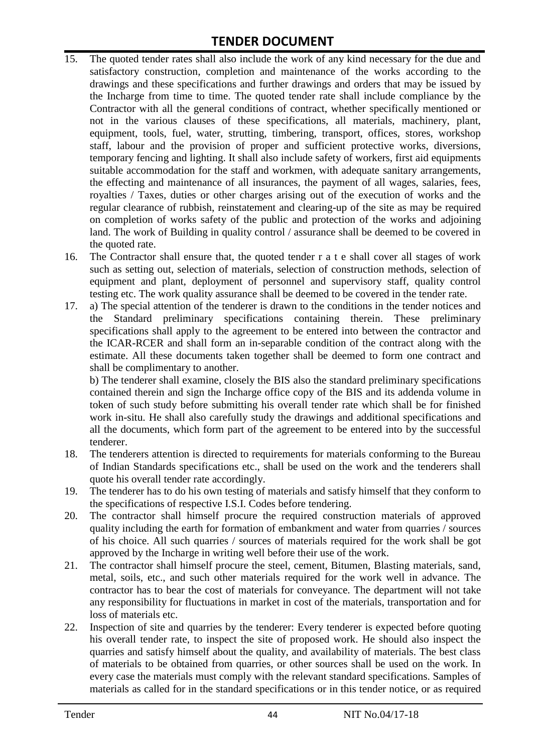15. The quoted tender rates shall also include the work of any kind necessary for the due and satisfactory construction, completion and maintenance of the works according to the drawings and these specifications and further drawings and orders that may be issued by the Incharge from time to time. The quoted tender rate shall include compliance by the Contractor with all the general conditions of contract, whether specifically mentioned or not in the various clauses of these specifications, all materials, machinery, plant, equipment, tools, fuel, water, strutting, timbering, transport, offices, stores, workshop staff, labour and the provision of proper and sufficient protective works, diversions, temporary fencing and lighting. It shall also include safety of workers, first aid equipments suitable accommodation for the staff and workmen, with adequate sanitary arrangements, the effecting and maintenance of all insurances, the payment of all wages, salaries, fees, royalties / Taxes, duties or other charges arising out of the execution of works and the regular clearance of rubbish, reinstatement and clearing-up of the site as may be required on completion of works safety of the public and protection of the works and adjoining land. The work of Building in quality control / assurance shall be deemed to be covered in the quoted rate.
16. The Contractor shall ensure that, the quoted tender r a t e shall cover all stages of work such as setting out, selection of materials, selection of construction methods, selection of equipment and plant, deployment of personnel and supervisory staff, quality control testing etc. The work quality assurance shall be deemed to be covered in the tender rate.
17. a) The special attention of the tenderer is drawn to the conditions in the tender notices and the Standard preliminary specifications containing therein. These preliminary specifications shall apply to the agreement to be entered into between the contractor and the ICAR-RCER and shall form an in-separable condition of the contract along with the estimate. All these documents taken together shall be deemed to form one contract and shall be complimentary to another.

    b) The tenderer shall examine, closely the BIS also the standard preliminary specifications contained therein and sign the Incharge office copy of the BIS and its addenda volume in token of such study before submitting his overall tender rate which shall be for finished work in-situ. He shall also carefully study the drawings and additional specifications and all the documents, which form part of the agreement to be entered into by the successful tenderer.
18. The tenderers attention is directed to requirements for materials conforming to the Bureau of Indian Standards specifications etc., shall be used on the work and the tenderers shall quote his overall tender rate accordingly.
19. The tenderer has to do his own testing of materials and satisfy himself that they conform to the specifications of respective I.S.I. Codes before tendering.
20. The contractor shall himself procure the required construction materials of approved quality including the earth for formation of embankment and water from quarries / sources of his choice. All such quarries / sources of materials required for the work shall be got approved by the Incharge in writing well before their use of the work.
21. The contractor shall himself procure the steel, cement, Bitumen, Blasting materials, sand, metal, soils, etc., and such other materials required for the work well in advance. The contractor has to bear the cost of materials for conveyance. The department will not take any responsibility for fluctuations in market in cost of the materials, transportation and for loss of materials etc.
22. Inspection of site and quarries by the tenderer: Every tenderer is expected before quoting his overall tender rate, to inspect the site of proposed work. He should also inspect the quarries and satisfy himself about the quality, and availability of materials. The best class of materials to be obtained from quarries, or other sources shall be used on the work. In every case the materials must comply with the relevant standard specifications. Samples of materials as called for in the standard specifications or in this tender notice, or as required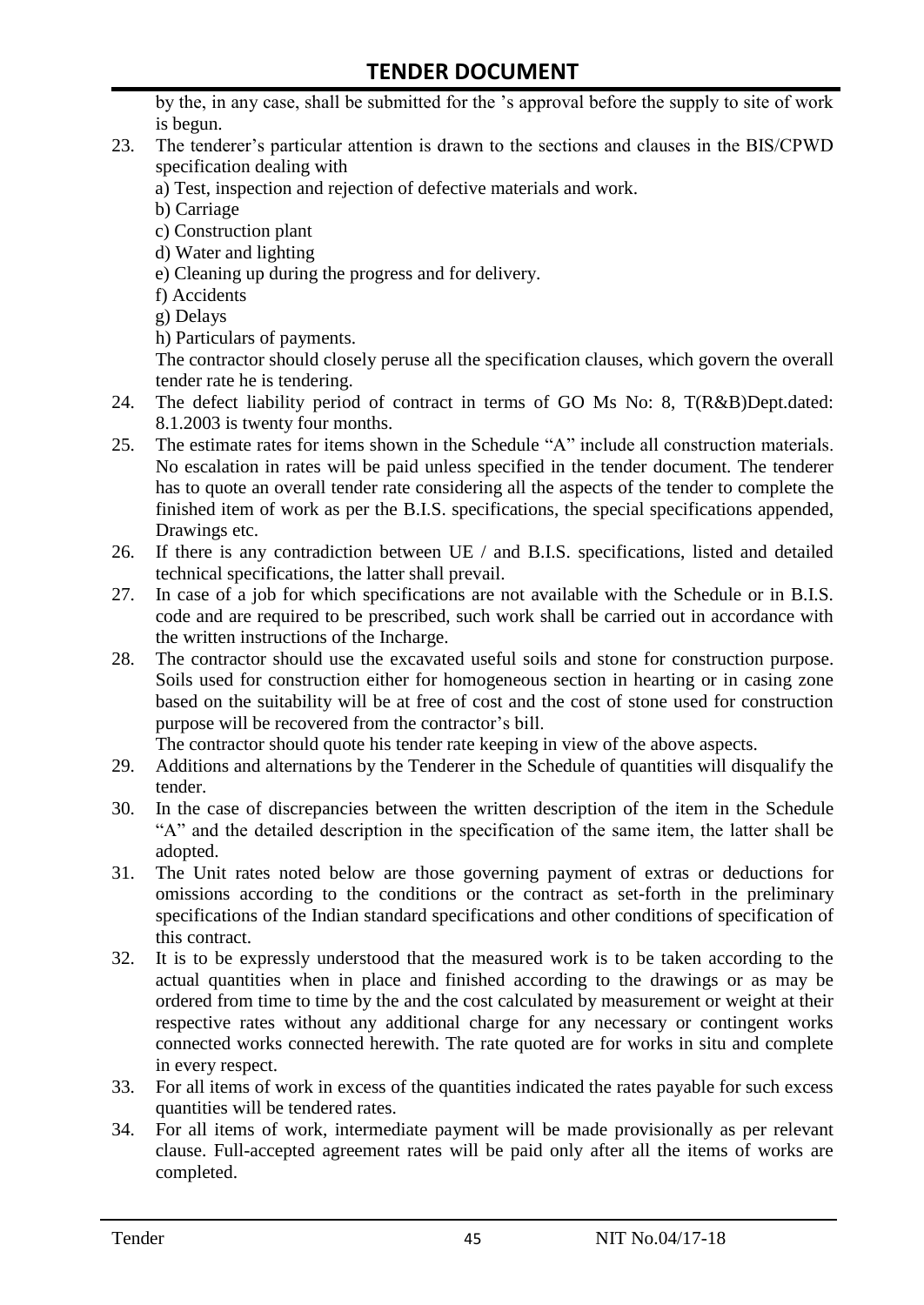by the, in any case, shall be submitted for the 's approval before the supply to site of work is begun.

23. The tenderer's particular attention is drawn to the sections and clauses in the BIS/CPWD specification dealing with
    a) Test, inspection and rejection of defective materials and work.
    b) Carriage
    c) Construction plant
    d) Water and lighting
    e) Cleaning up during the progress and for delivery.
    f) Accidents
    g) Delays
    h) Particulars of payments.

    The contractor should closely peruse all the specification clauses, which govern the overall tender rate he is tendering.
24. The defect liability period of contract in terms of GO Ms No: 8, T(R&B)Dept.dated: 8.1.2003 is twenty four months.
25. The estimate rates for items shown in the Schedule "A" include all construction materials. No escalation in rates will be paid unless specified in the tender document. The tenderer has to quote an overall tender rate considering all the aspects of the tender to complete the finished item of work as per the B.I.S. specifications, the special specifications appended, Drawings etc.
26. If there is any contradiction between UE / and B.I.S. specifications, listed and detailed technical specifications, the latter shall prevail.
27. In case of a job for which specifications are not available with the Schedule or in B.I.S. code and are required to be prescribed, such work shall be carried out in accordance with the written instructions of the Incharge.
28. The contractor should use the excavated useful soils and stone for construction purpose. Soils used for construction either for homogeneous section in hearting or in casing zone based on the suitability will be at free of cost and the cost of stone used for construction purpose will be recovered from the contractor's bill.

    The contractor should quote his tender rate keeping in view of the above aspects.
29. Additions and alternations by the Tenderer in the Schedule of quantities will disqualify the tender.
30. In the case of discrepancies between the written description of the item in the Schedule "A" and the detailed description in the specification of the same item, the latter shall be adopted.
31. The Unit rates noted below are those governing payment of extras or deductions for omissions according to the conditions or the contract as set-forth in the preliminary specifications of the Indian standard specifications and other conditions of specification of this contract.
32. It is to be expressly understood that the measured work is to be taken according to the actual quantities when in place and finished according to the drawings or as may be ordered from time to time by the and the cost calculated by measurement or weight at their respective rates without any additional charge for any necessary or contingent works connected works connected herewith. The rate quoted are for works in situ and complete in every respect.
33. For all items of work in excess of the quantities indicated the rates payable for such excess quantities will be tendered rates.
34. For all items of work, intermediate payment will be made provisionally as per relevant clause. Full-accepted agreement rates will be paid only after all the items of works are completed.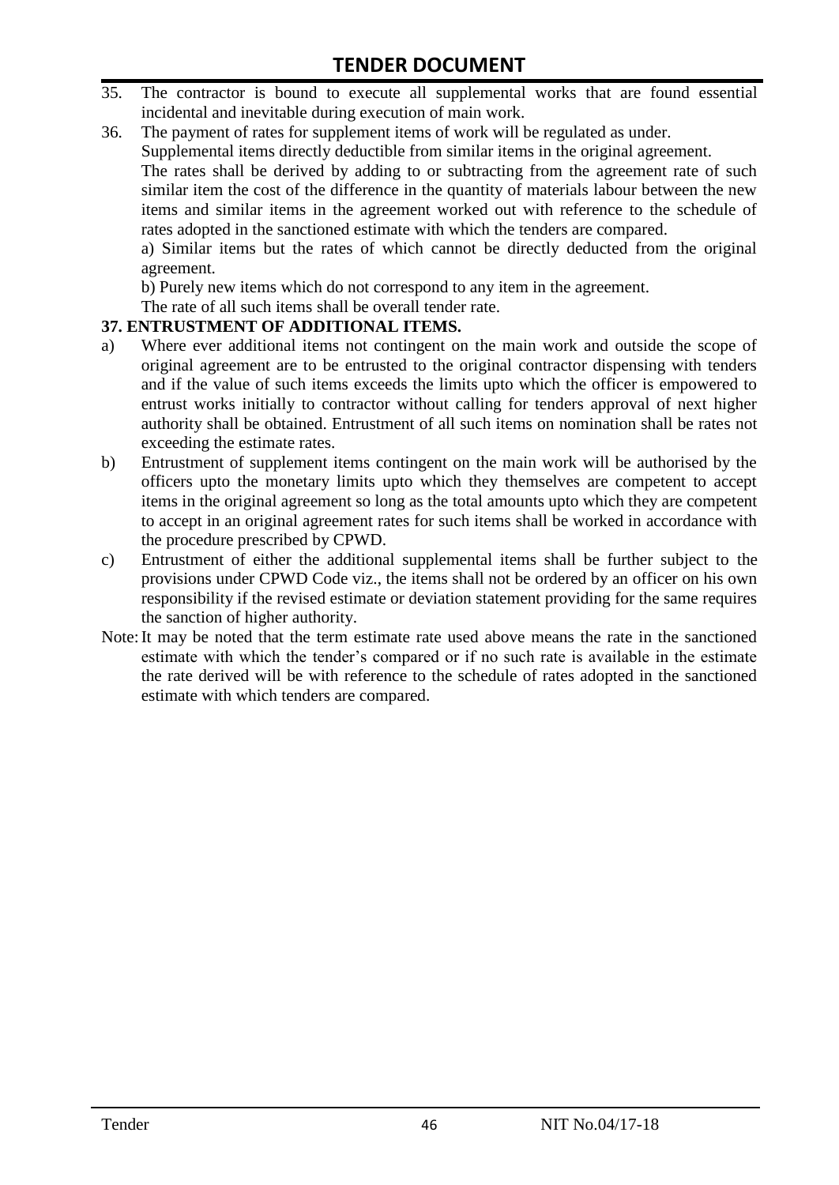35. The contractor is bound to execute all supplemental works that are found essential incidental and inevitable during execution of main work.
36. The payment of rates for supplement items of work will be regulated as under.
    Supplemental items directly deductible from similar items in the original agreement.
    The rates shall be derived by adding to or subtracting from the agreement rate of such similar item the cost of the difference in the quantity of materials labour between the new items and similar items in the agreement worked out with reference to the schedule of rates adopted in the sanctioned estimate with which the tenders are compared.
    a) Similar items but the rates of which cannot be directly deducted from the original agreement.
    b) Purely new items which do not correspond to any item in the agreement.
    The rate of all such items shall be overall tender rate.

**37. ENTRUSTMENT OF ADDITIONAL ITEMS.**

a) Where ever additional items not contingent on the main work and outside the scope of original agreement are to be entrusted to the original contractor dispensing with tenders and if the value of such items exceeds the limits upto which the officer is empowered to entrust works initially to contractor without calling for tenders approval of next higher authority shall be obtained. Entrustment of all such items on nomination shall be rates not exceeding the estimate rates.

b) Entrustment of supplement items contingent on the main work will be authorised by the officers upto the monetary limits upto which they themselves are competent to accept items in the original agreement so long as the total amounts upto which they are competent to accept in an original agreement rates for such items shall be worked in accordance with the procedure prescribed by CPWD.

c) Entrustment of either the additional supplemental items shall be further subject to the provisions under CPWD Code viz., the items shall not be ordered by an officer on his own responsibility if the revised estimate or deviation statement providing for the same requires the sanction of higher authority.

Note: It may be noted that the term estimate rate used above means the rate in the sanctioned estimate with which the tender's compared or if no such rate is available in the estimate the rate derived will be with reference to the schedule of rates adopted in the sanctioned estimate with which tenders are compared.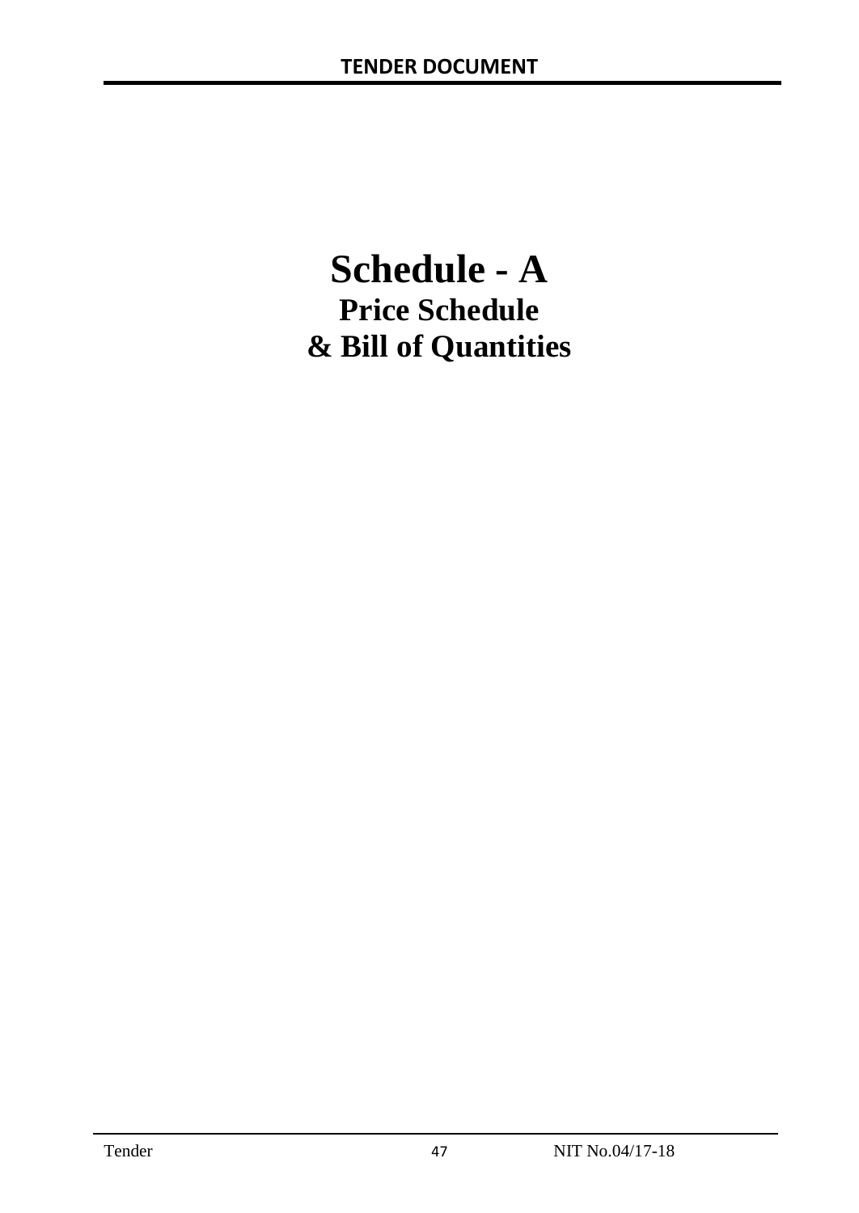# Schedule - A

## Price Schedule

## & Bill of Quantities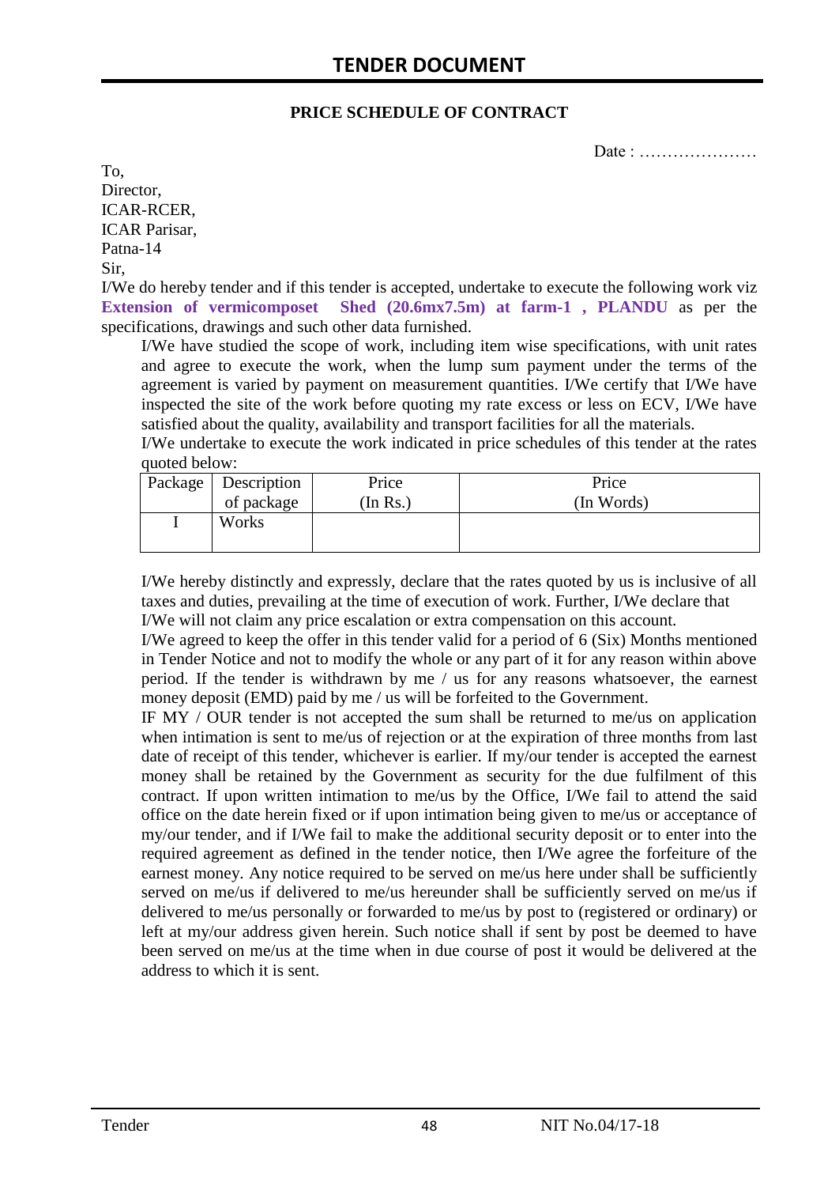# TENDER DOCUMENT

**PRICE SCHEDULE OF CONTRACT**

Date : …………………

To,
Director,
ICAR-RCER,
ICAR Parisar,
Patna-14
Sir,

I/We do hereby tender and if this tender is accepted, undertake to execute the following work viz **Extension of vermicomposet Shed (20.6mx7.5m) at farm-1 , PLANDU** as per the specifications, drawings and such other data furnished.

I/We have studied the scope of work, including item wise specifications, with unit rates and agree to execute the work, when the lump sum payment under the terms of the agreement is varied by payment on measurement quantities. I/We certify that I/We have inspected the site of the work before quoting my rate excess or less on ECV, I/We have satisfied about the quality, availability and transport facilities for all the materials.

I/We undertake to execute the work indicated in price schedules of this tender at the rates quoted below:

| Package | Description of package | Price (In Rs.) | Price (In Words) |
|---|---|---|---|
| I | Works | | |

I/We hereby distinctly and expressly, declare that the rates quoted by us is inclusive of all taxes and duties, prevailing at the time of execution of work. Further, I/We declare that I/We will not claim any price escalation or extra compensation on this account.

I/We agreed to keep the offer in this tender valid for a period of 6 (Six) Months mentioned in Tender Notice and not to modify the whole or any part of it for any reason within above period. If the tender is withdrawn by me / us for any reasons whatsoever, the earnest money deposit (EMD) paid by me / us will be forfeited to the Government.

IF MY / OUR tender is not accepted the sum shall be returned to me/us on application when intimation is sent to me/us of rejection or at the expiration of three months from last date of receipt of this tender, whichever is earlier. If my/our tender is accepted the earnest money shall be retained by the Government as security for the due fulfilment of this contract. If upon written intimation to me/us by the Office, I/We fail to attend the said office on the date herein fixed or if upon intimation being given to me/us or acceptance of my/our tender, and if I/We fail to make the additional security deposit or to enter into the required agreement as defined in the tender notice, then I/We agree the forfeiture of the earnest money. Any notice required to be served on me/us here under shall be sufficiently served on me/us if delivered to me/us hereunder shall be sufficiently served on me/us if delivered to me/us personally or forwarded to me/us by post to (registered or ordinary) or left at my/our address given herein. Such notice shall if sent by post be deemed to have been served on me/us at the time when in due course of post it would be delivered at the address to which it is sent.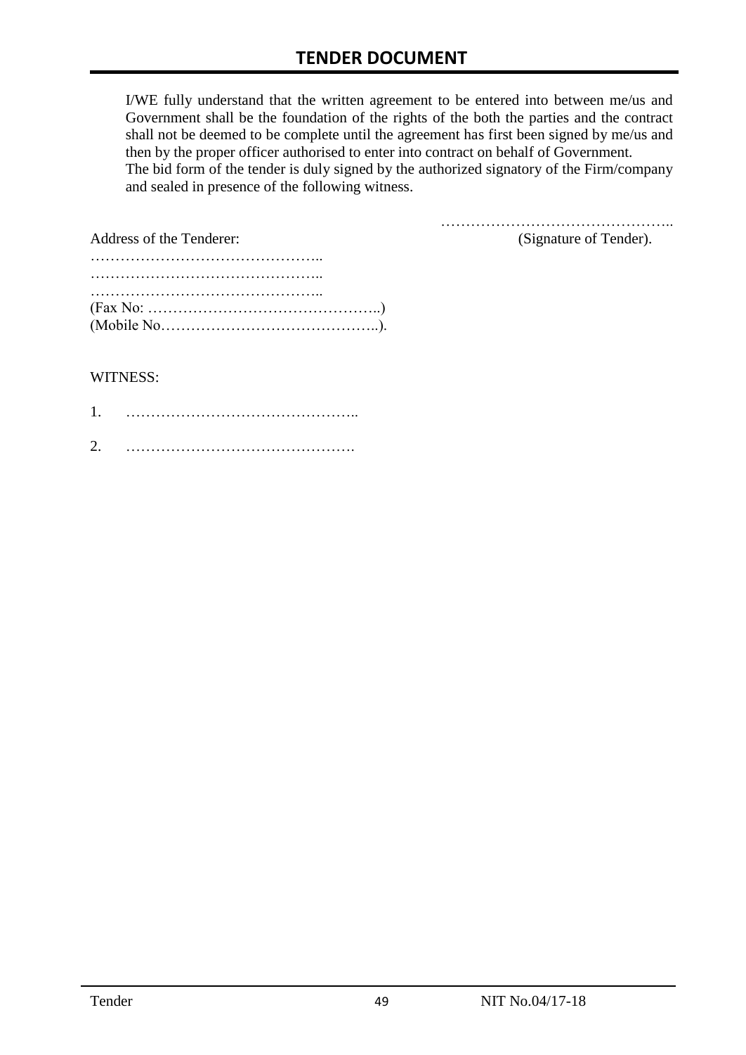I/WE fully understand that the written agreement to be entered into between me/us and Government shall be the foundation of the rights of the both the parties and the contract shall not be deemed to be complete until the agreement has first been signed by me/us and then by the proper officer authorised to enter into contract on behalf of Government.
The bid form of the tender is duly signed by the authorized signatory of the Firm/company and sealed in presence of the following witness.

……………………………………….. 
(Signature of Tender).

Address of the Tenderer:

………………………………………..
………………………………………..
………………………………………..
(Fax No: ………………………………………..)
(Mobile No……………………………………..).

WITNESS:

1. ………………………………………..

2. ……………………………………….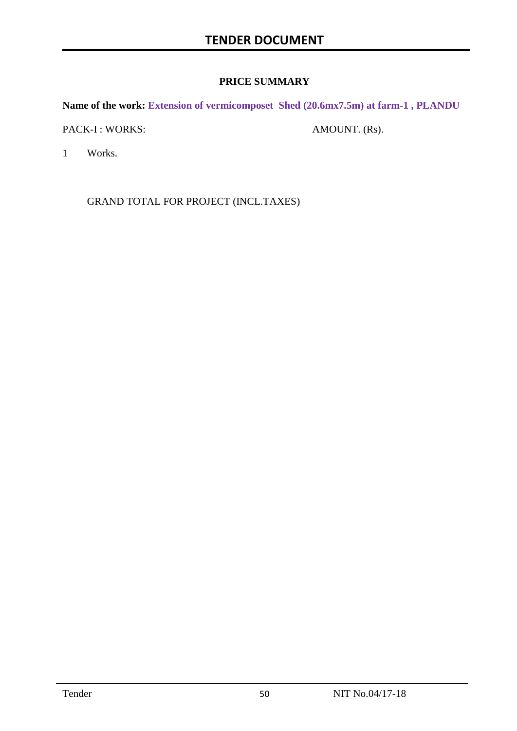## PRICE SUMMARY

**Name of the work: Extension of vermicomposet Shed (20.6mx7.5m) at farm-1 , PLANDU**

| PACK-I : WORKS: | | AMOUNT. (Rs). |
|---|---|---|
| 1 | Works. | |
| | GRAND TOTAL FOR PROJECT (INCL.TAXES) | |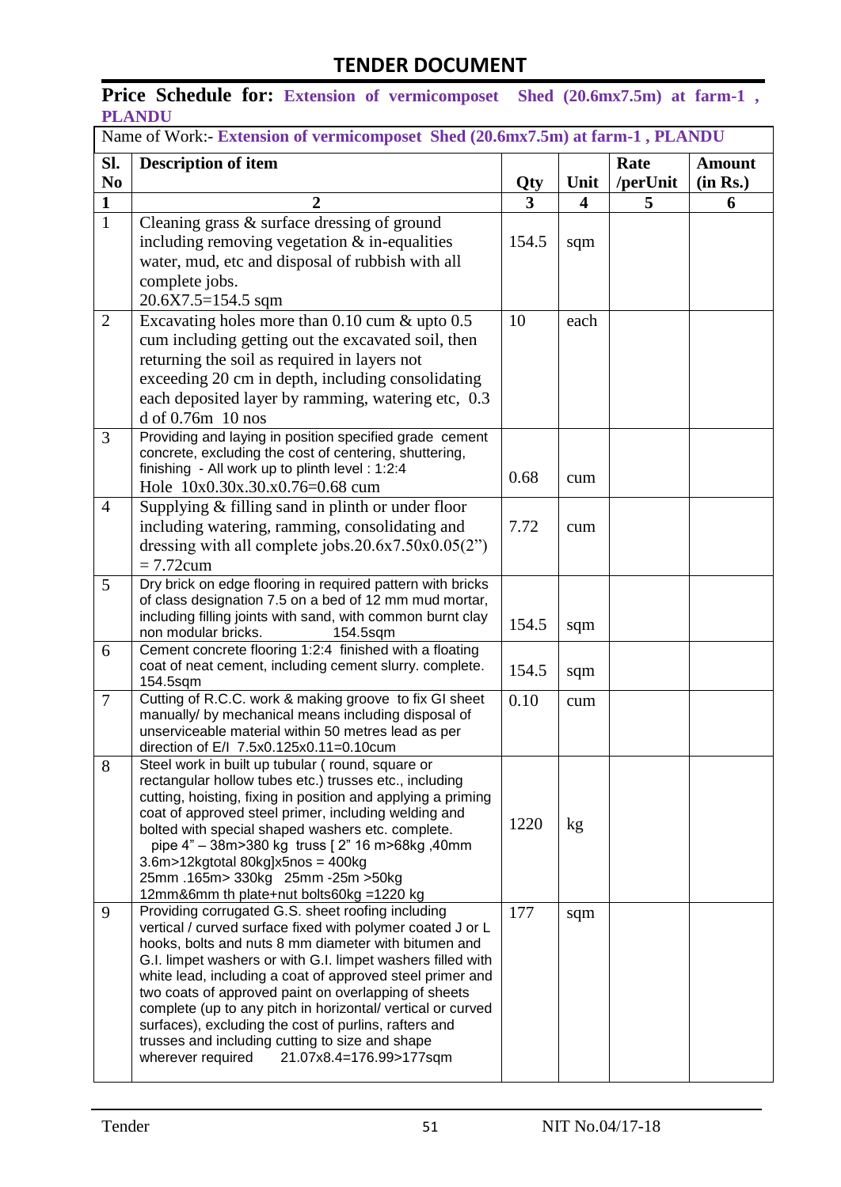# TENDER DOCUMENT

**Price Schedule for: Extension of vermicomposet Shed (20.6mx7.5m) at farm-1 , PLANDU**

| Name of Work:- **Extension of vermicomposet Shed (20.6mx7.5m) at farm-1 , PLANDU** | | | | | |
|---|---|---|---|---|---|
| **Sl. No** | **Description of item** | **Qty** | **Unit** | **Rate /perUnit** | **Amount (in Rs.)** |
| **1** | **2** | **3** | **4** | **5** | **6** |
| 1 | Cleaning grass & surface dressing of ground including removing vegetation & in-equalities water, mud, etc and disposal of rubbish with all complete jobs.<br>20.6X7.5=154.5 sqm | 154.5 | sqm | | |
| 2 | Excavating holes more than 0.10 cum & upto 0.5 cum including getting out the excavated soil, then returning the soil as required in layers not exceeding 20 cm in depth, including consolidating each deposited layer by ramming, watering etc, 0.3 d of 0.76m 10 nos | 10 | each | | |
| 3 | Providing and laying in position specified grade cement concrete, excluding the cost of centering, shuttering, finishing - All work up to plinth level : 1:2:4<br>Hole 10x0.30x.30x0.76=0.68 cum | 0.68 | cum | | |
| 4 | Supplying & filling sand in plinth or under floor including watering, ramming, consolidating and dressing with all complete jobs.20.6x7.50x0.05(2") = 7.72cum | 7.72 | cum | | |
| 5 | Dry brick on edge flooring in required pattern with bricks of class designation 7.5 on a bed of 12 mm mud mortar, including filling joints with sand, with common burnt clay non modular bricks. 154.5sqm | 154.5 | sqm | | |
| 6 | Cement concrete flooring 1:2:4 finished with a floating coat of neat cement, including cement slurry. complete. 154.5sqm | 154.5 | sqm | | |
| 7 | Cutting of R.C.C. work & making groove to fix GI sheet manually/ by mechanical means including disposal of unserviceable material within 50 metres lead as per direction of E/I 7.5x0.125x0.11=0.10cum | 0.10 | cum | | |
| 8 | Steel work in built up tubular ( round, square or rectangular hollow tubes etc.) trusses etc., including cutting, hoisting, fixing in position and applying a priming coat of approved steel primer, including welding and bolted with special shaped washers etc. complete.<br>pipe 4" – 38m>380 kg truss [ 2" 16 m>68kg ,40mm 3.6m>12kgtotal 80kg]x5nos = 400kg<br>25mm .165m> 330kg 25mm -25m >50kg<br>12mm&6mm th plate+nut bolts60kg =1220 kg | 1220 | kg | | |
| 9 | Providing corrugated G.S. sheet roofing including vertical / curved surface fixed with polymer coated J or L hooks, bolts and nuts 8 mm diameter with bitumen and G.I. limpet washers or with G.I. limpet washers filled with white lead, including a coat of approved steel primer and two coats of approved paint on overlapping of sheets complete (up to any pitch in horizontal/ vertical or curved surfaces), excluding the cost of purlins, rafters and trusses and including cutting to size and shape wherever required 21.07x8.4=176.99>177sqm | 177 | sqm | | |

Tender NIT No.04/17-18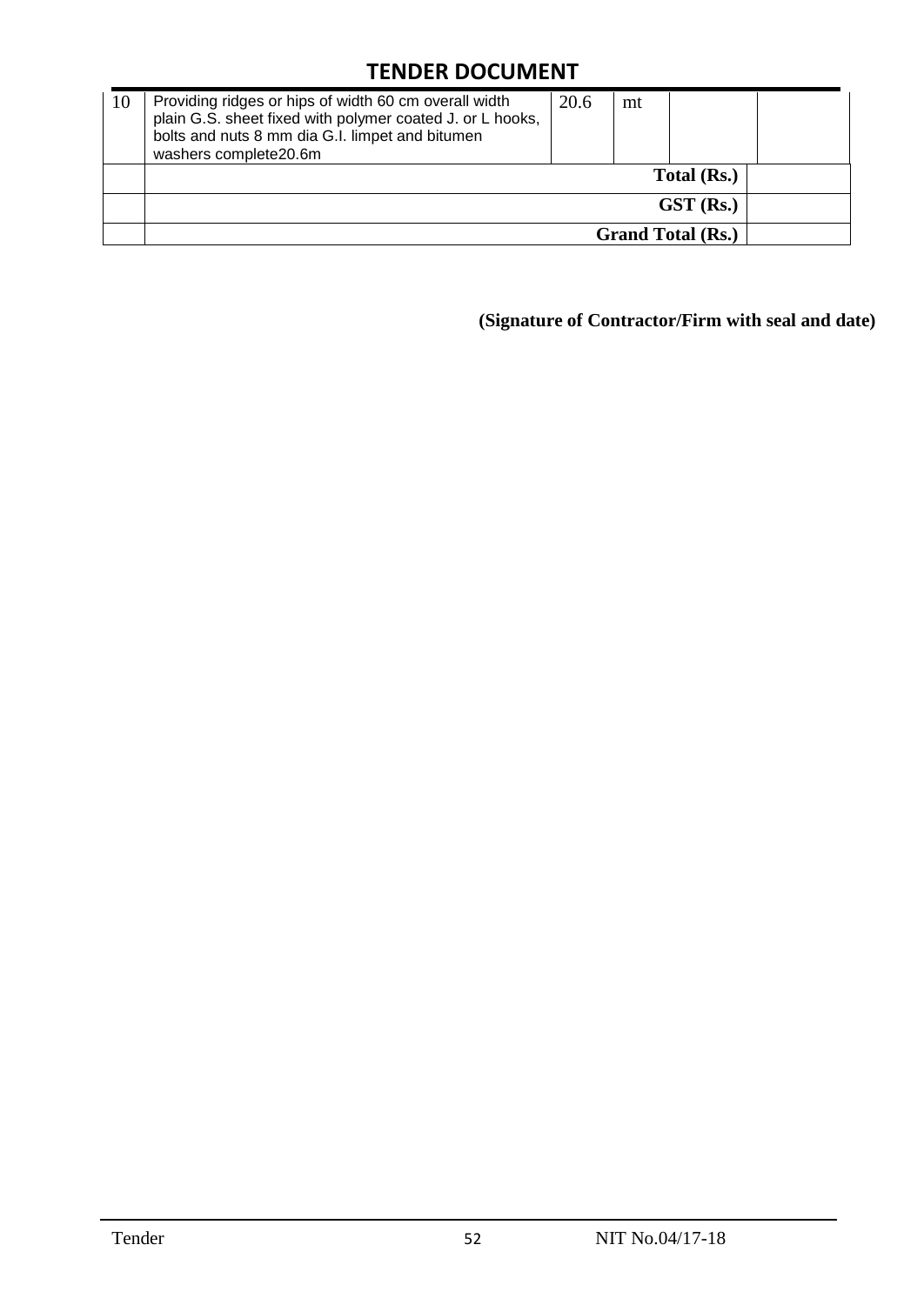| | | | | | |
|---|---|---|---|---|---|
| 10 | Providing ridges or hips of width 60 cm overall width plain G.S. sheet fixed with polymer coated J. or L hooks, bolts and nuts 8 mm dia G.I. limpet and bitumen washers complete20.6m | 20.6 | mt | | |
| | | | | **Total (Rs.)** | |
| | | | | **GST (Rs.)** | |
| | | | | **Grand Total (Rs.)** | |

**(Signature of Contractor/Firm with seal and date)**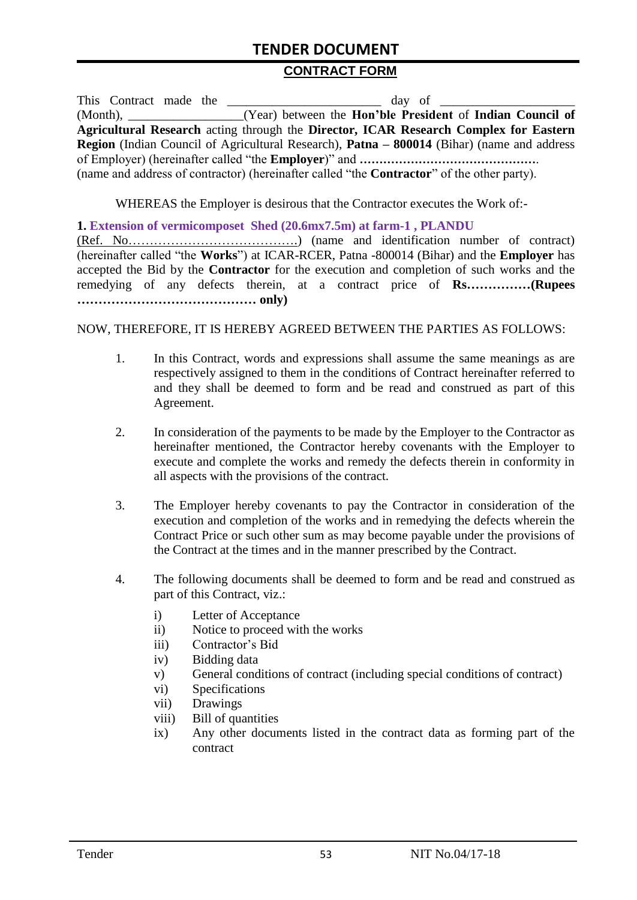# TENDER DOCUMENT

## CONTRACT FORM

This Contract made the ________________________ day of ____________________ (Month), _________________(Year) between the **Hon'ble President** of **Indian Council of Agricultural Research** acting through the **Director, ICAR Research Complex for Eastern Region** (Indian Council of Agricultural Research), **Patna – 800014** (Bihar) (name and address of Employer) (hereinafter called "the **Employer**)" and **………………………………………**. (name and address of contractor) (hereinafter called "the **Contractor**" of the other party).

WHEREAS the Employer is desirous that the Contractor executes the Work of:-

**1. Extension of vermicomposet Shed (20.6mx7.5m) at farm-1 , PLANDU**

(Ref. No…………………………………….) (name and identification number of contract) (hereinafter called "the **Works**") at ICAR-RCER, Patna -800014 (Bihar) and the **Employer** has accepted the Bid by the **Contractor** for the execution and completion of such works and the remedying of any defects therein, at a contract price of **Rs……………(Rupees …………………………………… only)**

NOW, THEREFORE, IT IS HEREBY AGREED BETWEEN THE PARTIES AS FOLLOWS:

1. In this Contract, words and expressions shall assume the same meanings as are respectively assigned to them in the conditions of Contract hereinafter referred to and they shall be deemed to form and be read and construed as part of this Agreement.

2. In consideration of the payments to be made by the Employer to the Contractor as hereinafter mentioned, the Contractor hereby covenants with the Employer to execute and complete the works and remedy the defects therein in conformity in all aspects with the provisions of the contract.

3. The Employer hereby covenants to pay the Contractor in consideration of the execution and completion of the works and in remedying the defects wherein the Contract Price or such other sum as may become payable under the provisions of the Contract at the times and in the manner prescribed by the Contract.

4. The following documents shall be deemed to form and be read and construed as part of this Contract, viz.:

   i) Letter of Acceptance
   ii) Notice to proceed with the works
   iii) Contractor's Bid
   iv) Bidding data
   v) General conditions of contract (including special conditions of contract)
   vi) Specifications
   vii) Drawings
   viii) Bill of quantities
   ix) Any other documents listed in the contract data as forming part of the contract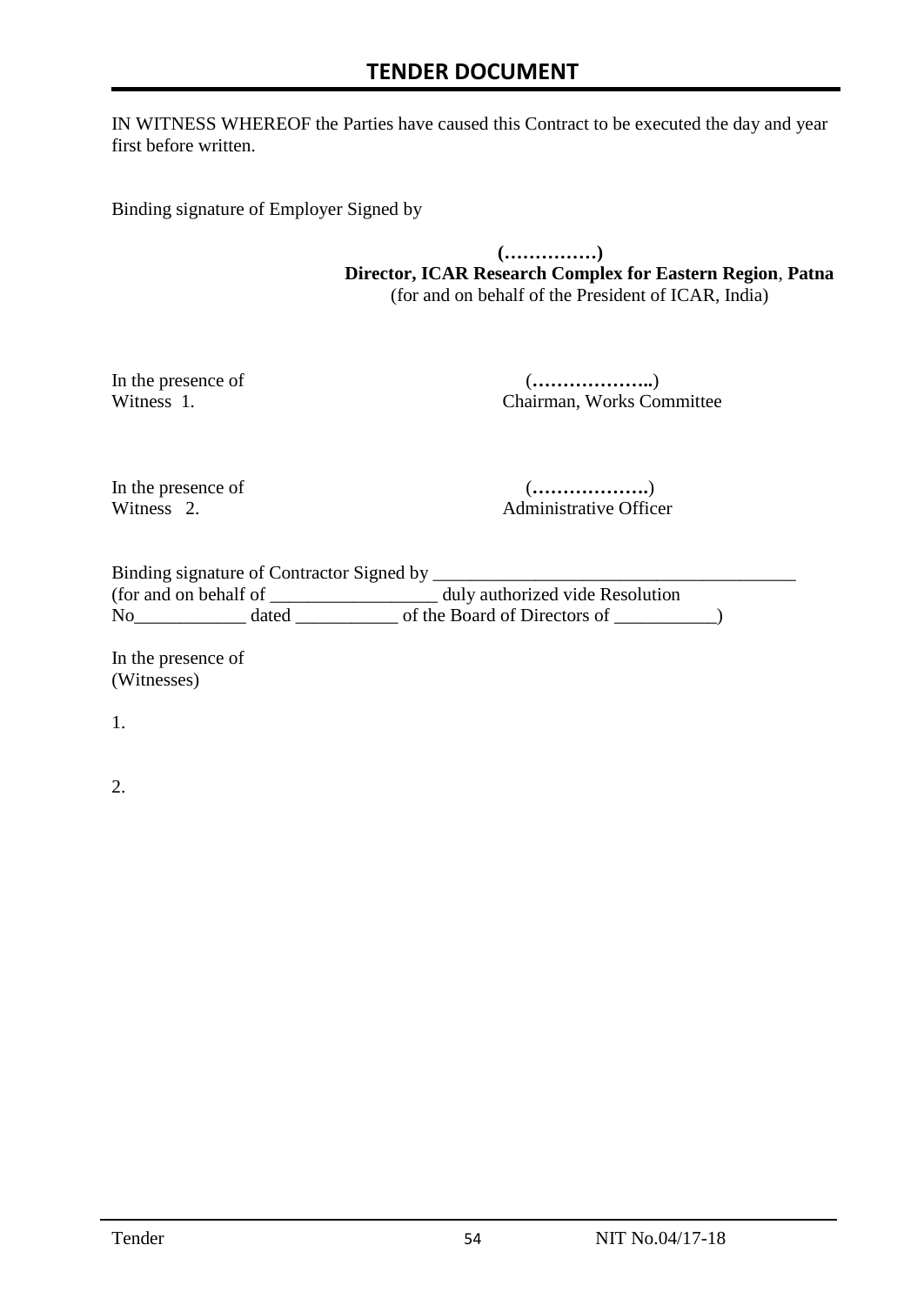IN WITNESS WHEREOF the Parties have caused this Contract to be executed the day and year first before written.

Binding signature of Employer Signed by

**(……………)**
**Director, ICAR Research Complex for Eastern Region**, **Patna**
(for and on behalf of the President of ICAR, India)

In the presence of
Witness 1.

(**………………..**)
Chairman, Works Committee

In the presence of
Witness 2.

(**……………….**)
Administrative Officer

Binding signature of Contractor Signed by _______________________________________
(for and on behalf of _________________ duly authorized vide Resolution
No____________ dated ___________ of the Board of Directors of ___________)

In the presence of
(Witnesses)

1.

2.